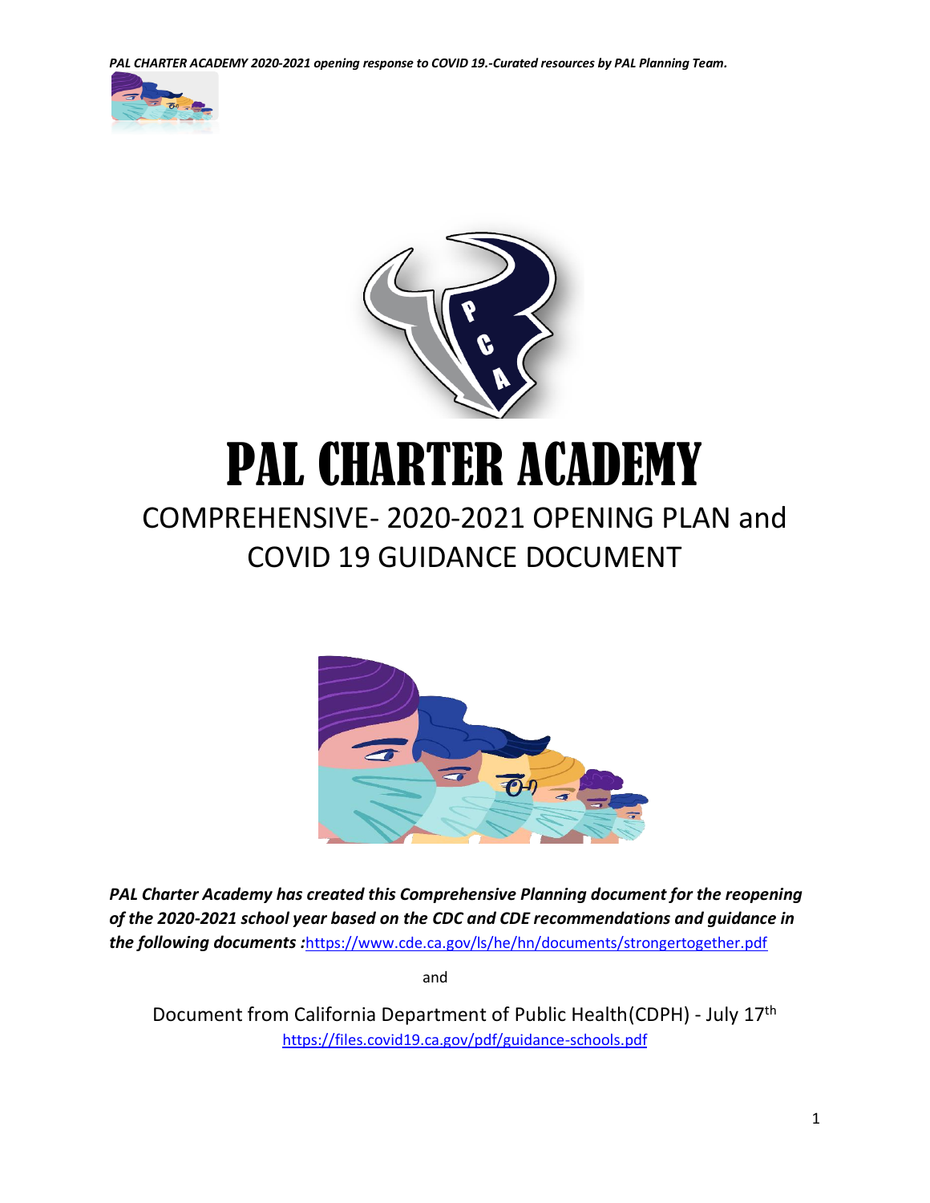# PAL CHARTER ACADEMY

## COMPREHENSIVE- 2020-2021 OPENING PLAN and COVID 19 GUIDANCE DOCUMENT

***PAL Charter Academy has created this Comprehensive Planning document for the reopening of the 2020-2021 school year based on the CDC and CDE recommendations and guidance in the following documents :***https://www.cde.ca.gov/ls/he/hn/documents/strongertogether.pdf

and

Document from California Department of Public Health(CDPH) - July 17th
https://files.covid19.ca.gov/pdf/guidance-schools.pdf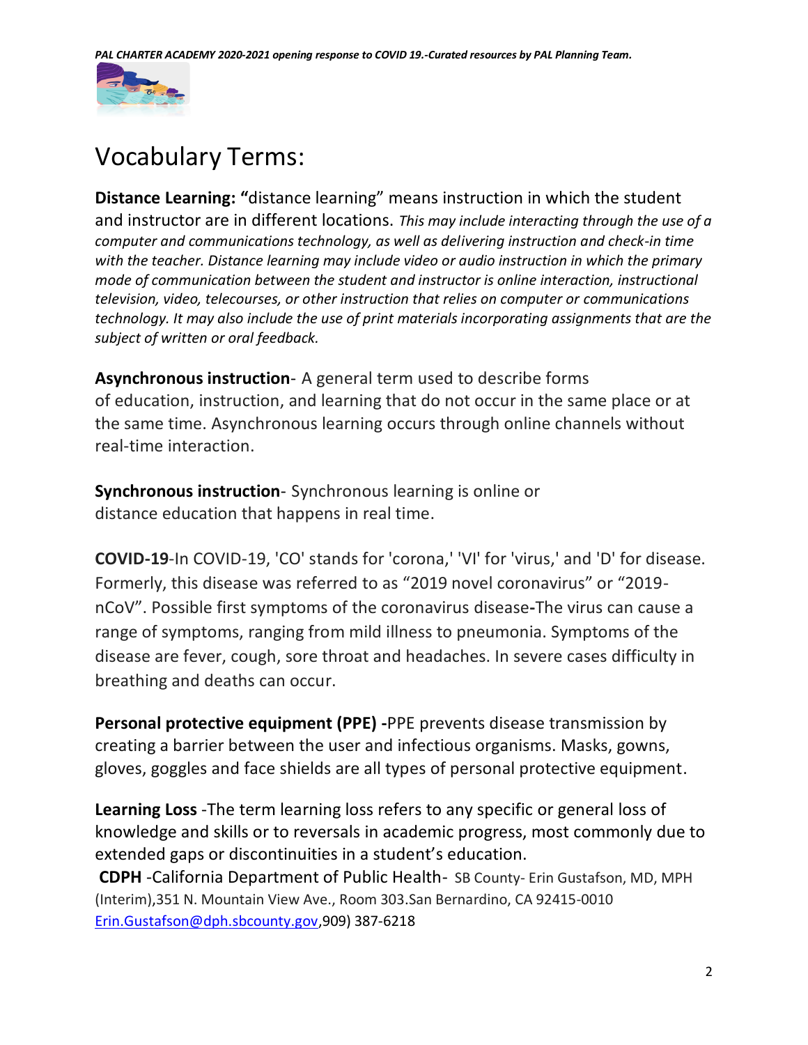# Vocabulary Terms:

**Distance Learning: "**distance learning" means instruction in which the student and instructor are in different locations. *This may include interacting through the use of a computer and communications technology, as well as delivering instruction and check-in time with the teacher. Distance learning may include video or audio instruction in which the primary mode of communication between the student and instructor is online interaction, instructional television, video, telecourses, or other instruction that relies on computer or communications technology. It may also include the use of print materials incorporating assignments that are the subject of written or oral feedback.*

**Asynchronous instruction**- A general term used to describe forms of education, instruction, and learning that do not occur in the same place or at the same time. Asynchronous learning occurs through online channels without real-time interaction.

**Synchronous instruction**- Synchronous learning is online or distance education that happens in real time.

**COVID-19**-In COVID-19, 'CO' stands for 'corona,' 'VI' for 'virus,' and 'D' for disease. Formerly, this disease was referred to as "2019 novel coronavirus" or "2019-nCoV". Possible first symptoms of the coronavirus disease**-**The virus can cause a range of symptoms, ranging from mild illness to pneumonia. Symptoms of the disease are fever, cough, sore throat and headaches. In severe cases difficulty in breathing and deaths can occur.

**Personal protective equipment (PPE) -**PPE prevents disease transmission by creating a barrier between the user and infectious organisms. Masks, gowns, gloves, goggles and face shields are all types of personal protective equipment.

**Learning Loss** -The term learning loss refers to any specific or general loss of knowledge and skills or to reversals in academic progress, most commonly due to extended gaps or discontinuities in a student's education.

**CDPH** -California Department of Public Health- SB County- Erin Gustafson, MD, MPH (Interim),351 N. Mountain View Ave., Room 303.San Bernardino, CA 92415-0010 Erin.Gustafson@dph.sbcounty.gov,909) 387-6218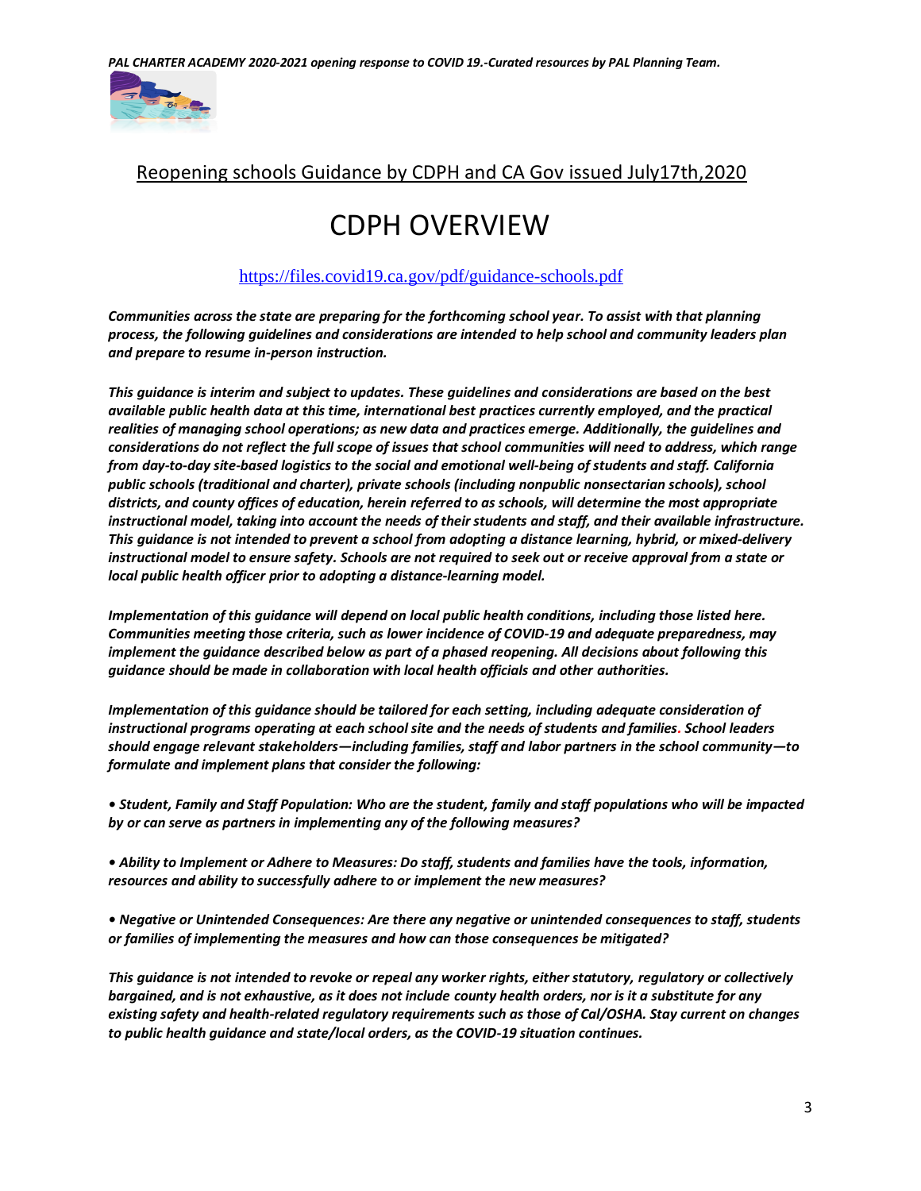## Reopening schools Guidance by CDPH and CA Gov issued July17th,2020

# CDPH OVERVIEW

https://files.covid19.ca.gov/pdf/guidance-schools.pdf

***Communities across the state are preparing for the forthcoming school year. To assist with that planning process, the following guidelines and considerations are intended to help school and community leaders plan and prepare to resume in-person instruction.***

***This guidance is interim and subject to updates. These guidelines and considerations are based on the best available public health data at this time, international best practices currently employed, and the practical realities of managing school operations; as new data and practices emerge. Additionally, the guidelines and considerations do not reflect the full scope of issues that school communities will need to address, which range from day-to-day site-based logistics to the social and emotional well-being of students and staff. California public schools (traditional and charter), private schools (including nonpublic nonsectarian schools), school districts, and county offices of education, herein referred to as schools, will determine the most appropriate instructional model, taking into account the needs of their students and staff, and their available infrastructure. This guidance is not intended to prevent a school from adopting a distance learning, hybrid, or mixed-delivery instructional model to ensure safety. Schools are not required to seek out or receive approval from a state or local public health officer prior to adopting a distance-learning model.***

***Implementation of this guidance will depend on local public health conditions, including those listed here. Communities meeting those criteria, such as lower incidence of COVID-19 and adequate preparedness, may implement the guidance described below as part of a phased reopening. All decisions about following this guidance should be made in collaboration with local health officials and other authorities.***

***Implementation of this guidance should be tailored for each setting, including adequate consideration of instructional programs operating at each school site and the needs of students and families. School leaders should engage relevant stakeholders—including families, staff and labor partners in the school community—to formulate and implement plans that consider the following:***

- ***Student, Family and Staff Population: Who are the student, family and staff populations who will be impacted by or can serve as partners in implementing any of the following measures?***

- ***Ability to Implement or Adhere to Measures: Do staff, students and families have the tools, information, resources and ability to successfully adhere to or implement the new measures?***

- ***Negative or Unintended Consequences: Are there any negative or unintended consequences to staff, students or families of implementing the measures and how can those consequences be mitigated?***

***This guidance is not intended to revoke or repeal any worker rights, either statutory, regulatory or collectively bargained, and is not exhaustive, as it does not include county health orders, nor is it a substitute for any existing safety and health-related regulatory requirements such as those of Cal/OSHA. Stay current on changes to public health guidance and state/local orders, as the COVID-19 situation continues.***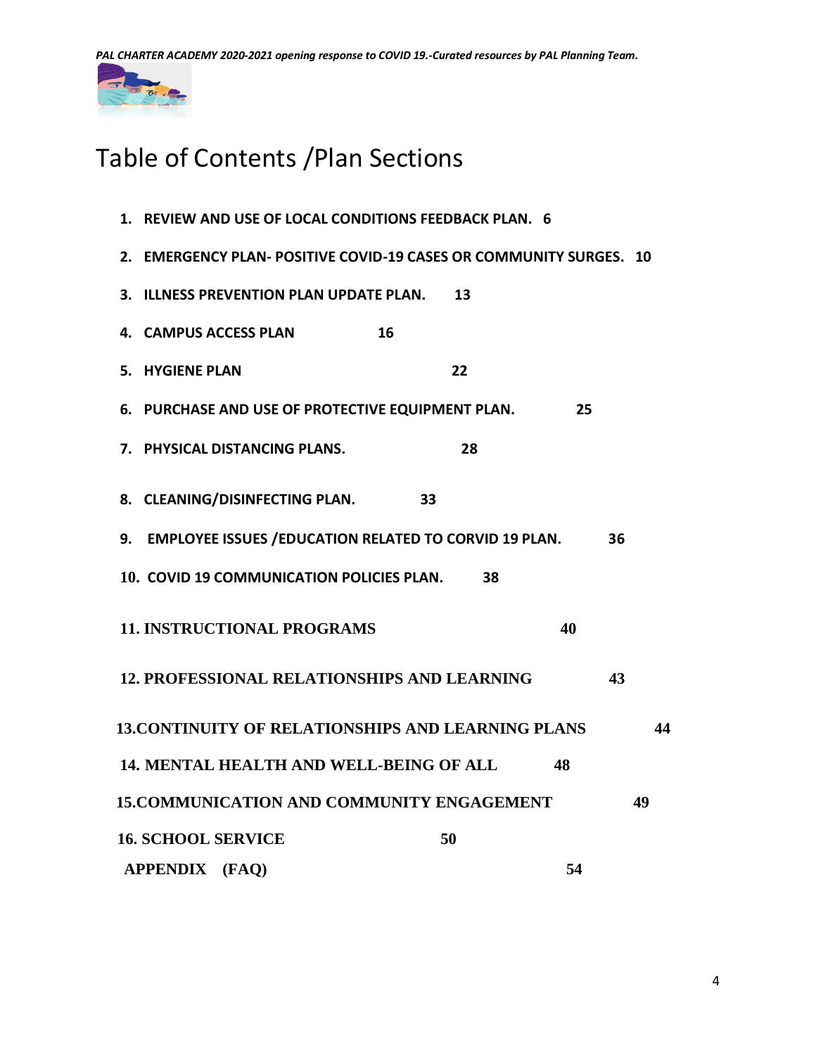# Table of Contents /Plan Sections

1. **REVIEW AND USE OF LOCAL CONDITIONS FEEDBACK PLAN. 6**
2. **EMERGENCY PLAN- POSITIVE COVID-19 CASES OR COMMUNITY SURGES. 10**
3. **ILLNESS PREVENTION PLAN UPDATE PLAN. 13**
4. **CAMPUS ACCESS PLAN 16**
5. **HYGIENE PLAN 22**
6. **PURCHASE AND USE OF PROTECTIVE EQUIPMENT PLAN. 25**
7. **PHYSICAL DISTANCING PLANS. 28**
8. **CLEANING/DISINFECTING PLAN. 33**
9. **EMPLOYEE ISSUES /EDUCATION RELATED TO CORVID 19 PLAN. 36**
10. **COVID 19 COMMUNICATION POLICIES PLAN. 38**
11. **INSTRUCTIONAL PROGRAMS 40**
12. **PROFESSIONAL RELATIONSHIPS AND LEARNING 43**
13. **CONTINUITY OF RELATIONSHIPS AND LEARNING PLANS 44**
14. **MENTAL HEALTH AND WELL-BEING OF ALL 48**
15. **COMMUNICATION AND COMMUNITY ENGAGEMENT 49**
16. **SCHOOL SERVICE 50**

**APPENDIX (FAQ) 54**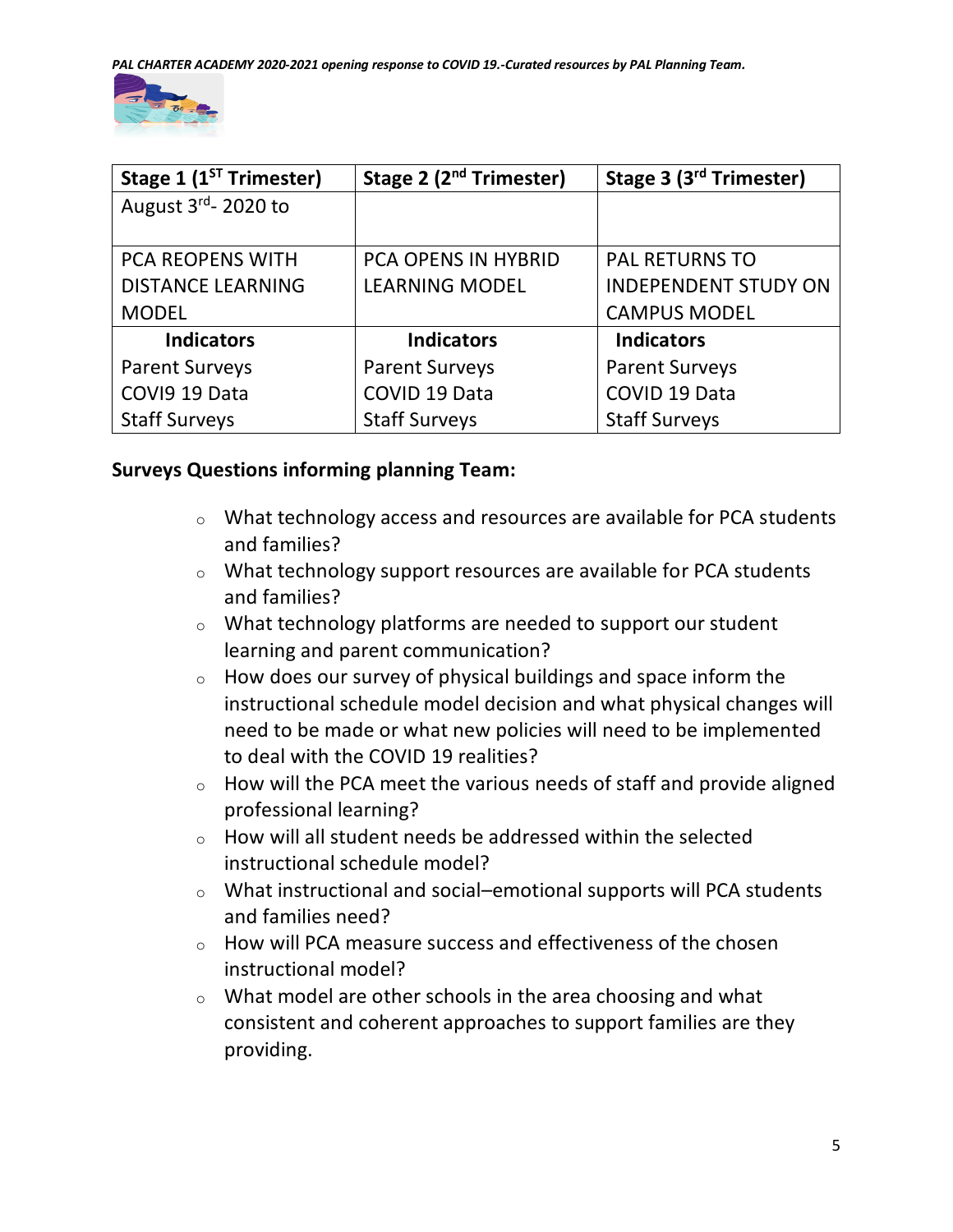| Stage 1 (1ST Trimester) | Stage 2 (2nd Trimester) | Stage 3 (3rd Trimester) |
|---|---|---|
| August 3rd- 2020 to | | |
| PCA REOPENS WITH DISTANCE LEARNING MODEL | PCA OPENS IN HYBRID LEARNING MODEL | PAL RETURNS TO INDEPENDENT STUDY ON CAMPUS MODEL |
| **Indicators** | **Indicators** | **Indicators** |
| Parent Surveys<br>COVI9 19 Data<br>Staff Surveys | Parent Surveys<br>COVID 19 Data<br>Staff Surveys | Parent Surveys<br>COVID 19 Data<br>Staff Surveys |

**Surveys Questions informing planning Team:**

- What technology access and resources are available for PCA students and families?
- What technology support resources are available for PCA students and families?
- What technology platforms are needed to support our student learning and parent communication?
- How does our survey of physical buildings and space inform the instructional schedule model decision and what physical changes will need to be made or what new policies will need to be implemented to deal with the COVID 19 realities?
- How will the PCA meet the various needs of staff and provide aligned professional learning?
- How will all student needs be addressed within the selected instructional schedule model?
- What instructional and social–emotional supports will PCA students and families need?
- How will PCA measure success and effectiveness of the chosen instructional model?
- What model are other schools in the area choosing and what consistent and coherent approaches to support families are they providing.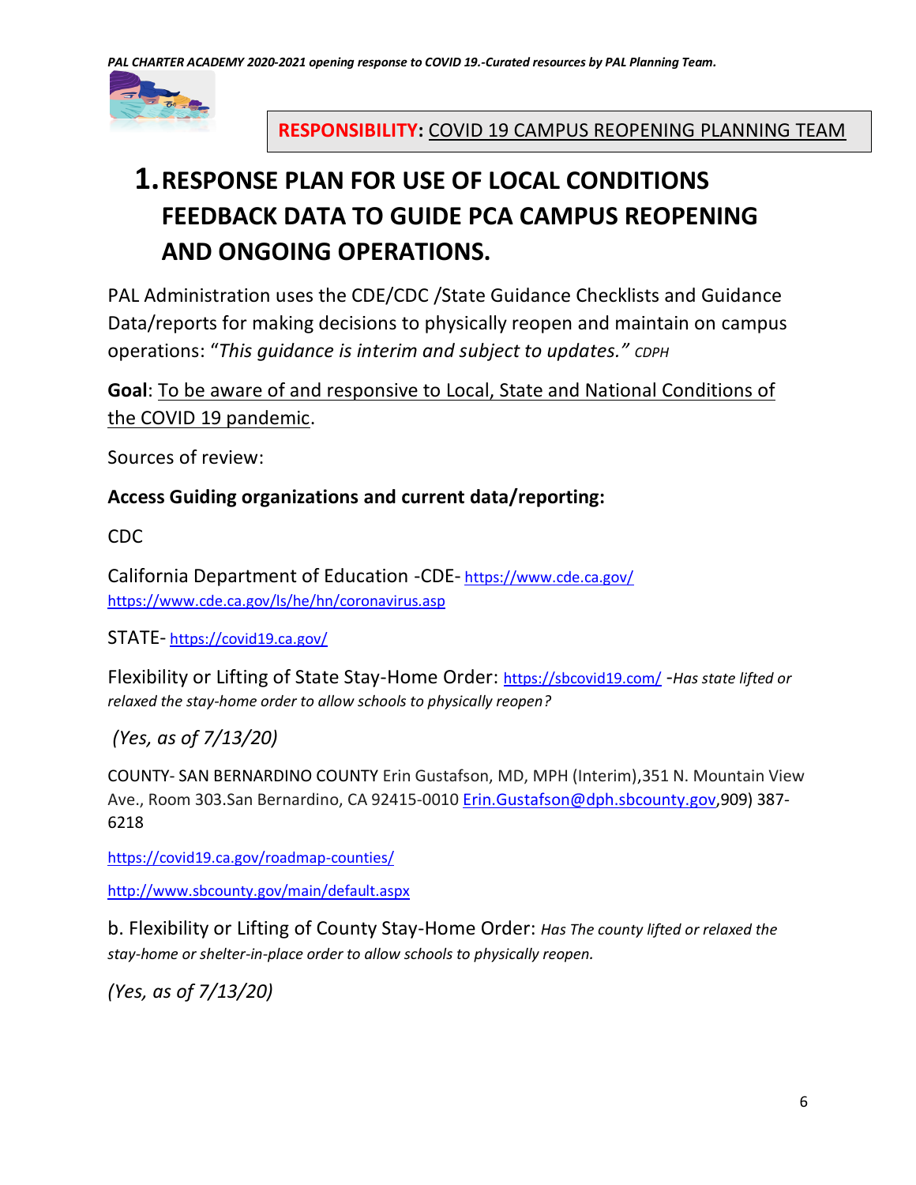**RESPONSIBILITY:** COVID 19 CAMPUS REOPENING PLANNING TEAM

# 1. RESPONSE PLAN FOR USE OF LOCAL CONDITIONS FEEDBACK DATA TO GUIDE PCA CAMPUS REOPENING AND ONGOING OPERATIONS.

PAL Administration uses the CDE/CDC /State Guidance Checklists and Guidance Data/reports for making decisions to physically reopen and maintain on campus operations: "*This guidance is interim and subject to updates.*" CDPH

**Goal**: To be aware of and responsive to Local, State and National Conditions of the COVID 19 pandemic.

Sources of review:

**Access Guiding organizations and current data/reporting:**

CDC

California Department of Education -CDE- https://www.cde.ca.gov/
https://www.cde.ca.gov/ls/he/hn/coronavirus.asp

STATE- https://covid19.ca.gov/

Flexibility or Lifting of State Stay-Home Order: https://sbcovid19.com/ -*Has state lifted or relaxed the stay-home order to allow schools to physically reopen?*

*(Yes, as of 7/13/20)*

COUNTY- SAN BERNARDINO COUNTY Erin Gustafson, MD, MPH (Interim),351 N. Mountain View Ave., Room 303.San Bernardino, CA 92415-0010 Erin.Gustafson@dph.sbcounty.gov,909) 387-6218

https://covid19.ca.gov/roadmap-counties/

http://www.sbcounty.gov/main/default.aspx

b. Flexibility or Lifting of County Stay-Home Order: *Has The county lifted or relaxed the stay-home or shelter-in-place order to allow schools to physically reopen.*

*(Yes, as of 7/13/20)*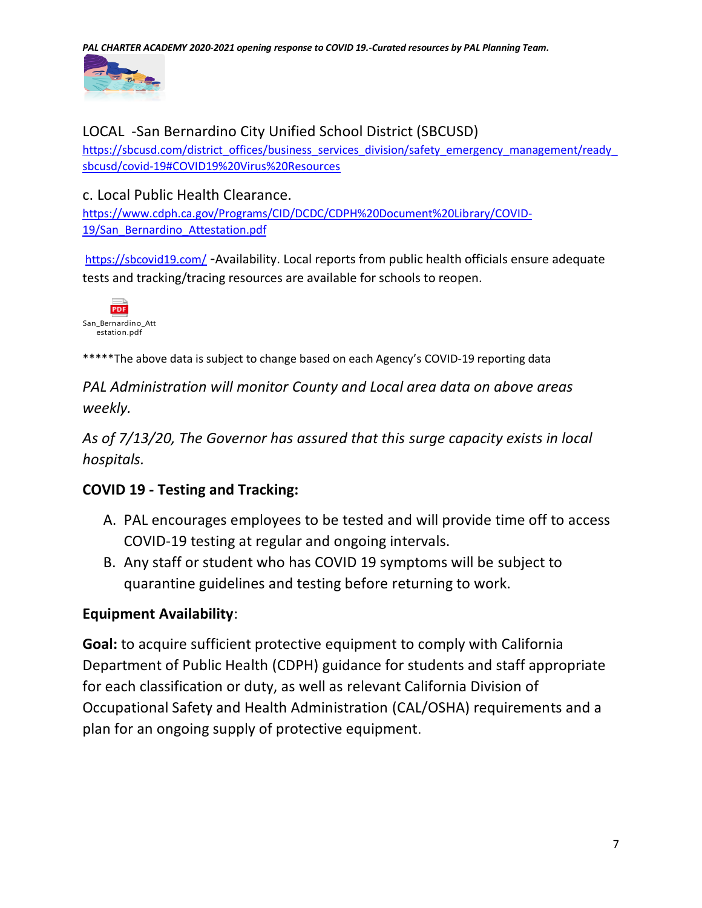LOCAL -San Bernardino City Unified School District (SBCUSD)
https://sbcusd.com/district_offices/business_services_division/safety_emergency_management/ready_sbcusd/covid-19#COVID19%20Virus%20Resources

c. Local Public Health Clearance.
https://www.cdph.ca.gov/Programs/CID/DCDC/CDPH%20Document%20Library/COVID-19/San_Bernardino_Attestation.pdf

https://sbcovid19.com/ -Availability. Local reports from public health officials ensure adequate tests and tracking/tracing resources are available for schools to reopen.

San_Bernardino_Attestation.pdf

*****The above data is subject to change based on each Agency's COVID-19 reporting data

*PAL Administration will monitor County and Local area data on above areas weekly.*

*As of 7/13/20, The Governor has assured that this surge capacity exists in local hospitals.*

**COVID 19 - Testing and Tracking:**

A. PAL encourages employees to be tested and will provide time off to access COVID-19 testing at regular and ongoing intervals.
B. Any staff or student who has COVID 19 symptoms will be subject to quarantine guidelines and testing before returning to work.

**Equipment Availability**:

**Goal:** to acquire sufficient protective equipment to comply with California Department of Public Health (CDPH) guidance for students and staff appropriate for each classification or duty, as well as relevant California Division of Occupational Safety and Health Administration (CAL/OSHA) requirements and a plan for an ongoing supply of protective equipment.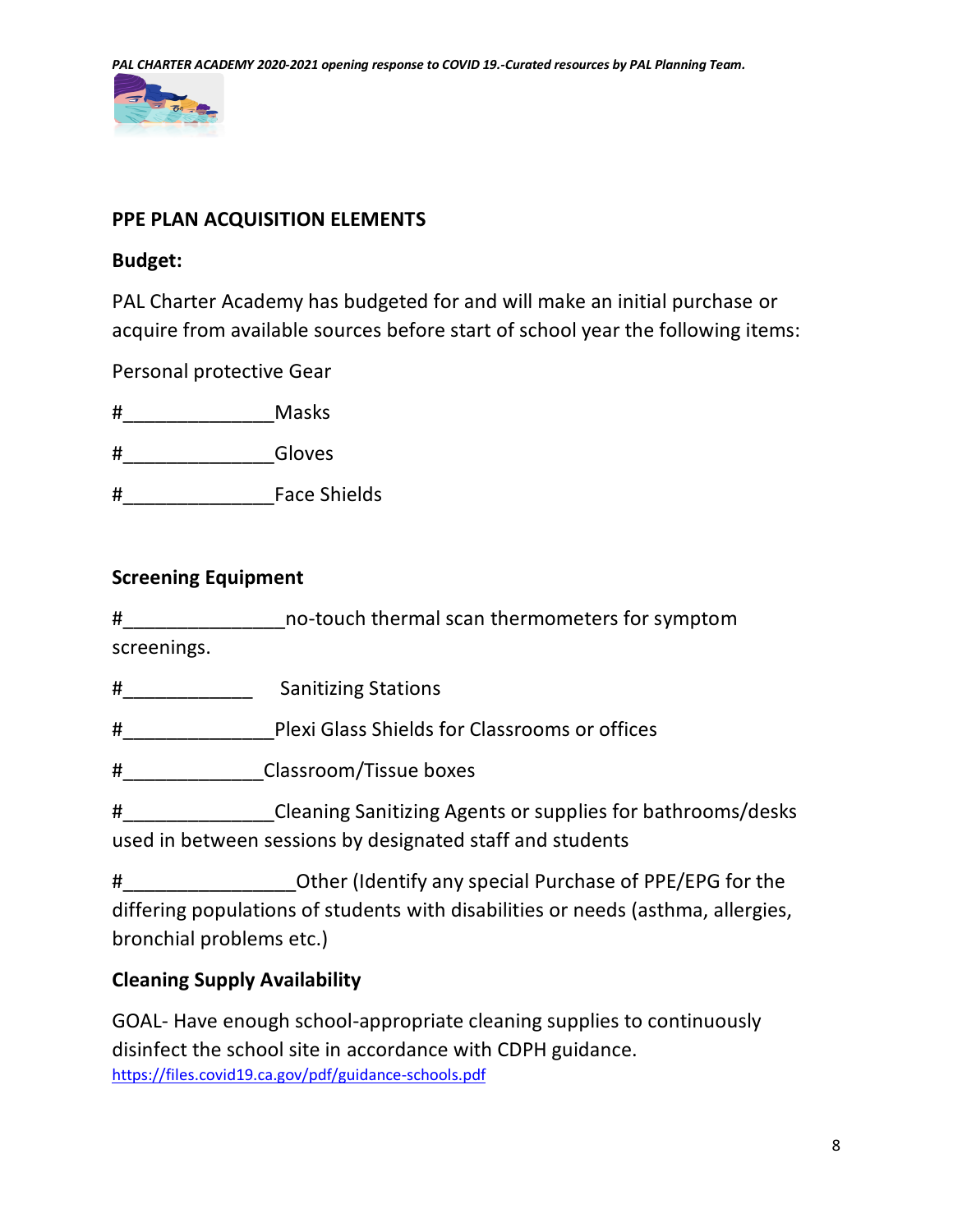## PPE PLAN ACQUISITION ELEMENTS

### Budget:

PAL Charter Academy has budgeted for and will make an initial purchase or acquire from available sources before start of school year the following items:

Personal protective Gear

#______________Masks

#______________Gloves

#______________Face Shields

### Screening Equipment

#_______________no-touch thermal scan thermometers for symptom screenings.

#____________ Sanitizing Stations

#______________Plexi Glass Shields for Classrooms or offices

#_____________Classroom/Tissue boxes

#______________Cleaning Sanitizing Agents or supplies for bathrooms/desks used in between sessions by designated staff and students

#________________Other (Identify any special Purchase of PPE/EPG for the differing populations of students with disabilities or needs (asthma, allergies, bronchial problems etc.)

### Cleaning Supply Availability

GOAL- Have enough school-appropriate cleaning supplies to continuously disinfect the school site in accordance with CDPH guidance.
https://files.covid19.ca.gov/pdf/guidance-schools.pdf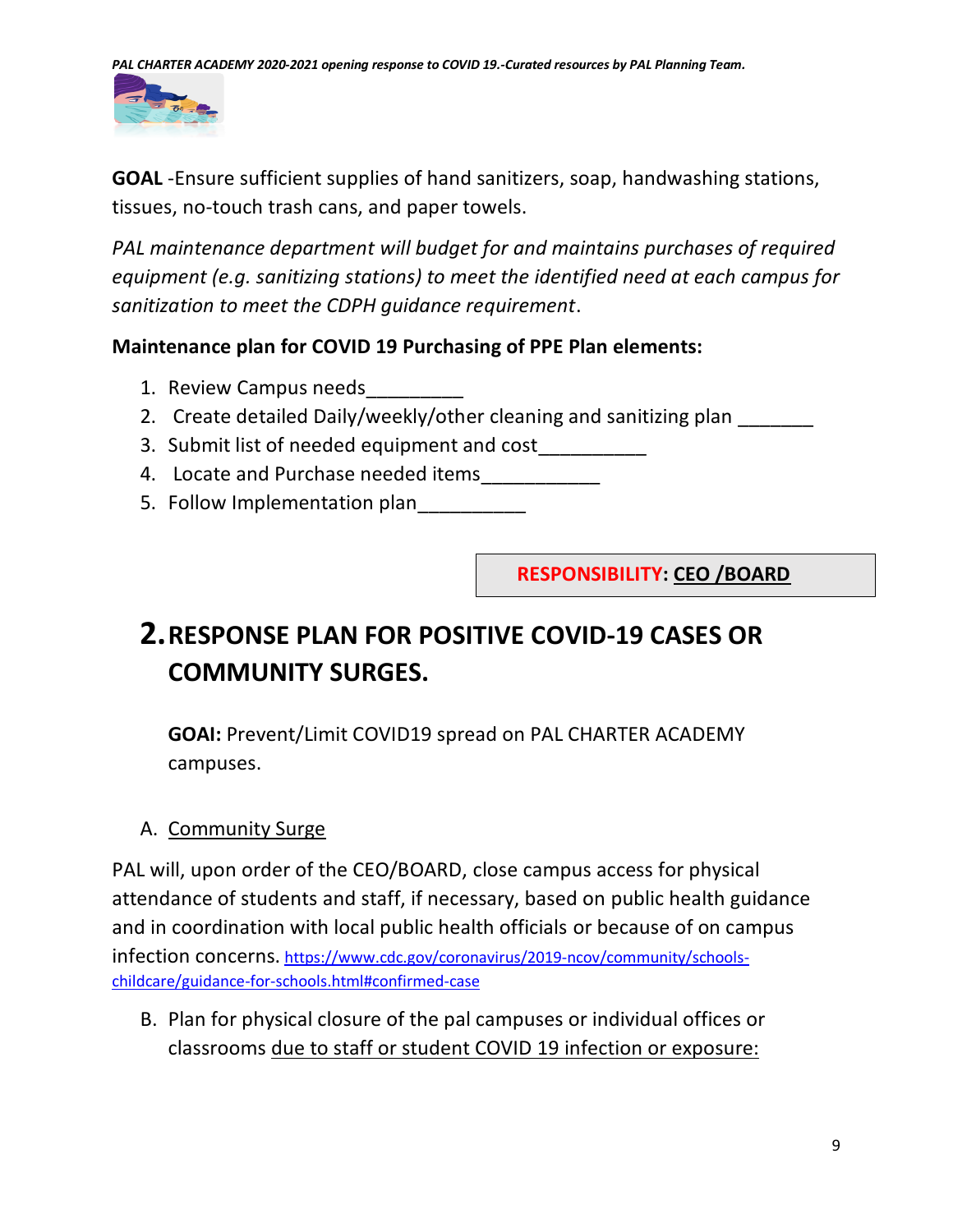**GOAL** -Ensure sufficient supplies of hand sanitizers, soap, handwashing stations, tissues, no-touch trash cans, and paper towels.

*PAL maintenance department will budget for and maintains purchases of required equipment (e.g. sanitizing stations) to meet the identified need at each campus for sanitization to meet the CDPH guidance requirement*.

**Maintenance plan for COVID 19 Purchasing of PPE Plan elements:**

1. Review Campus needs_________
2. Create detailed Daily/weekly/other cleaning and sanitizing plan _______
3. Submit list of needed equipment and cost__________
4. Locate and Purchase needed items___________
5. Follow Implementation plan__________

**RESPONSIBILITY: CEO /BOARD**

## 2. RESPONSE PLAN FOR POSITIVE COVID-19 CASES OR COMMUNITY SURGES.

**GOAl:** Prevent/Limit COVID19 spread on PAL CHARTER ACADEMY campuses.

A. Community Surge

PAL will, upon order of the CEO/BOARD, close campus access for physical attendance of students and staff, if necessary, based on public health guidance and in coordination with local public health officials or because of on campus infection concerns. https://www.cdc.gov/coronavirus/2019-ncov/community/schools-childcare/guidance-for-schools.html#confirmed-case

B. Plan for physical closure of the pal campuses or individual offices or classrooms due to staff or student COVID 19 infection or exposure: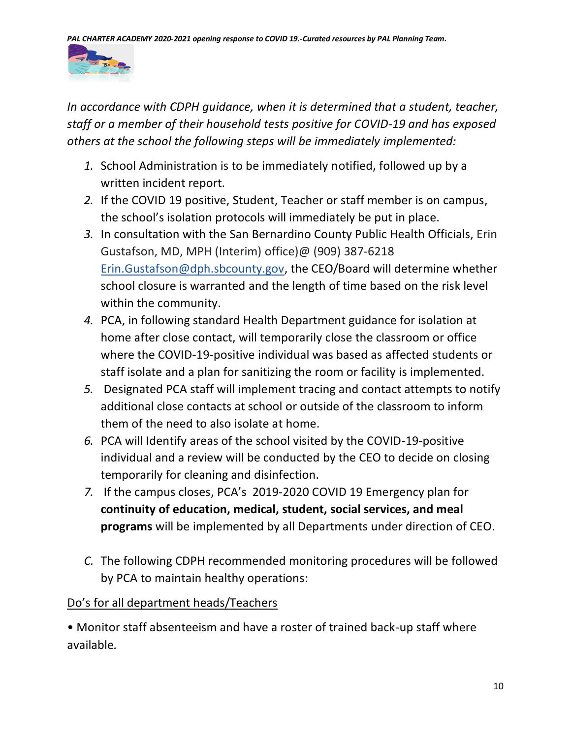*In accordance with CDPH guidance, when it is determined that a student, teacher, staff or a member of their household tests positive for COVID-19 and has exposed others at the school the following steps will be immediately implemented:*

1. School Administration is to be immediately notified, followed up by a written incident report.
2. If the COVID 19 positive, Student, Teacher or staff member is on campus, the school's isolation protocols will immediately be put in place.
3. In consultation with the San Bernardino County Public Health Officials, Erin Gustafson, MD, MPH (Interim) office)@ (909) 387-6218 Erin.Gustafson@dph.sbcounty.gov, the CEO/Board will determine whether school closure is warranted and the length of time based on the risk level within the community.
4. PCA, in following standard Health Department guidance for isolation at home after close contact, will temporarily close the classroom or office where the COVID-19-positive individual was based as affected students or staff isolate and a plan for sanitizing the room or facility is implemented.
5. Designated PCA staff will implement tracing and contact attempts to notify additional close contacts at school or outside of the classroom to inform them of the need to also isolate at home.
6. PCA will Identify areas of the school visited by the COVID-19-positive individual and a review will be conducted by the CEO to decide on closing temporarily for cleaning and disinfection.
7. If the campus closes, PCA's 2019-2020 COVID 19 Emergency plan for **continuity of education, medical, student, social services, and meal programs** will be implemented by all Departments under direction of CEO.

*C.* The following CDPH recommended monitoring procedures will be followed by PCA to maintain healthy operations:

<u>Do's for all department heads/Teachers</u>

• Monitor staff absenteeism and have a roster of trained back-up staff where available.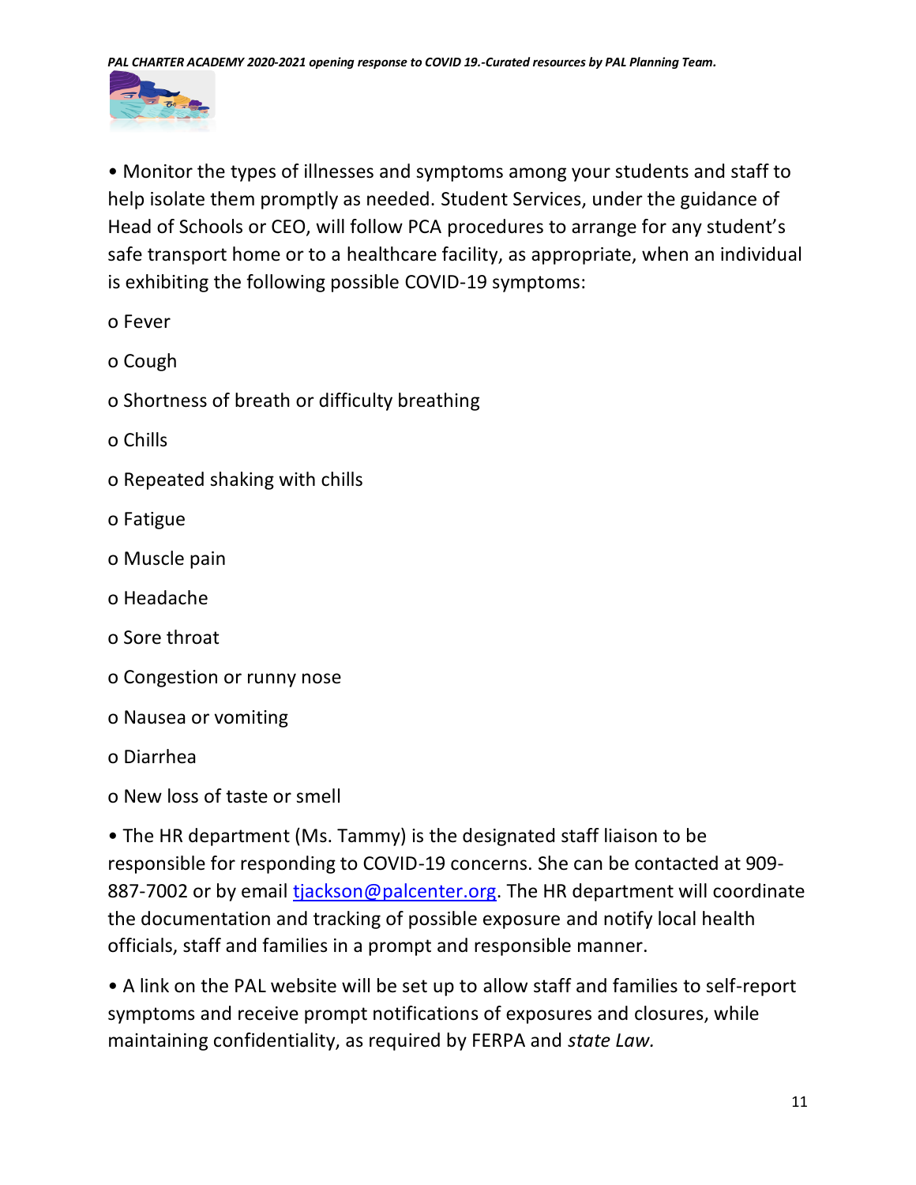- Monitor the types of illnesses and symptoms among your students and staff to help isolate them promptly as needed. Student Services, under the guidance of Head of Schools or CEO, will follow PCA procedures to arrange for any student's safe transport home or to a healthcare facility, as appropriate, when an individual is exhibiting the following possible COVID-19 symptoms:
  - Fever
  - Cough
  - Shortness of breath or difficulty breathing
  - Chills
  - Repeated shaking with chills
  - Fatigue
  - Muscle pain
  - Headache
  - Sore throat
  - Congestion or runny nose
  - Nausea or vomiting
  - Diarrhea
  - New loss of taste or smell
- The HR department (Ms. Tammy) is the designated staff liaison to be responsible for responding to COVID-19 concerns. She can be contacted at 909-887-7002 or by email tjackson@palcenter.org. The HR department will coordinate the documentation and tracking of possible exposure and notify local health officials, staff and families in a prompt and responsible manner.
- A link on the PAL website will be set up to allow staff and families to self-report symptoms and receive prompt notifications of exposures and closures, while maintaining confidentiality, as required by FERPA and *state Law.*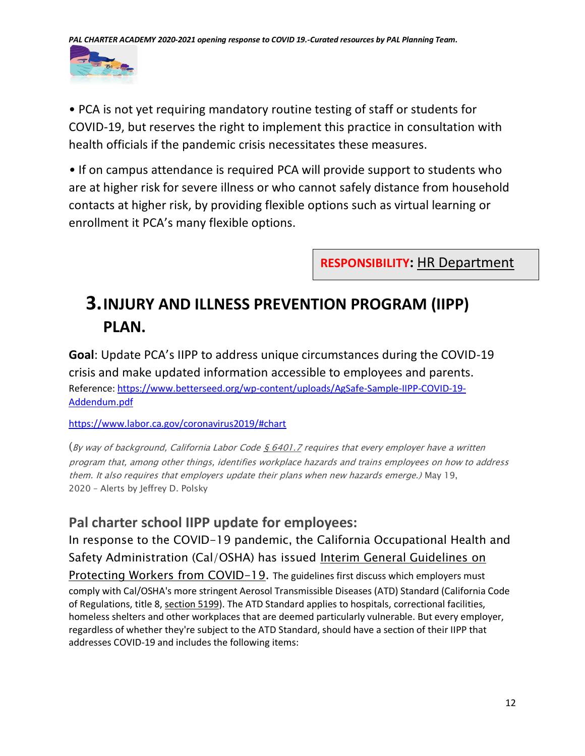• PCA is not yet requiring mandatory routine testing of staff or students for COVID-19, but reserves the right to implement this practice in consultation with health officials if the pandemic crisis necessitates these measures.

• If on campus attendance is required PCA will provide support to students who are at higher risk for severe illness or who cannot safely distance from household contacts at higher risk, by providing flexible options such as virtual learning or enrollment it PCA's many flexible options.

**RESPONSIBILITY:** HR Department

# 3. INJURY AND ILLNESS PREVENTION PROGRAM (IIPP) PLAN.

**Goal**: Update PCA's IIPP to address unique circumstances during the COVID-19 crisis and make updated information accessible to employees and parents.

Reference: https://www.betterseed.org/wp-content/uploads/AgSafe-Sample-IIPP-COVID-19-Addendum.pdf

https://www.labor.ca.gov/coronavirus2019/#chart

(*By way of background, California Labor Code § 6401.7 requires that every employer have a written program that, among other things, identifies workplace hazards and trains employees on how to address them. It also requires that employers update their plans when new hazards emerge.)* May 19, 2020 – Alerts by Jeffrey D. Polsky

## Pal charter school IIPP update for employees:

In response to the COVID-19 pandemic, the California Occupational Health and Safety Administration (Cal/OSHA) has issued Interim General Guidelines on Protecting Workers from COVID-19. The guidelines first discuss which employers must comply with Cal/OSHA's more stringent Aerosol Transmissible Diseases (ATD) Standard (California Code of Regulations, title 8, section 5199). The ATD Standard applies to hospitals, correctional facilities, homeless shelters and other workplaces that are deemed particularly vulnerable. But every employer, regardless of whether they're subject to the ATD Standard, should have a section of their IIPP that addresses COVID-19 and includes the following items: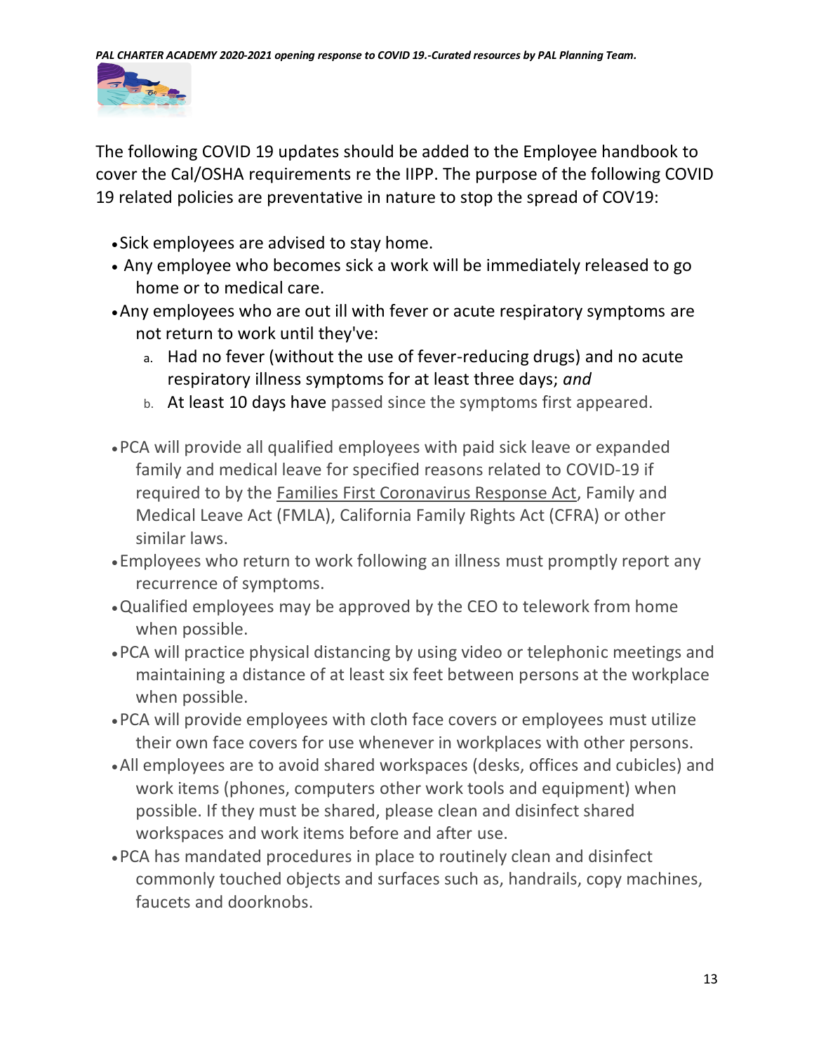The following COVID 19 updates should be added to the Employee handbook to cover the Cal/OSHA requirements re the IIPP. The purpose of the following COVID 19 related policies are preventative in nature to stop the spread of COV19:

- Sick employees are advised to stay home.
- Any employee who becomes sick a work will be immediately released to go home or to medical care.
- Any employees who are out ill with fever or acute respiratory symptoms are not return to work until they've:
  a. Had no fever (without the use of fever-reducing drugs) and no acute respiratory illness symptoms for at least three days; *and*
  b. At least 10 days have passed since the symptoms first appeared.

- PCA will provide all qualified employees with paid sick leave or expanded family and medical leave for specified reasons related to COVID-19 if required to by the Families First Coronavirus Response Act, Family and Medical Leave Act (FMLA), California Family Rights Act (CFRA) or other similar laws.
- Employees who return to work following an illness must promptly report any recurrence of symptoms.
- Qualified employees may be approved by the CEO to telework from home when possible.
- PCA will practice physical distancing by using video or telephonic meetings and maintaining a distance of at least six feet between persons at the workplace when possible.
- PCA will provide employees with cloth face covers or employees must utilize their own face covers for use whenever in workplaces with other persons.
- All employees are to avoid shared workspaces (desks, offices and cubicles) and work items (phones, computers other work tools and equipment) when possible. If they must be shared, please clean and disinfect shared workspaces and work items before and after use.
- PCA has mandated procedures in place to routinely clean and disinfect commonly touched objects and surfaces such as, handrails, copy machines, faucets and doorknobs.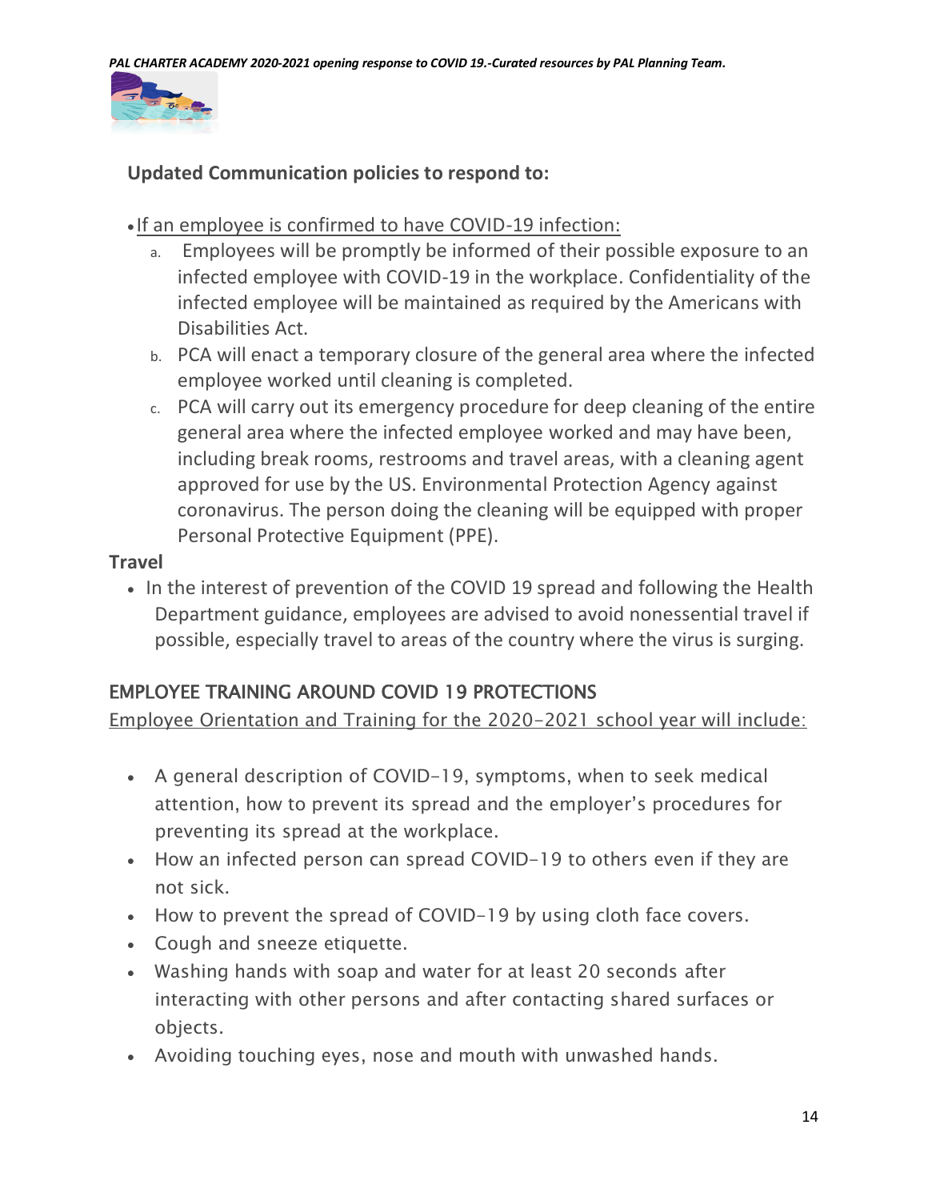**Updated Communication policies to respond to:**

- If an employee is confirmed to have COVID-19 infection:
  a. Employees will be promptly be informed of their possible exposure to an infected employee with COVID-19 in the workplace. Confidentiality of the infected employee will be maintained as required by the Americans with Disabilities Act.
  b. PCA will enact a temporary closure of the general area where the infected employee worked until cleaning is completed.
  c. PCA will carry out its emergency procedure for deep cleaning of the entire general area where the infected employee worked and may have been, including break rooms, restrooms and travel areas, with a cleaning agent approved for use by the US. Environmental Protection Agency against coronavirus. The person doing the cleaning will be equipped with proper Personal Protective Equipment (PPE).

**Travel**

- In the interest of prevention of the COVID 19 spread and following the Health Department guidance, employees are advised to avoid nonessential travel if possible, especially travel to areas of the country where the virus is surging.

## EMPLOYEE TRAINING AROUND COVID 19 PROTECTIONS

Employee Orientation and Training for the 2020-2021 school year will include:

- A general description of COVID-19, symptoms, when to seek medical attention, how to prevent its spread and the employer's procedures for preventing its spread at the workplace.
- How an infected person can spread COVID-19 to others even if they are not sick.
- How to prevent the spread of COVID-19 by using cloth face covers.
- Cough and sneeze etiquette.
- Washing hands with soap and water for at least 20 seconds after interacting with other persons and after contacting shared surfaces or objects.
- Avoiding touching eyes, nose and mouth with unwashed hands.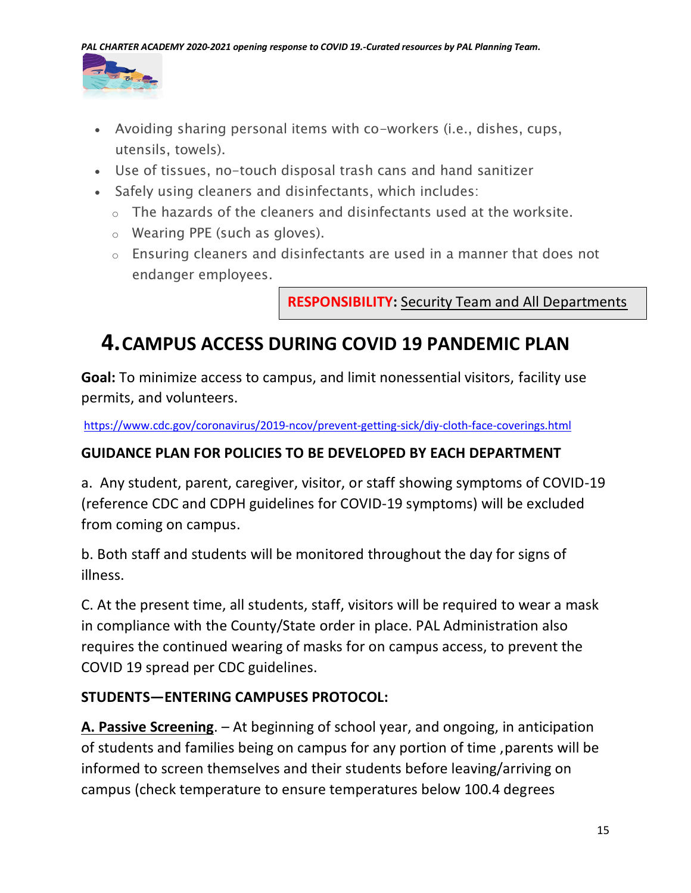- Avoiding sharing personal items with co-workers (i.e., dishes, cups, utensils, towels).
- Use of tissues, no-touch disposal trash cans and hand sanitizer
- Safely using cleaners and disinfectants, which includes:
  - The hazards of the cleaners and disinfectants used at the worksite.
  - Wearing PPE (such as gloves).
  - Ensuring cleaners and disinfectants are used in a manner that does not endanger employees.

**RESPONSIBILITY:** Security Team and All Departments

# 4. CAMPUS ACCESS DURING COVID 19 PANDEMIC PLAN

**Goal:** To minimize access to campus, and limit nonessential visitors, facility use permits, and volunteers.

https://www.cdc.gov/coronavirus/2019-ncov/prevent-getting-sick/diy-cloth-face-coverings.html

### GUIDANCE PLAN FOR POLICIES TO BE DEVELOPED BY EACH DEPARTMENT

a. Any student, parent, caregiver, visitor, or staff showing symptoms of COVID-19 (reference CDC and CDPH guidelines for COVID-19 symptoms) will be excluded from coming on campus.

b. Both staff and students will be monitored throughout the day for signs of illness.

C. At the present time, all students, staff, visitors will be required to wear a mask in compliance with the County/State order in place. PAL Administration also requires the continued wearing of masks for on campus access, to prevent the COVID 19 spread per CDC guidelines.

### STUDENTS—ENTERING CAMPUSES PROTOCOL:

**A. Passive Screening**. – At beginning of school year, and ongoing, in anticipation of students and families being on campus for any portion of time ,parents will be informed to screen themselves and their students before leaving/arriving on campus (check temperature to ensure temperatures below 100.4 degrees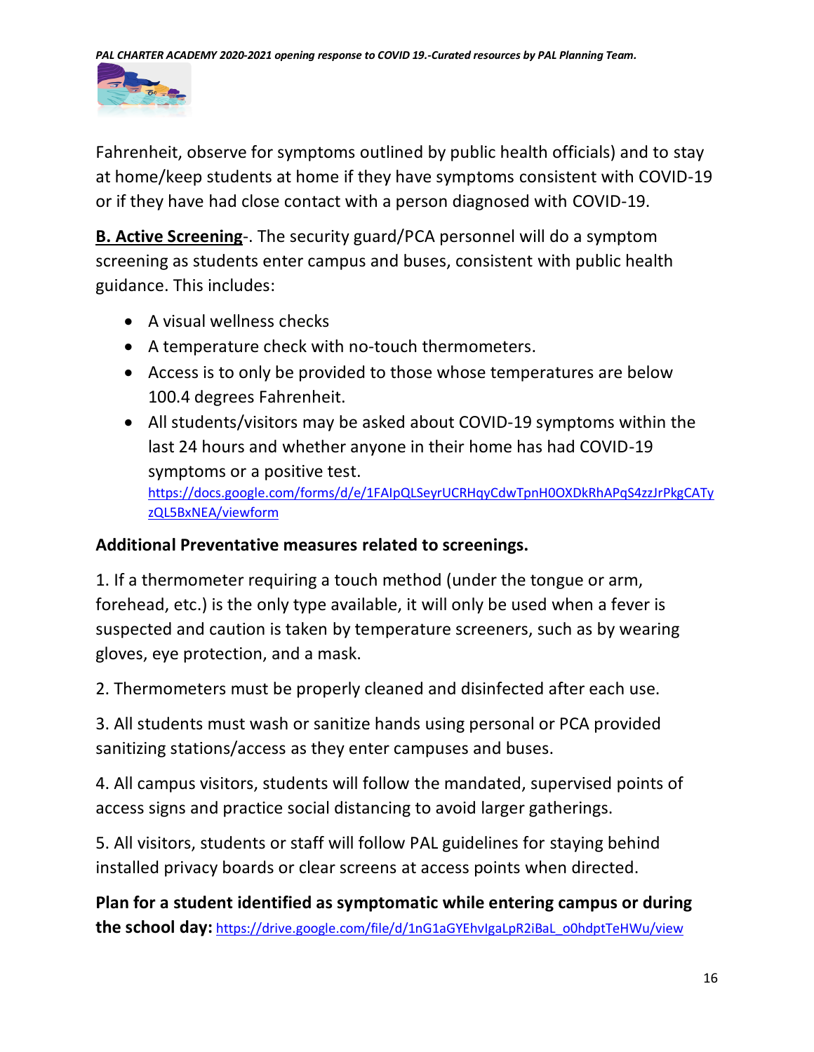Fahrenheit, observe for symptoms outlined by public health officials) and to stay at home/keep students at home if they have symptoms consistent with COVID-19 or if they have had close contact with a person diagnosed with COVID-19.

**B. Active Screening**-. The security guard/PCA personnel will do a symptom screening as students enter campus and buses, consistent with public health guidance. This includes:

- A visual wellness checks
- A temperature check with no-touch thermometers.
- Access is to only be provided to those whose temperatures are below 100.4 degrees Fahrenheit.
- All students/visitors may be asked about COVID-19 symptoms within the last 24 hours and whether anyone in their home has had COVID-19 symptoms or a positive test. https://docs.google.com/forms/d/e/1FAIpQLSeyrUCRHqyCdwTpnH0OXDkRhAPqS4zzJrPkgCATyzQL5BxNEA/viewform

**Additional Preventative measures related to screenings.**

1. If a thermometer requiring a touch method (under the tongue or arm, forehead, etc.) is the only type available, it will only be used when a fever is suspected and caution is taken by temperature screeners, such as by wearing gloves, eye protection, and a mask.

2. Thermometers must be properly cleaned and disinfected after each use.

3. All students must wash or sanitize hands using personal or PCA provided sanitizing stations/access as they enter campuses and buses.

4. All campus visitors, students will follow the mandated, supervised points of access signs and practice social distancing to avoid larger gatherings.

5. All visitors, students or staff will follow PAL guidelines for staying behind installed privacy boards or clear screens at access points when directed.

**Plan for a student identified as symptomatic while entering campus or during the school day:** https://drive.google.com/file/d/1nG1aGYEhvIgaLpR2iBaL_o0hdptTeHWu/view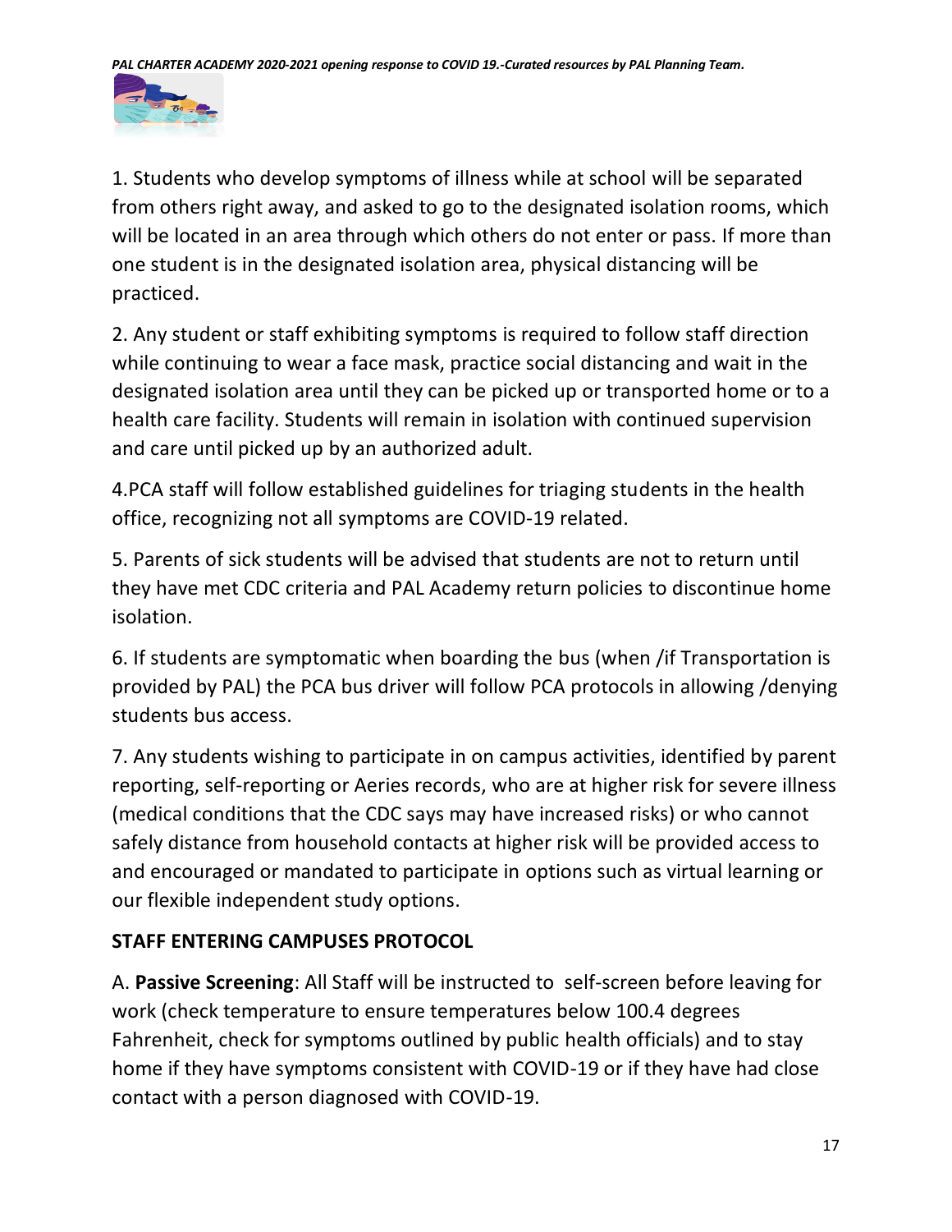1. Students who develop symptoms of illness while at school will be separated from others right away, and asked to go to the designated isolation rooms, which will be located in an area through which others do not enter or pass. If more than one student is in the designated isolation area, physical distancing will be practiced.

2. Any student or staff exhibiting symptoms is required to follow staff direction while continuing to wear a face mask, practice social distancing and wait in the designated isolation area until they can be picked up or transported home or to a health care facility. Students will remain in isolation with continued supervision and care until picked up by an authorized adult.

4.PCA staff will follow established guidelines for triaging students in the health office, recognizing not all symptoms are COVID-19 related.

5. Parents of sick students will be advised that students are not to return until they have met CDC criteria and PAL Academy return policies to discontinue home isolation.

6. If students are symptomatic when boarding the bus (when /if Transportation is provided by PAL) the PCA bus driver will follow PCA protocols in allowing /denying students bus access.

7. Any students wishing to participate in on campus activities, identified by parent reporting, self-reporting or Aeries records, who are at higher risk for severe illness (medical conditions that the CDC says may have increased risks) or who cannot safely distance from household contacts at higher risk will be provided access to and encouraged or mandated to participate in options such as virtual learning or our flexible independent study options.

**STAFF ENTERING CAMPUSES PROTOCOL**

A. **Passive Screening**: All Staff will be instructed to self-screen before leaving for work (check temperature to ensure temperatures below 100.4 degrees Fahrenheit, check for symptoms outlined by public health officials) and to stay home if they have symptoms consistent with COVID-19 or if they have had close contact with a person diagnosed with COVID-19.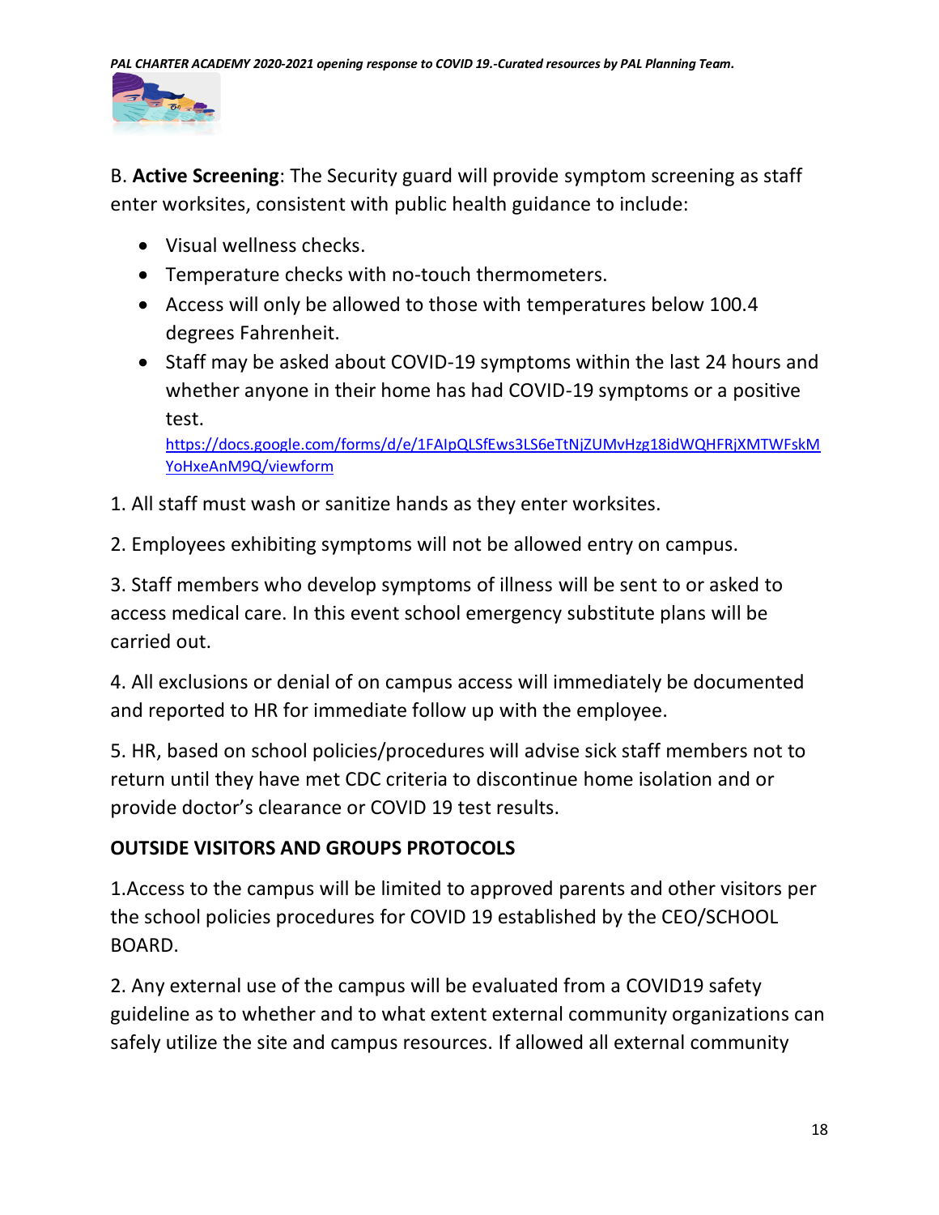B. **Active Screening**: The Security guard will provide symptom screening as staff enter worksites, consistent with public health guidance to include:

- Visual wellness checks.
- Temperature checks with no-touch thermometers.
- Access will only be allowed to those with temperatures below 100.4 degrees Fahrenheit.
- Staff may be asked about COVID-19 symptoms within the last 24 hours and whether anyone in their home has had COVID-19 symptoms or a positive test. https://docs.google.com/forms/d/e/1FAIpQLSfEws3LS6eTtNjZUMvHzg18idWQHFRjXMTWFskMYoHxeAnM9Q/viewform

1. All staff must wash or sanitize hands as they enter worksites.

2. Employees exhibiting symptoms will not be allowed entry on campus.

3. Staff members who develop symptoms of illness will be sent to or asked to access medical care. In this event school emergency substitute plans will be carried out.

4. All exclusions or denial of on campus access will immediately be documented and reported to HR for immediate follow up with the employee.

5. HR, based on school policies/procedures will advise sick staff members not to return until they have met CDC criteria to discontinue home isolation and or provide doctor's clearance or COVID 19 test results.

**OUTSIDE VISITORS AND GROUPS PROTOCOLS**

1.Access to the campus will be limited to approved parents and other visitors per the school policies procedures for COVID 19 established by the CEO/SCHOOL BOARD.

2. Any external use of the campus will be evaluated from a COVID19 safety guideline as to whether and to what extent external community organizations can safely utilize the site and campus resources. If allowed all external community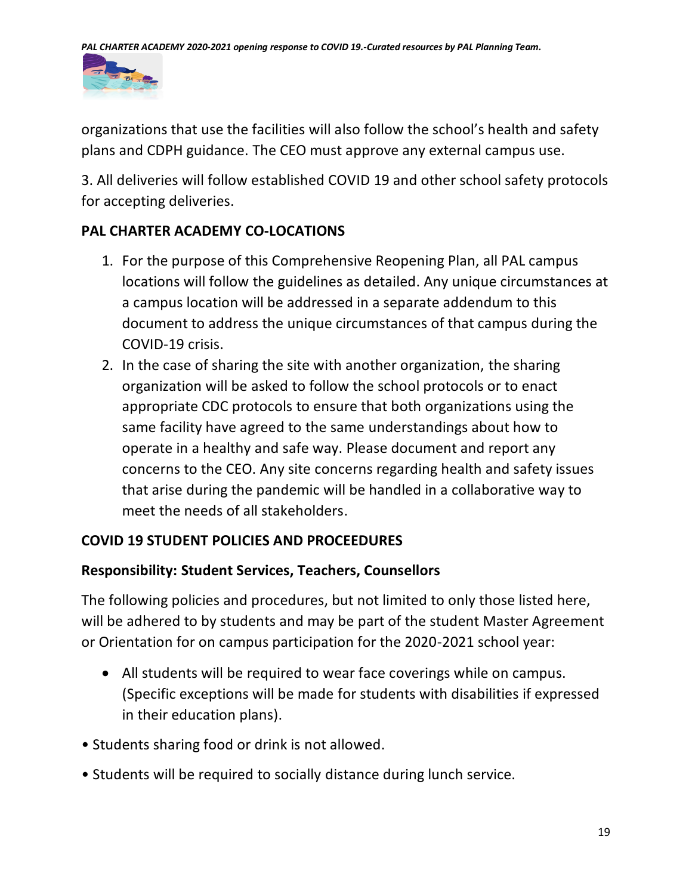organizations that use the facilities will also follow the school's health and safety plans and CDPH guidance. The CEO must approve any external campus use.

3. All deliveries will follow established COVID 19 and other school safety protocols for accepting deliveries.

**PAL CHARTER ACADEMY CO-LOCATIONS**

1. For the purpose of this Comprehensive Reopening Plan, all PAL campus locations will follow the guidelines as detailed. Any unique circumstances at a campus location will be addressed in a separate addendum to this document to address the unique circumstances of that campus during the COVID-19 crisis.
2. In the case of sharing the site with another organization, the sharing organization will be asked to follow the school protocols or to enact appropriate CDC protocols to ensure that both organizations using the same facility have agreed to the same understandings about how to operate in a healthy and safe way. Please document and report any concerns to the CEO. Any site concerns regarding health and safety issues that arise during the pandemic will be handled in a collaborative way to meet the needs of all stakeholders.

**COVID 19 STUDENT POLICIES AND PROCEEDURES**

**Responsibility: Student Services, Teachers, Counsellors**

The following policies and procedures, but not limited to only those listed here, will be adhered to by students and may be part of the student Master Agreement or Orientation for on campus participation for the 2020-2021 school year:

- All students will be required to wear face coverings while on campus. (Specific exceptions will be made for students with disabilities if expressed in their education plans).
- Students sharing food or drink is not allowed.
- Students will be required to socially distance during lunch service.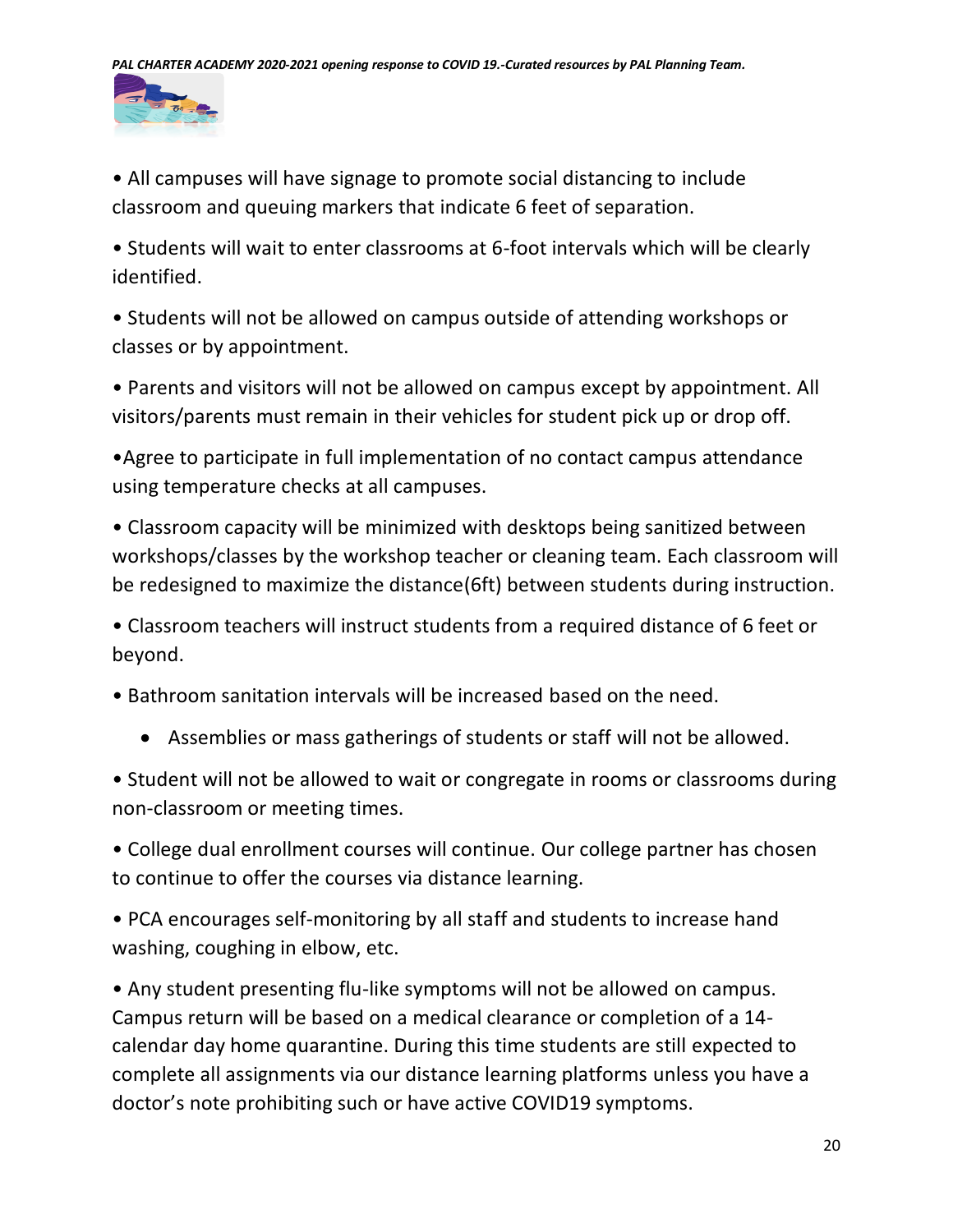- All campuses will have signage to promote social distancing to include classroom and queuing markers that indicate 6 feet of separation.
- Students will wait to enter classrooms at 6-foot intervals which will be clearly identified.
- Students will not be allowed on campus outside of attending workshops or classes or by appointment.
- Parents and visitors will not be allowed on campus except by appointment. All visitors/parents must remain in their vehicles for student pick up or drop off.
- Agree to participate in full implementation of no contact campus attendance using temperature checks at all campuses.
- Classroom capacity will be minimized with desktops being sanitized between workshops/classes by the workshop teacher or cleaning team. Each classroom will be redesigned to maximize the distance(6ft) between students during instruction.
- Classroom teachers will instruct students from a required distance of 6 feet or beyond.
- Bathroom sanitation intervals will be increased based on the need.
    - Assemblies or mass gatherings of students or staff will not be allowed.
- Student will not be allowed to wait or congregate in rooms or classrooms during non-classroom or meeting times.
- College dual enrollment courses will continue. Our college partner has chosen to continue to offer the courses via distance learning.
- PCA encourages self-monitoring by all staff and students to increase hand washing, coughing in elbow, etc.
- Any student presenting flu-like symptoms will not be allowed on campus. Campus return will be based on a medical clearance or completion of a 14-calendar day home quarantine. During this time students are still expected to complete all assignments via our distance learning platforms unless you have a doctor's note prohibiting such or have active COVID19 symptoms.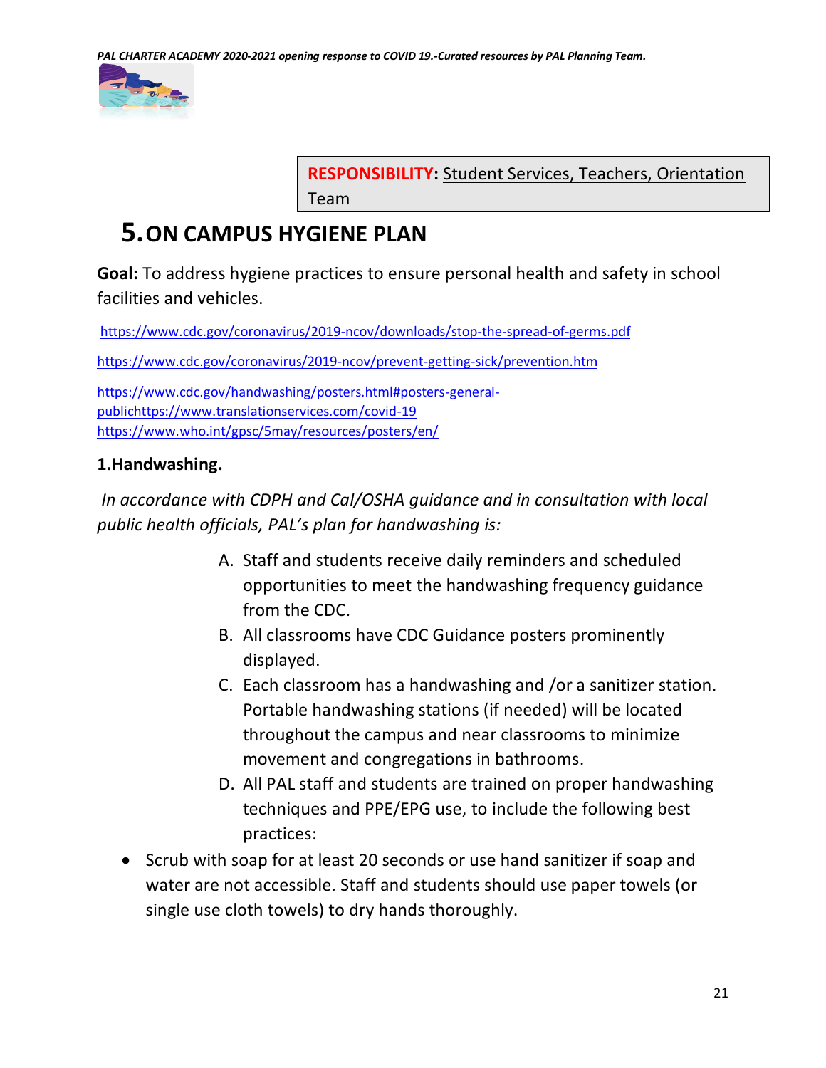**RESPONSIBILITY**: Student Services, Teachers, Orientation Team

# 5. ON CAMPUS HYGIENE PLAN

**Goal:** To address hygiene practices to ensure personal health and safety in school facilities and vehicles.

https://www.cdc.gov/coronavirus/2019-ncov/downloads/stop-the-spread-of-germs.pdf

https://www.cdc.gov/coronavirus/2019-ncov/prevent-getting-sick/prevention.htm

https://www.cdc.gov/handwashing/posters.html#posters-general-publichttps://www.translationservices.com/covid-19
https://www.who.int/gpsc/5may/resources/posters/en/

### 1.Handwashing.

*In accordance with CDPH and Cal/OSHA guidance and in consultation with local public health officials, PAL's plan for handwashing is:*

A. Staff and students receive daily reminders and scheduled opportunities to meet the handwashing frequency guidance from the CDC.
B. All classrooms have CDC Guidance posters prominently displayed.
C. Each classroom has a handwashing and /or a sanitizer station. Portable handwashing stations (if needed) will be located throughout the campus and near classrooms to minimize movement and congregations in bathrooms.
D. All PAL staff and students are trained on proper handwashing techniques and PPE/EPG use, to include the following best practices:

- Scrub with soap for at least 20 seconds or use hand sanitizer if soap and water are not accessible. Staff and students should use paper towels (or single use cloth towels) to dry hands thoroughly.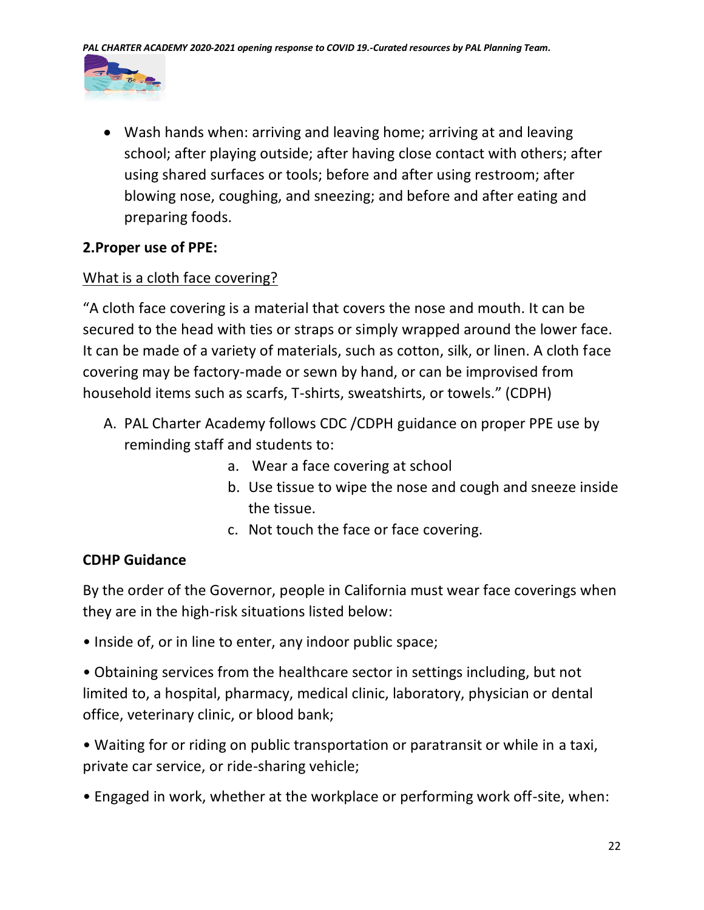- Wash hands when: arriving and leaving home; arriving at and leaving school; after playing outside; after having close contact with others; after using shared surfaces or tools; before and after using restroom; after blowing nose, coughing, and sneezing; and before and after eating and preparing foods.

**2.Proper use of PPE:**

What is a cloth face covering?

"A cloth face covering is a material that covers the nose and mouth. It can be secured to the head with ties or straps or simply wrapped around the lower face. It can be made of a variety of materials, such as cotton, silk, or linen. A cloth face covering may be factory-made or sewn by hand, or can be improvised from household items such as scarfs, T-shirts, sweatshirts, or towels." (CDPH)

A. PAL Charter Academy follows CDC /CDPH guidance on proper PPE use by reminding staff and students to:
   a. Wear a face covering at school
   b. Use tissue to wipe the nose and cough and sneeze inside the tissue.
   c. Not touch the face or face covering.

**CDHP Guidance**

By the order of the Governor, people in California must wear face coverings when they are in the high-risk situations listed below:

• Inside of, or in line to enter, any indoor public space;

• Obtaining services from the healthcare sector in settings including, but not limited to, a hospital, pharmacy, medical clinic, laboratory, physician or dental office, veterinary clinic, or blood bank;

• Waiting for or riding on public transportation or paratransit or while in a taxi, private car service, or ride-sharing vehicle;

• Engaged in work, whether at the workplace or performing work off-site, when: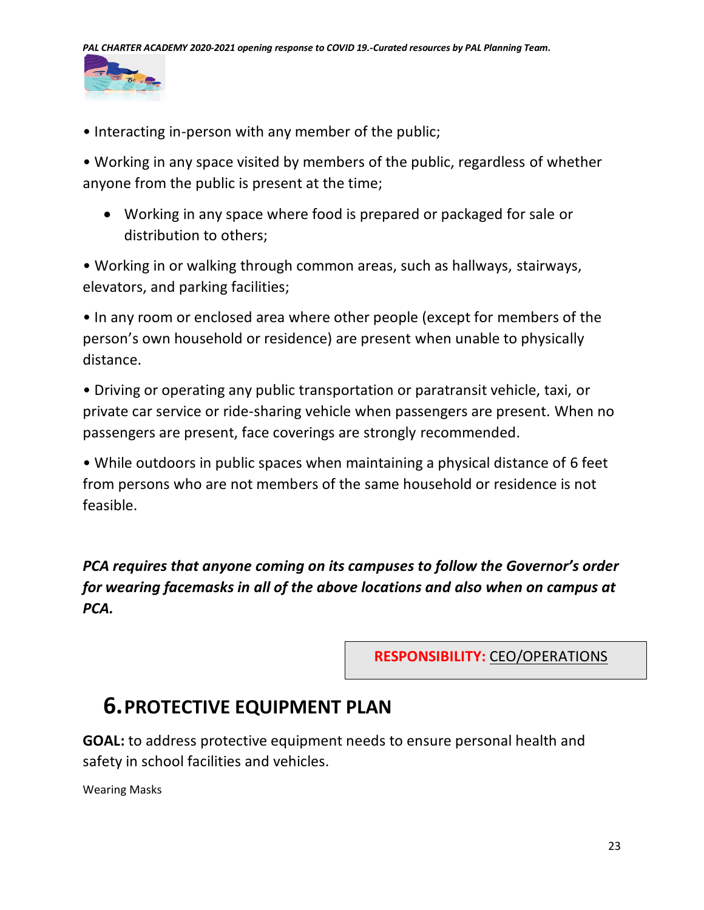- Interacting in-person with any member of the public;
- Working in any space visited by members of the public, regardless of whether anyone from the public is present at the time;
  - Working in any space where food is prepared or packaged for sale or distribution to others;
- Working in or walking through common areas, such as hallways, stairways, elevators, and parking facilities;
- In any room or enclosed area where other people (except for members of the person's own household or residence) are present when unable to physically distance.
- Driving or operating any public transportation or paratransit vehicle, taxi, or private car service or ride-sharing vehicle when passengers are present. When no passengers are present, face coverings are strongly recommended.
- While outdoors in public spaces when maintaining a physical distance of 6 feet from persons who are not members of the same household or residence is not feasible.

***PCA requires that anyone coming on its campuses to follow the Governor's order for wearing facemasks in all of the above locations and also when on campus at PCA.***

**RESPONSIBILITY:** CEO/OPERATIONS

# 6. PROTECTIVE EQUIPMENT PLAN

**GOAL:** to address protective equipment needs to ensure personal health and safety in school facilities and vehicles.

Wearing Masks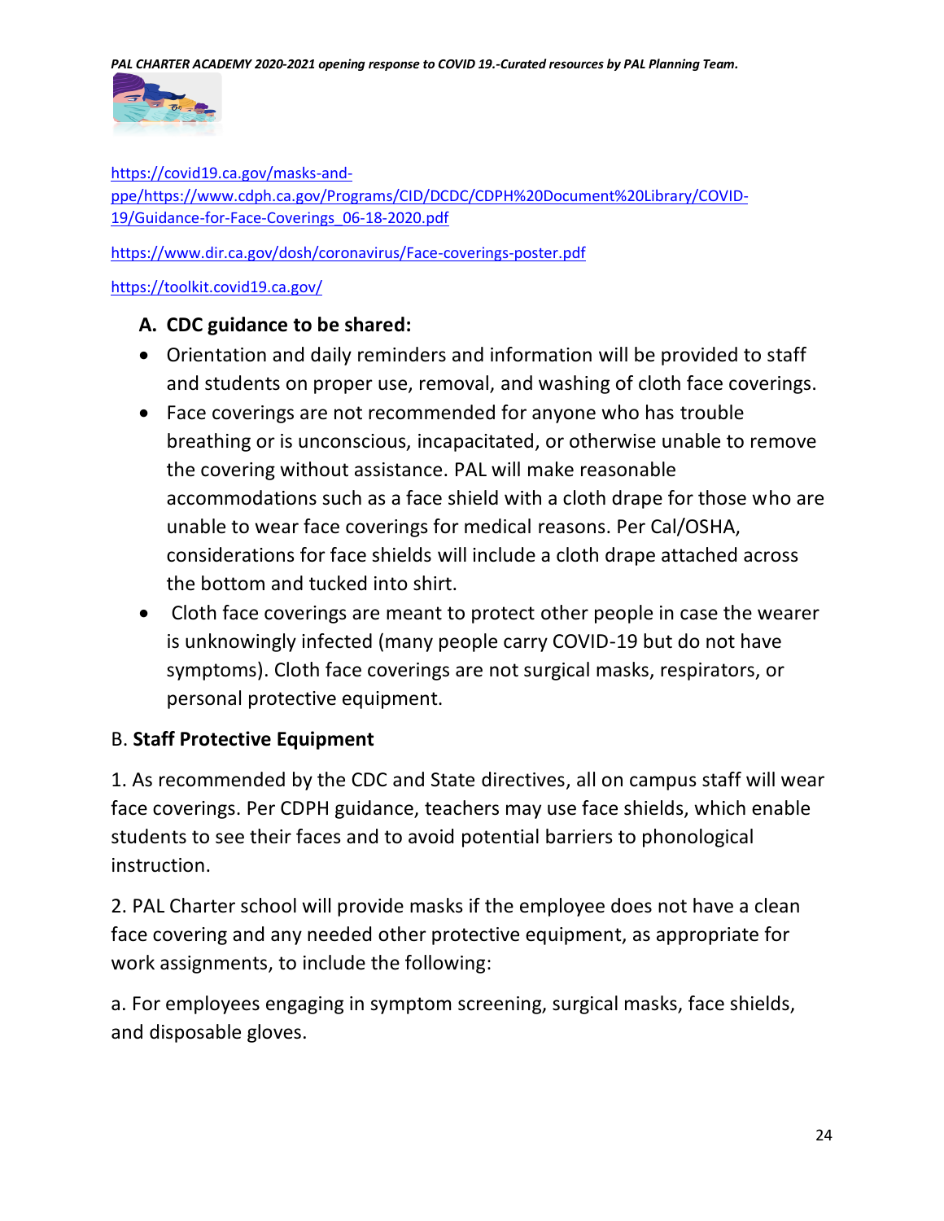https://covid19.ca.gov/masks-and-ppe/https://www.cdph.ca.gov/Programs/CID/DCDC/CDPH%20Document%20Library/COVID-19/Guidance-for-Face-Coverings_06-18-2020.pdf

https://www.dir.ca.gov/dosh/coronavirus/Face-coverings-poster.pdf

https://toolkit.covid19.ca.gov/

**A. CDC guidance to be shared:**

- Orientation and daily reminders and information will be provided to staff and students on proper use, removal, and washing of cloth face coverings.
- Face coverings are not recommended for anyone who has trouble breathing or is unconscious, incapacitated, or otherwise unable to remove the covering without assistance. PAL will make reasonable accommodations such as a face shield with a cloth drape for those who are unable to wear face coverings for medical reasons. Per Cal/OSHA, considerations for face shields will include a cloth drape attached across the bottom and tucked into shirt.
- Cloth face coverings are meant to protect other people in case the wearer is unknowingly infected (many people carry COVID-19 but do not have symptoms). Cloth face coverings are not surgical masks, respirators, or personal protective equipment.

B. **Staff Protective Equipment**

1. As recommended by the CDC and State directives, all on campus staff will wear face coverings. Per CDPH guidance, teachers may use face shields, which enable students to see their faces and to avoid potential barriers to phonological instruction.

2. PAL Charter school will provide masks if the employee does not have a clean face covering and any needed other protective equipment, as appropriate for work assignments, to include the following:

a. For employees engaging in symptom screening, surgical masks, face shields, and disposable gloves.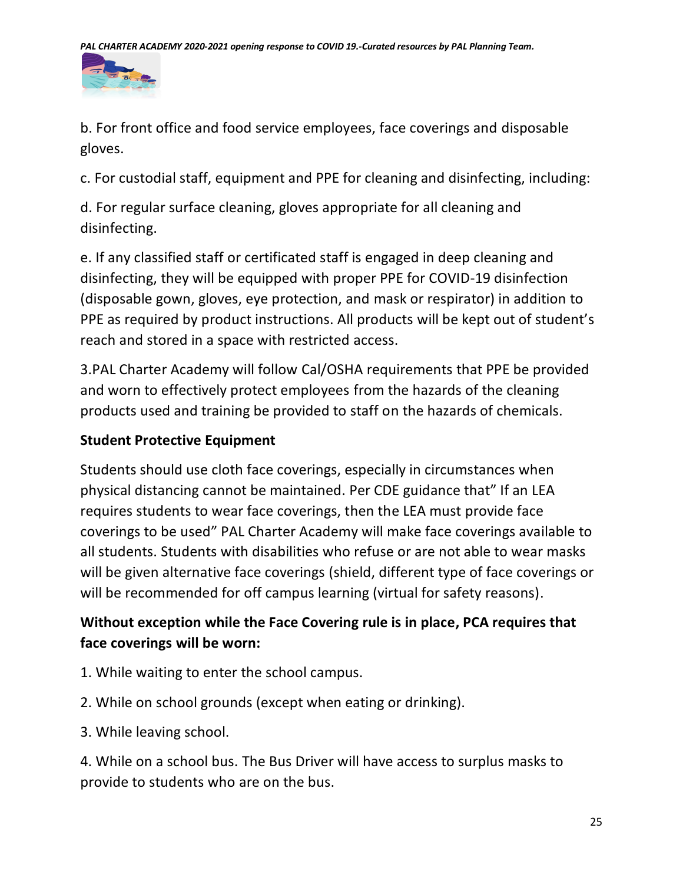b. For front office and food service employees, face coverings and disposable gloves.

c. For custodial staff, equipment and PPE for cleaning and disinfecting, including:

d. For regular surface cleaning, gloves appropriate for all cleaning and disinfecting.

e. If any classified staff or certificated staff is engaged in deep cleaning and disinfecting, they will be equipped with proper PPE for COVID-19 disinfection (disposable gown, gloves, eye protection, and mask or respirator) in addition to PPE as required by product instructions. All products will be kept out of student's reach and stored in a space with restricted access.

3.PAL Charter Academy will follow Cal/OSHA requirements that PPE be provided and worn to effectively protect employees from the hazards of the cleaning products used and training be provided to staff on the hazards of chemicals.

**Student Protective Equipment**

Students should use cloth face coverings, especially in circumstances when physical distancing cannot be maintained. Per CDE guidance that" If an LEA requires students to wear face coverings, then the LEA must provide face coverings to be used" PAL Charter Academy will make face coverings available to all students. Students with disabilities who refuse or are not able to wear masks will be given alternative face coverings (shield, different type of face coverings or will be recommended for off campus learning (virtual for safety reasons).

**Without exception while the Face Covering rule is in place, PCA requires that face coverings will be worn:**

1. While waiting to enter the school campus.

2. While on school grounds (except when eating or drinking).

3. While leaving school.

4. While on a school bus. The Bus Driver will have access to surplus masks to provide to students who are on the bus.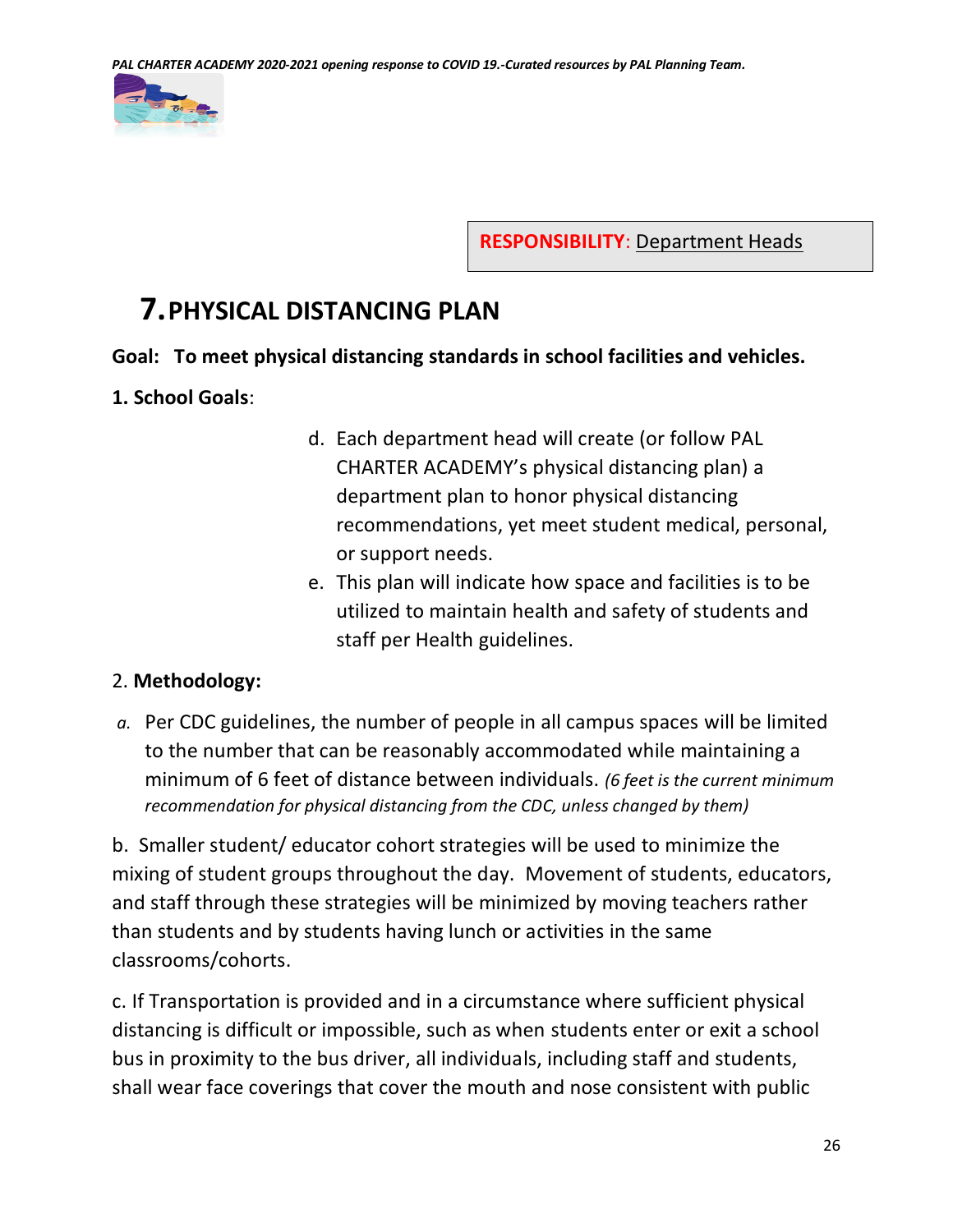**RESPONSIBILITY**: Department Heads

# 7. PHYSICAL DISTANCING PLAN

**Goal: To meet physical distancing standards in school facilities and vehicles.**

**1. School Goals**:

d. Each department head will create (or follow PAL CHARTER ACADEMY's physical distancing plan) a department plan to honor physical distancing recommendations, yet meet student medical, personal, or support needs.

e. This plan will indicate how space and facilities is to be utilized to maintain health and safety of students and staff per Health guidelines.

2. **Methodology:**

*a.* Per CDC guidelines, the number of people in all campus spaces will be limited to the number that can be reasonably accommodated while maintaining a minimum of 6 feet of distance between individuals. *(6 feet is the current minimum recommendation for physical distancing from the CDC, unless changed by them)*

b. Smaller student/ educator cohort strategies will be used to minimize the mixing of student groups throughout the day. Movement of students, educators, and staff through these strategies will be minimized by moving teachers rather than students and by students having lunch or activities in the same classrooms/cohorts.

c. If Transportation is provided and in a circumstance where sufficient physical distancing is difficult or impossible, such as when students enter or exit a school bus in proximity to the bus driver, all individuals, including staff and students, shall wear face coverings that cover the mouth and nose consistent with public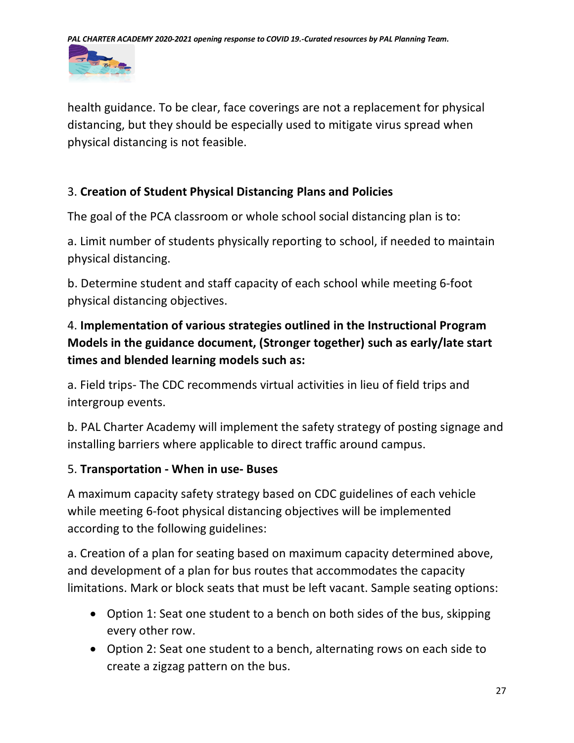health guidance. To be clear, face coverings are not a replacement for physical distancing, but they should be especially used to mitigate virus spread when physical distancing is not feasible.

3. **Creation of Student Physical Distancing Plans and Policies**

The goal of the PCA classroom or whole school social distancing plan is to:

a. Limit number of students physically reporting to school, if needed to maintain physical distancing.

b. Determine student and staff capacity of each school while meeting 6-foot physical distancing objectives.

4. **Implementation of various strategies outlined in the Instructional Program Models in the guidance document, (Stronger together) such as early/late start times and blended learning models such as:**

a. Field trips- The CDC recommends virtual activities in lieu of field trips and intergroup events.

b. PAL Charter Academy will implement the safety strategy of posting signage and installing barriers where applicable to direct traffic around campus.

5. **Transportation - When in use- Buses**

A maximum capacity safety strategy based on CDC guidelines of each vehicle while meeting 6-foot physical distancing objectives will be implemented according to the following guidelines:

a. Creation of a plan for seating based on maximum capacity determined above, and development of a plan for bus routes that accommodates the capacity limitations. Mark or block seats that must be left vacant. Sample seating options:

- Option 1: Seat one student to a bench on both sides of the bus, skipping every other row.
- Option 2: Seat one student to a bench, alternating rows on each side to create a zigzag pattern on the bus.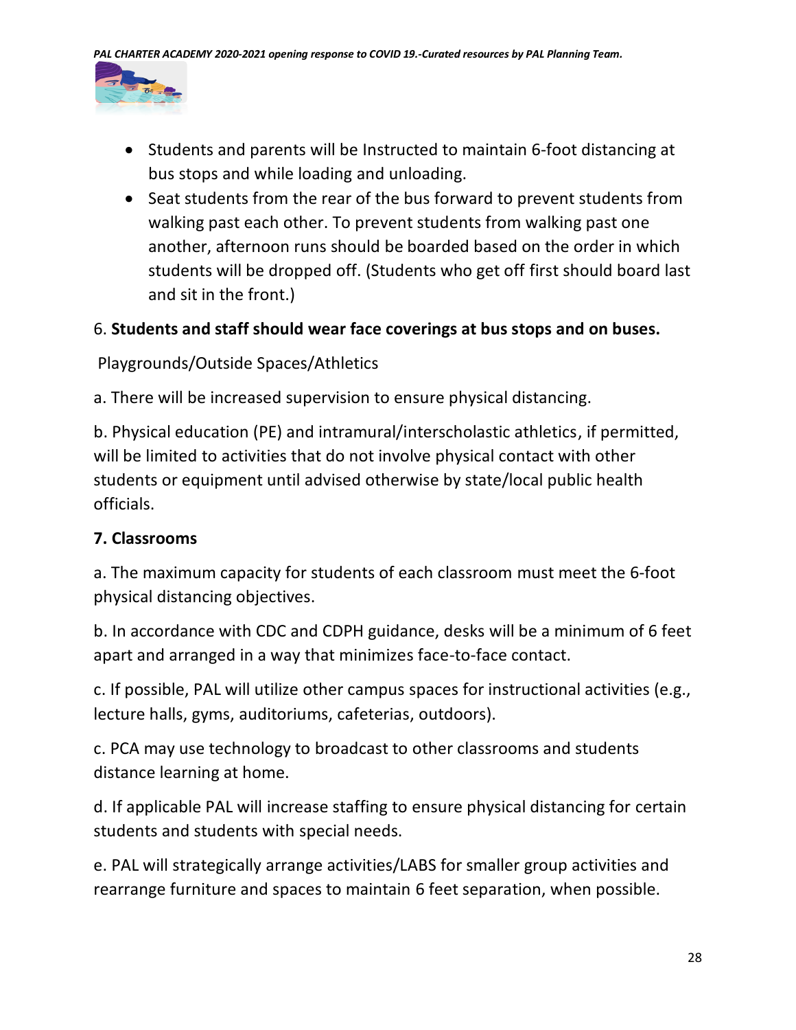- Students and parents will be Instructed to maintain 6-foot distancing at bus stops and while loading and unloading.
- Seat students from the rear of the bus forward to prevent students from walking past each other. To prevent students from walking past one another, afternoon runs should be boarded based on the order in which students will be dropped off. (Students who get off first should board last and sit in the front.)

6. **Students and staff should wear face coverings at bus stops and on buses.**

Playgrounds/Outside Spaces/Athletics

a. There will be increased supervision to ensure physical distancing.

b. Physical education (PE) and intramural/interscholastic athletics, if permitted, will be limited to activities that do not involve physical contact with other students or equipment until advised otherwise by state/local public health officials.

**7. Classrooms**

a. The maximum capacity for students of each classroom must meet the 6-foot physical distancing objectives.

b. In accordance with CDC and CDPH guidance, desks will be a minimum of 6 feet apart and arranged in a way that minimizes face-to-face contact.

c. If possible, PAL will utilize other campus spaces for instructional activities (e.g., lecture halls, gyms, auditoriums, cafeterias, outdoors).

c. PCA may use technology to broadcast to other classrooms and students distance learning at home.

d. If applicable PAL will increase staffing to ensure physical distancing for certain students and students with special needs.

e. PAL will strategically arrange activities/LABS for smaller group activities and rearrange furniture and spaces to maintain 6 feet separation, when possible.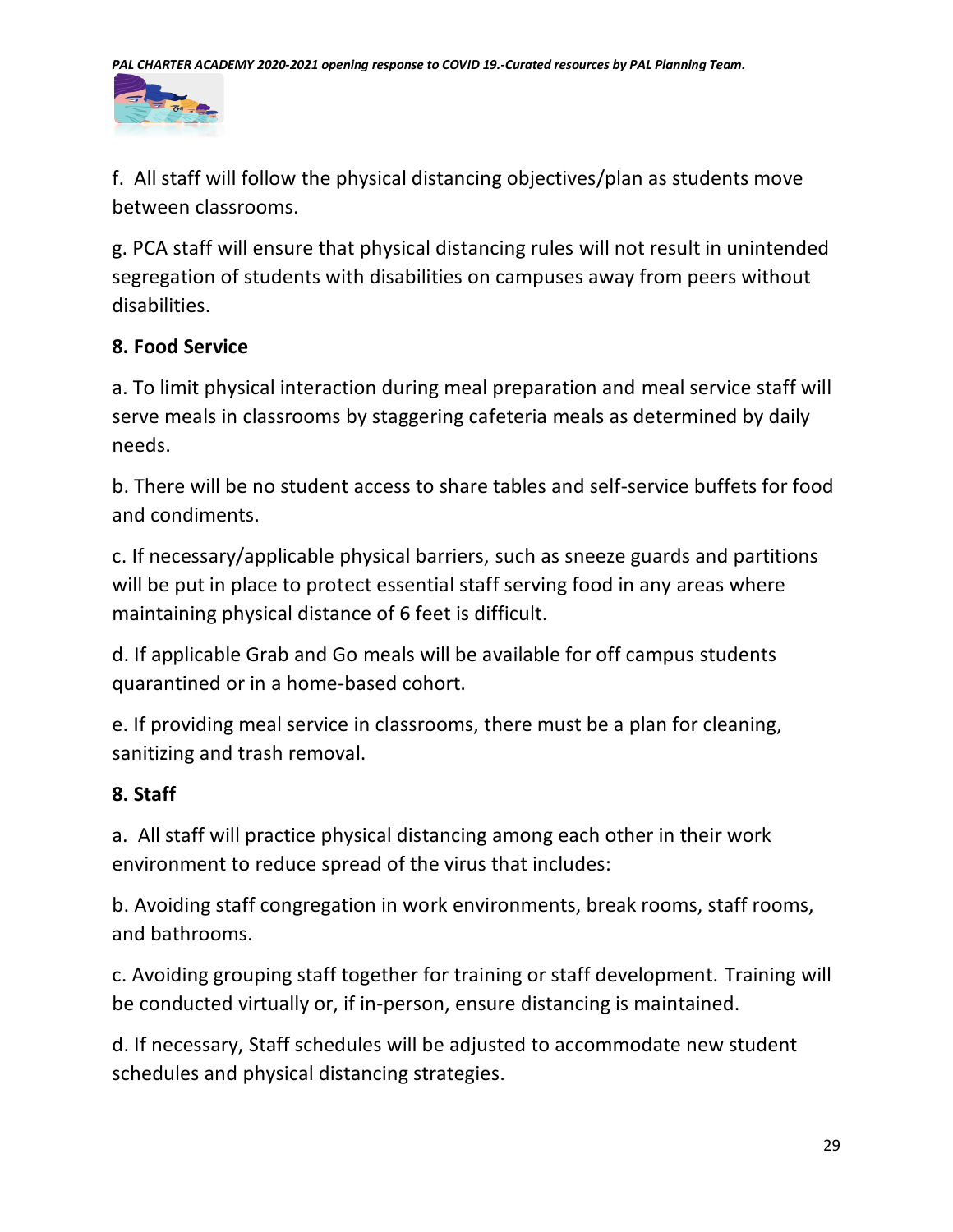f. All staff will follow the physical distancing objectives/plan as students move between classrooms.

g. PCA staff will ensure that physical distancing rules will not result in unintended segregation of students with disabilities on campuses away from peers without disabilities.

**8. Food Service**

a. To limit physical interaction during meal preparation and meal service staff will serve meals in classrooms by staggering cafeteria meals as determined by daily needs.

b. There will be no student access to share tables and self-service buffets for food and condiments.

c. If necessary/applicable physical barriers, such as sneeze guards and partitions will be put in place to protect essential staff serving food in any areas where maintaining physical distance of 6 feet is difficult.

d. If applicable Grab and Go meals will be available for off campus students quarantined or in a home-based cohort.

e. If providing meal service in classrooms, there must be a plan for cleaning, sanitizing and trash removal.

**8. Staff**

a. All staff will practice physical distancing among each other in their work environment to reduce spread of the virus that includes:

b. Avoiding staff congregation in work environments, break rooms, staff rooms, and bathrooms.

c. Avoiding grouping staff together for training or staff development. Training will be conducted virtually or, if in-person, ensure distancing is maintained.

d. If necessary, Staff schedules will be adjusted to accommodate new student schedules and physical distancing strategies.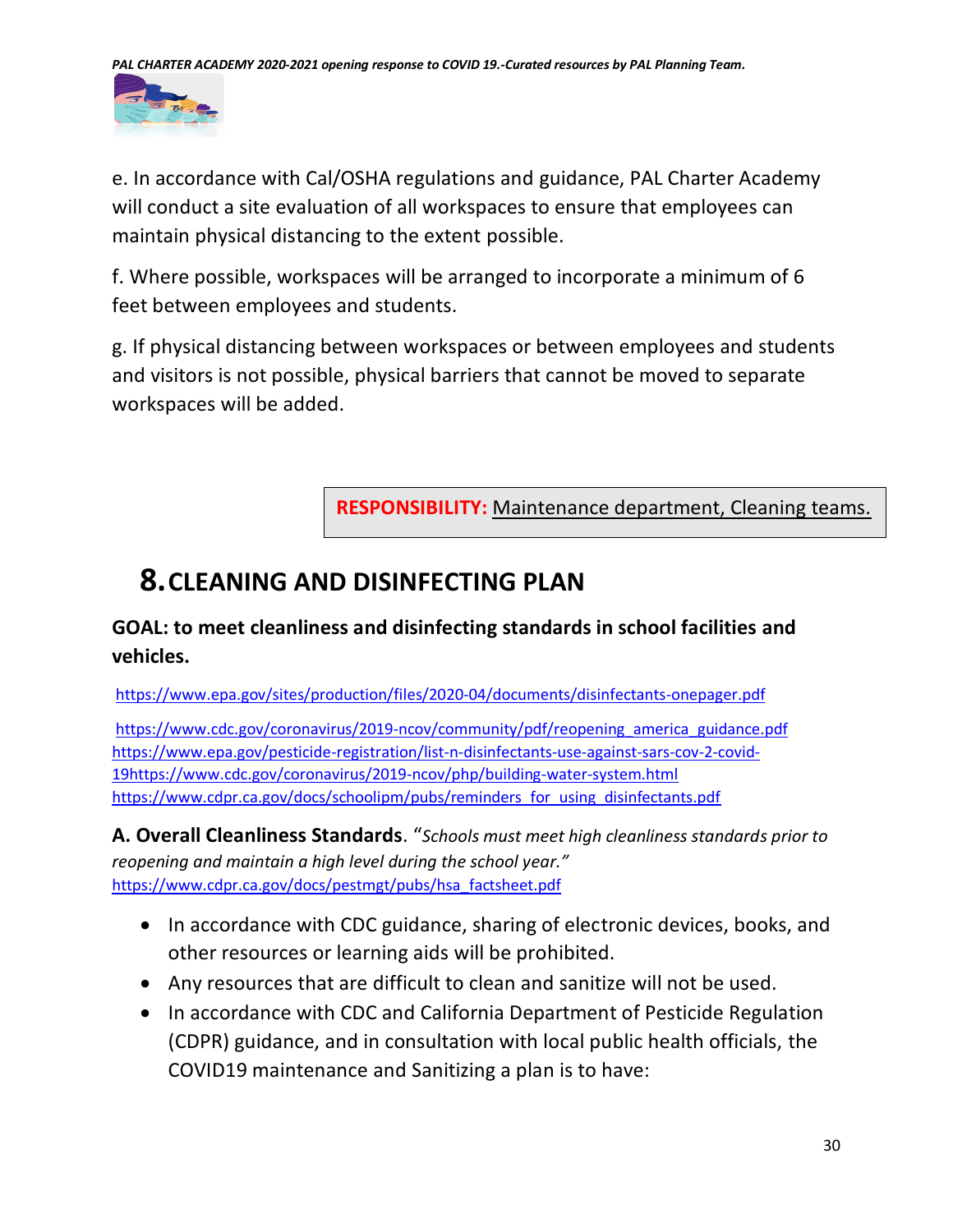e. In accordance with Cal/OSHA regulations and guidance, PAL Charter Academy will conduct a site evaluation of all workspaces to ensure that employees can maintain physical distancing to the extent possible.

f. Where possible, workspaces will be arranged to incorporate a minimum of 6 feet between employees and students.

g. If physical distancing between workspaces or between employees and students and visitors is not possible, physical barriers that cannot be moved to separate workspaces will be added.

**RESPONSIBILITY:** Maintenance department, Cleaning teams.

# 8. CLEANING AND DISINFECTING PLAN

**GOAL: to meet cleanliness and disinfecting standards in school facilities and vehicles.**

https://www.epa.gov/sites/production/files/2020-04/documents/disinfectants-onepager.pdf

https://www.cdc.gov/coronavirus/2019-ncov/community/pdf/reopening_america_guidance.pdf
https://www.epa.gov/pesticide-registration/list-n-disinfectants-use-against-sars-cov-2-covid-19https://www.cdc.gov/coronavirus/2019-ncov/php/building-water-system.html
https://www.cdpr.ca.gov/docs/schoolipm/pubs/reminders_for_using_disinfectants.pdf

**A. Overall Cleanliness Standards**. "*Schools must meet high cleanliness standards prior to reopening and maintain a high level during the school year.*"
https://www.cdpr.ca.gov/docs/pestmgt/pubs/hsa_factsheet.pdf

- In accordance with CDC guidance, sharing of electronic devices, books, and other resources or learning aids will be prohibited.
- Any resources that are difficult to clean and sanitize will not be used.
- In accordance with CDC and California Department of Pesticide Regulation (CDPR) guidance, and in consultation with local public health officials, the COVID19 maintenance and Sanitizing a plan is to have: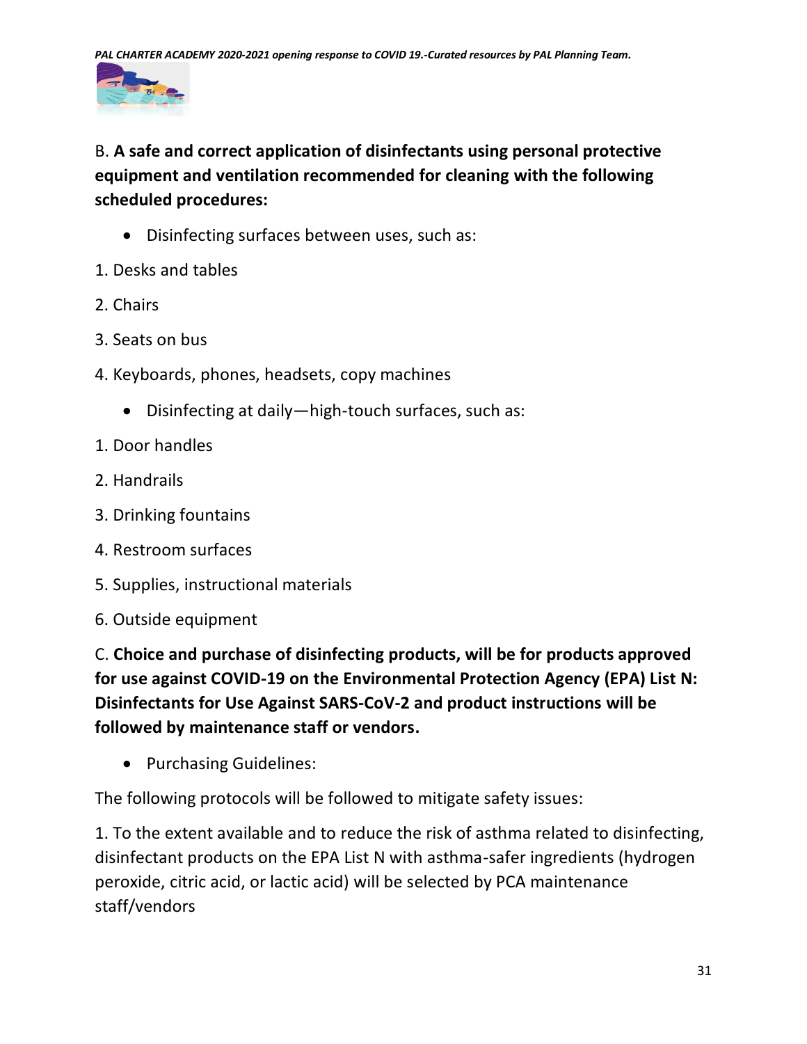B. **A safe and correct application of disinfectants using personal protective equipment and ventilation recommended for cleaning with the following scheduled procedures:**

- Disinfecting surfaces between uses, such as:

1. Desks and tables
2. Chairs
3. Seats on bus
4. Keyboards, phones, headsets, copy machines

- Disinfecting at daily—high-touch surfaces, such as:

1. Door handles
2. Handrails
3. Drinking fountains
4. Restroom surfaces
5. Supplies, instructional materials
6. Outside equipment

C. **Choice and purchase of disinfecting products, will be for products approved for use against COVID-19 on the Environmental Protection Agency (EPA) List N: Disinfectants for Use Against SARS-CoV-2 and product instructions will be followed by maintenance staff or vendors.**

- Purchasing Guidelines:

The following protocols will be followed to mitigate safety issues:

1. To the extent available and to reduce the risk of asthma related to disinfecting, disinfectant products on the EPA List N with asthma-safer ingredients (hydrogen peroxide, citric acid, or lactic acid) will be selected by PCA maintenance staff/vendors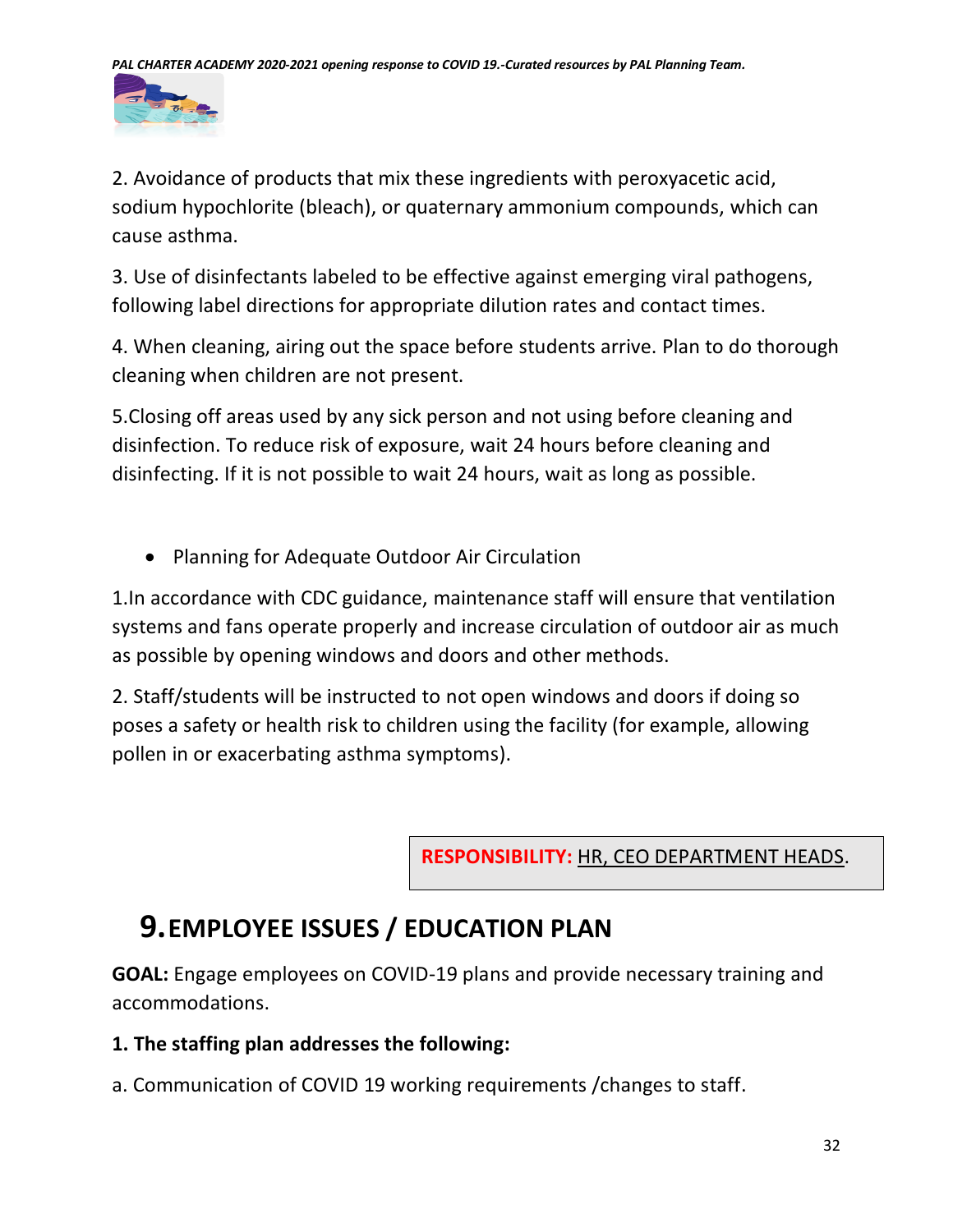2. Avoidance of products that mix these ingredients with peroxyacetic acid, sodium hypochlorite (bleach), or quaternary ammonium compounds, which can cause asthma.

3. Use of disinfectants labeled to be effective against emerging viral pathogens, following label directions for appropriate dilution rates and contact times.

4. When cleaning, airing out the space before students arrive. Plan to do thorough cleaning when children are not present.

5.Closing off areas used by any sick person and not using before cleaning and disinfection. To reduce risk of exposure, wait 24 hours before cleaning and disinfecting. If it is not possible to wait 24 hours, wait as long as possible.

- Planning for Adequate Outdoor Air Circulation

1.In accordance with CDC guidance, maintenance staff will ensure that ventilation systems and fans operate properly and increase circulation of outdoor air as much as possible by opening windows and doors and other methods.

2. Staff/students will be instructed to not open windows and doors if doing so poses a safety or health risk to children using the facility (for example, allowing pollen in or exacerbating asthma symptoms).

**RESPONSIBILITY:** HR, CEO DEPARTMENT HEADS.

## 9. EMPLOYEE ISSUES / EDUCATION PLAN

**GOAL:** Engage employees on COVID-19 plans and provide necessary training and accommodations.

**1. The staffing plan addresses the following:**

a. Communication of COVID 19 working requirements /changes to staff.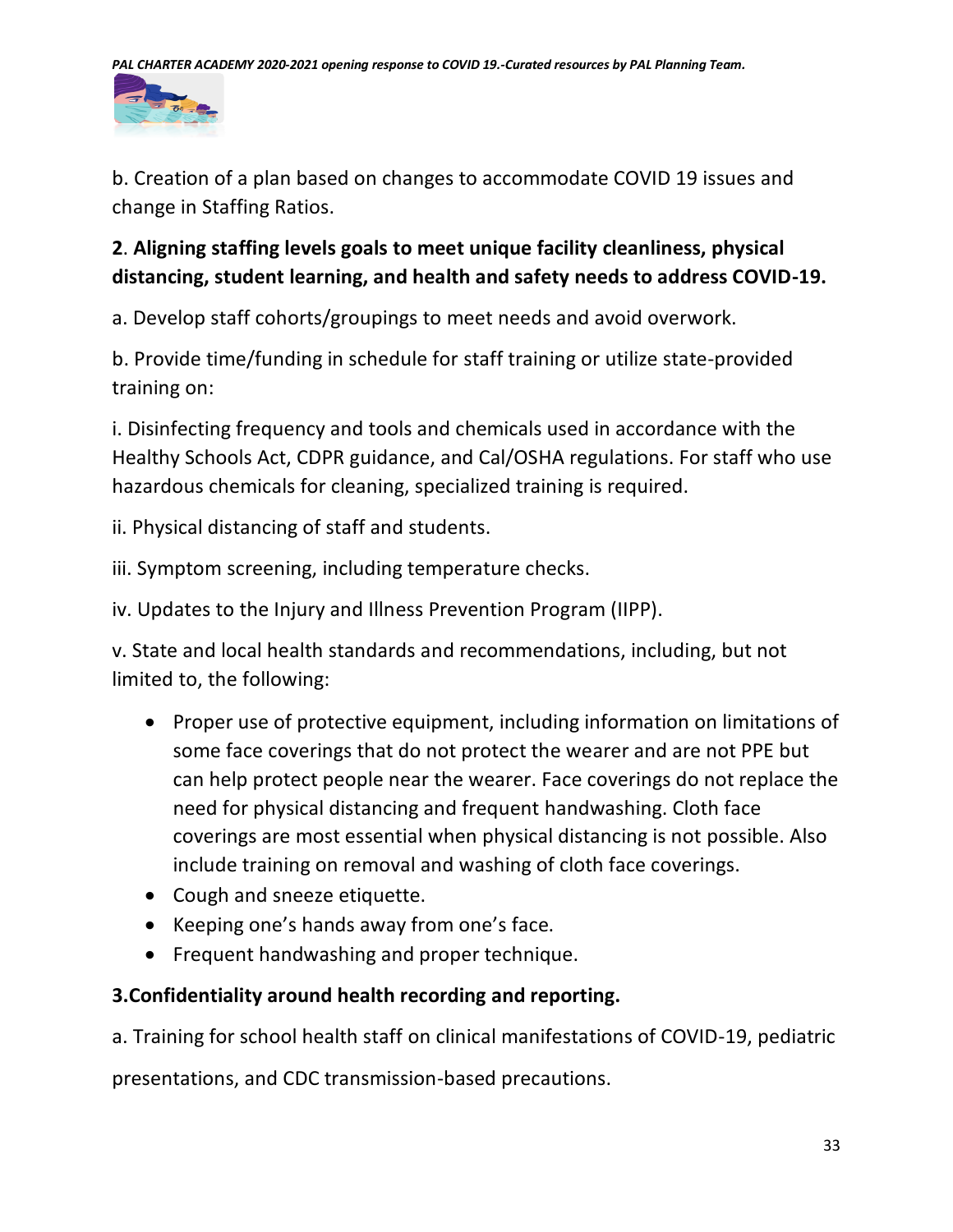b. Creation of a plan based on changes to accommodate COVID 19 issues and change in Staffing Ratios.

**2. Aligning staffing levels goals to meet unique facility cleanliness, physical distancing, student learning, and health and safety needs to address COVID-19.**

a. Develop staff cohorts/groupings to meet needs and avoid overwork.

b. Provide time/funding in schedule for staff training or utilize state-provided training on:

i. Disinfecting frequency and tools and chemicals used in accordance with the Healthy Schools Act, CDPR guidance, and Cal/OSHA regulations. For staff who use hazardous chemicals for cleaning, specialized training is required.

ii. Physical distancing of staff and students.

iii. Symptom screening, including temperature checks.

iv. Updates to the Injury and Illness Prevention Program (IIPP).

v. State and local health standards and recommendations, including, but not limited to, the following:

- Proper use of protective equipment, including information on limitations of some face coverings that do not protect the wearer and are not PPE but can help protect people near the wearer. Face coverings do not replace the need for physical distancing and frequent handwashing. Cloth face coverings are most essential when physical distancing is not possible. Also include training on removal and washing of cloth face coverings.
- Cough and sneeze etiquette.
- Keeping one's hands away from one's face.
- Frequent handwashing and proper technique.

**3. Confidentiality around health recording and reporting.**

a. Training for school health staff on clinical manifestations of COVID-19, pediatric presentations, and CDC transmission-based precautions.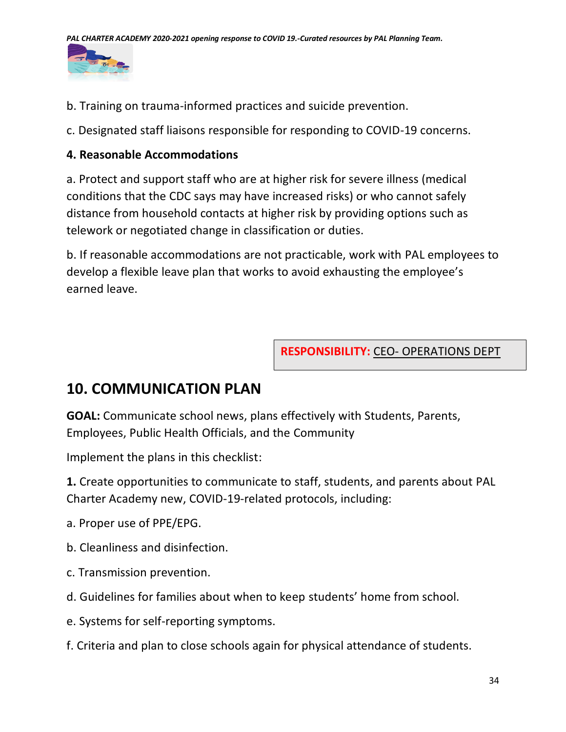b. Training on trauma-informed practices and suicide prevention.

c. Designated staff liaisons responsible for responding to COVID-19 concerns.

**4. Reasonable Accommodations**

a. Protect and support staff who are at higher risk for severe illness (medical conditions that the CDC says may have increased risks) or who cannot safely distance from household contacts at higher risk by providing options such as telework or negotiated change in classification or duties.

b. If reasonable accommodations are not practicable, work with PAL employees to develop a flexible leave plan that works to avoid exhausting the employee's earned leave.

**RESPONSIBILITY:** CEO- OPERATIONS DEPT

## 10. COMMUNICATION PLAN

**GOAL:** Communicate school news, plans effectively with Students, Parents, Employees, Public Health Officials, and the Community

Implement the plans in this checklist:

**1.** Create opportunities to communicate to staff, students, and parents about PAL Charter Academy new, COVID-19-related protocols, including:

a. Proper use of PPE/EPG.

b. Cleanliness and disinfection.

c. Transmission prevention.

d. Guidelines for families about when to keep students' home from school.

e. Systems for self-reporting symptoms.

f. Criteria and plan to close schools again for physical attendance of students.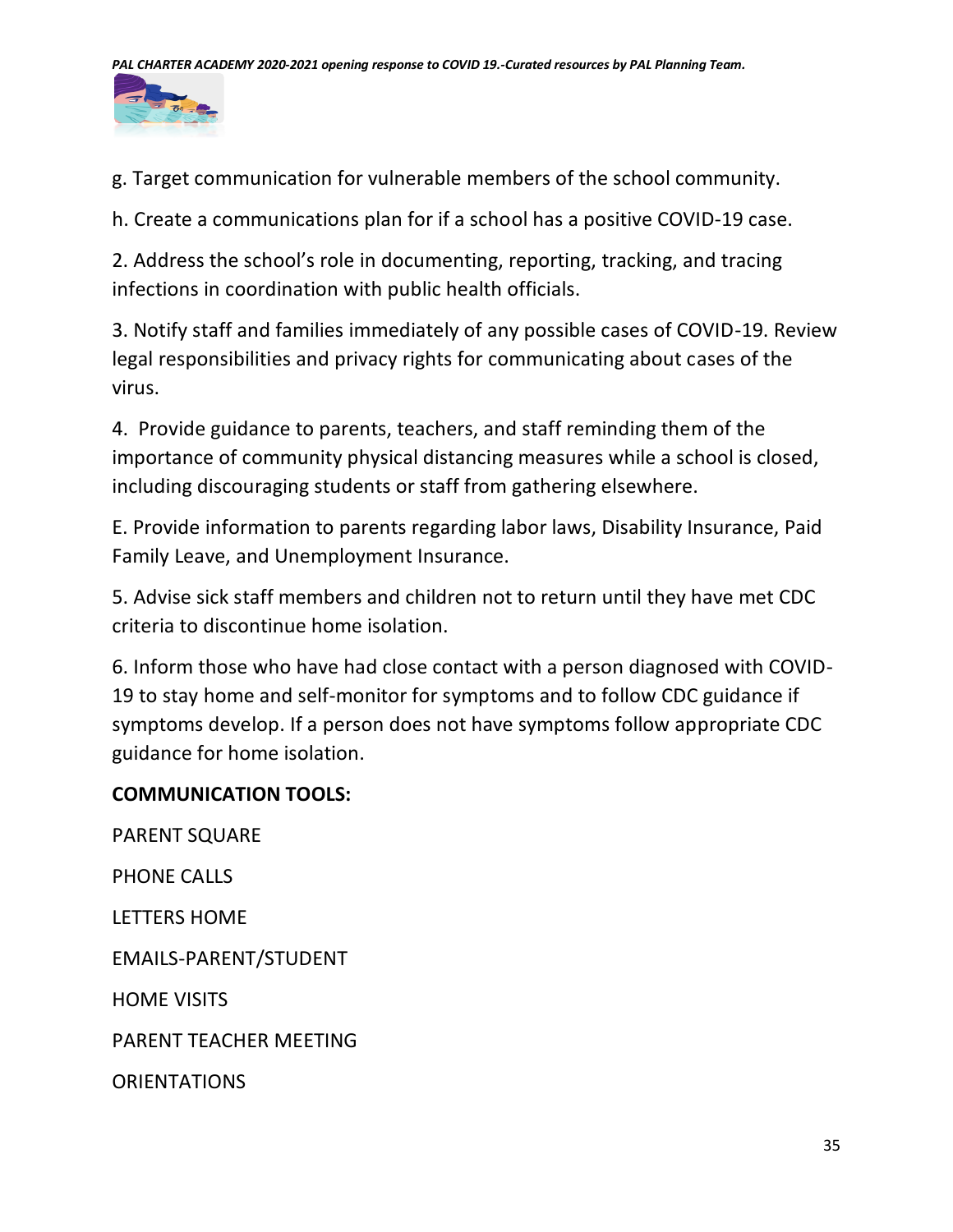g. Target communication for vulnerable members of the school community.

h. Create a communications plan for if a school has a positive COVID-19 case.

2. Address the school's role in documenting, reporting, tracking, and tracing infections in coordination with public health officials.

3. Notify staff and families immediately of any possible cases of COVID-19. Review legal responsibilities and privacy rights for communicating about cases of the virus.

4. Provide guidance to parents, teachers, and staff reminding them of the importance of community physical distancing measures while a school is closed, including discouraging students or staff from gathering elsewhere.

E. Provide information to parents regarding labor laws, Disability Insurance, Paid Family Leave, and Unemployment Insurance.

5. Advise sick staff members and children not to return until they have met CDC criteria to discontinue home isolation.

6. Inform those who have had close contact with a person diagnosed with COVID-19 to stay home and self-monitor for symptoms and to follow CDC guidance if symptoms develop. If a person does not have symptoms follow appropriate CDC guidance for home isolation.

**COMMUNICATION TOOLS:**

PARENT SQUARE

PHONE CALLS

LETTERS HOME

EMAILS-PARENT/STUDENT

HOME VISITS

PARENT TEACHER MEETING

ORIENTATIONS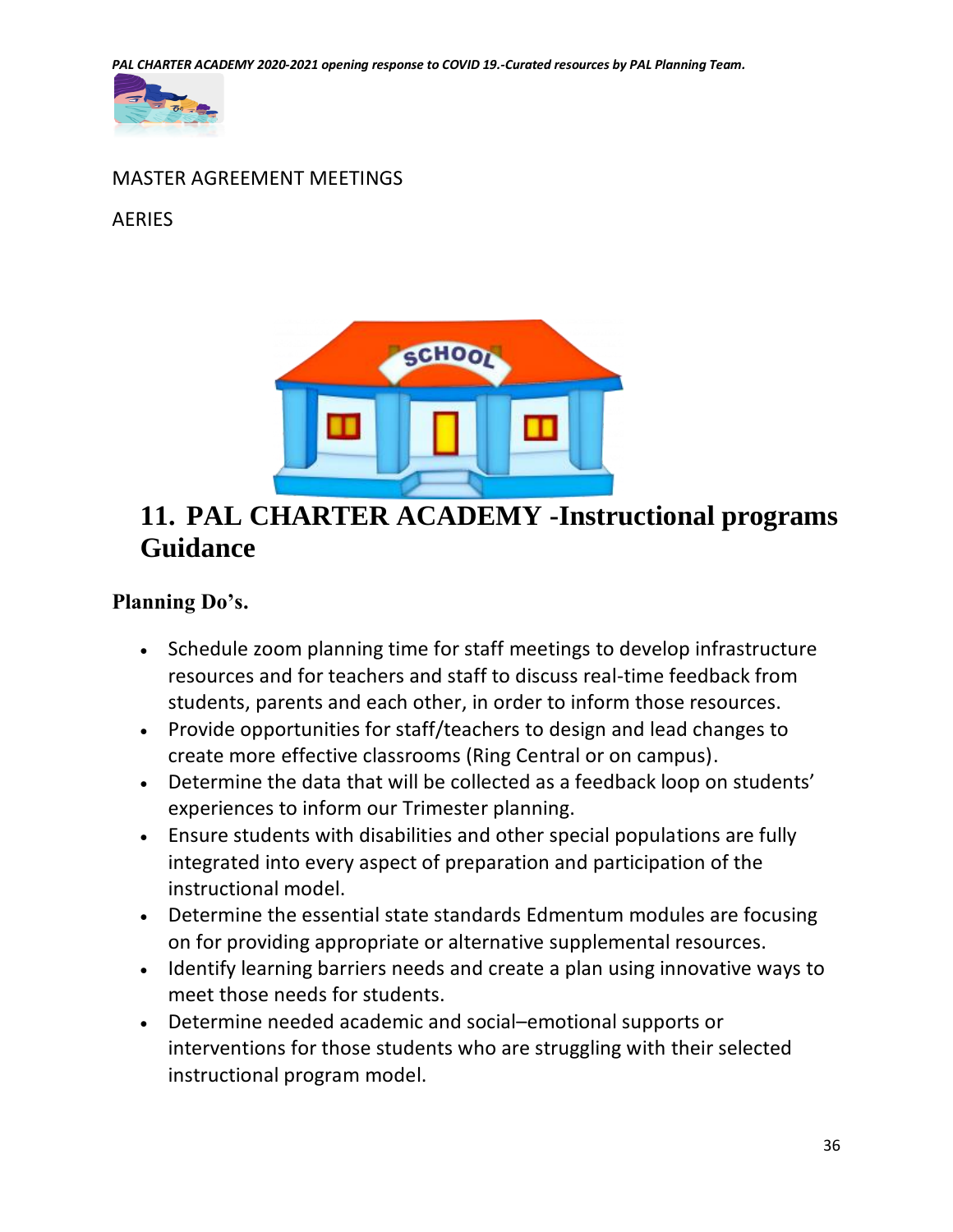MASTER AGREEMENT MEETINGS

AERIES

# 11. PAL CHARTER ACADEMY -Instructional programs Guidance

### Planning Do's.

- Schedule zoom planning time for staff meetings to develop infrastructure resources and for teachers and staff to discuss real-time feedback from students, parents and each other, in order to inform those resources.
- Provide opportunities for staff/teachers to design and lead changes to create more effective classrooms (Ring Central or on campus).
- Determine the data that will be collected as a feedback loop on students' experiences to inform our Trimester planning.
- Ensure students with disabilities and other special populations are fully integrated into every aspect of preparation and participation of the instructional model.
- Determine the essential state standards Edmentum modules are focusing on for providing appropriate or alternative supplemental resources.
- Identify learning barriers needs and create a plan using innovative ways to meet those needs for students.
- Determine needed academic and social–emotional supports or interventions for those students who are struggling with their selected instructional program model.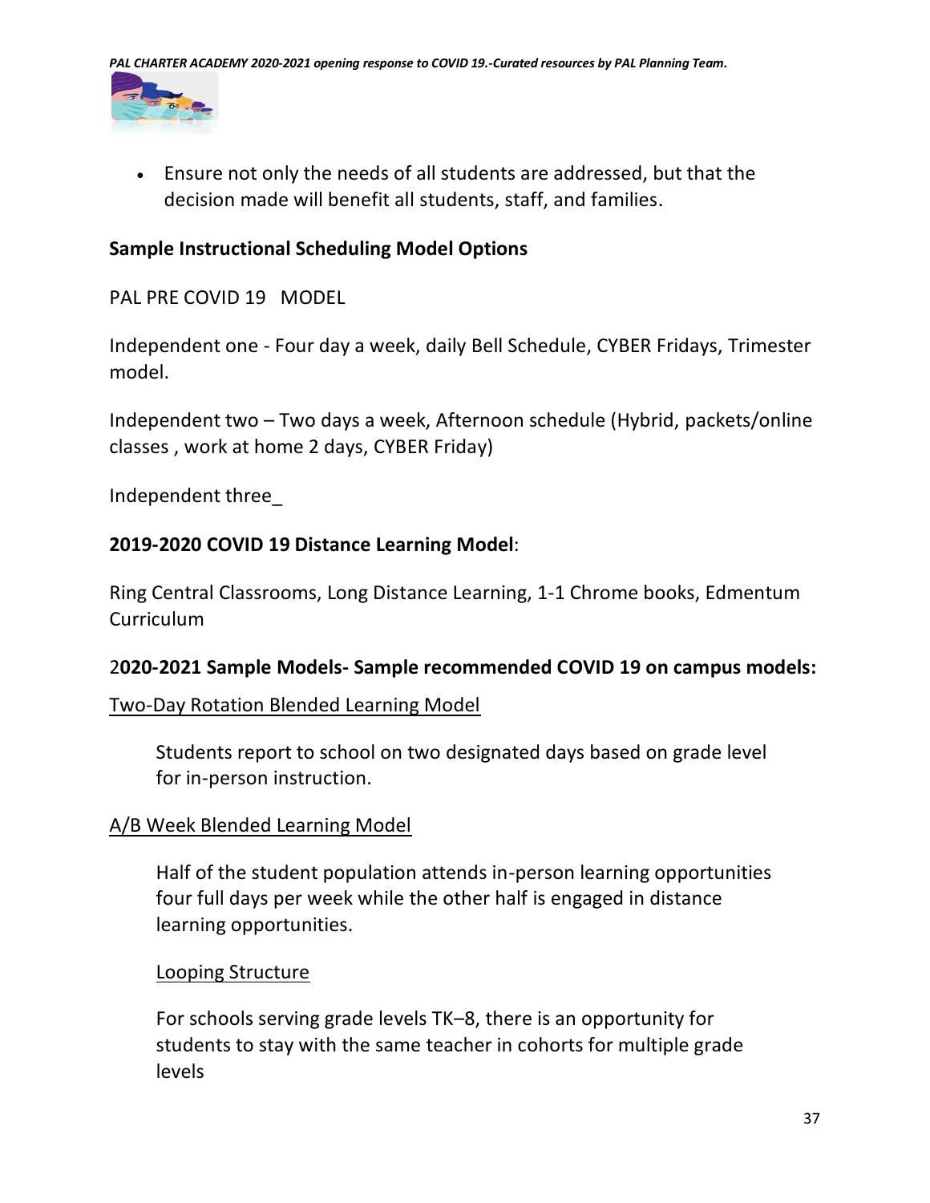- Ensure not only the needs of all students are addressed, but that the decision made will benefit all students, staff, and families.

**Sample Instructional Scheduling Model Options**

PAL PRE COVID 19 MODEL

Independent one - Four day a week, daily Bell Schedule, CYBER Fridays, Trimester model.

Independent two – Two days a week, Afternoon schedule (Hybrid, packets/online classes , work at home 2 days, CYBER Friday)

Independent three_

**2019-2020 COVID 19 Distance Learning Model**:

Ring Central Classrooms, Long Distance Learning, 1-1 Chrome books, Edmentum Curriculum

2**020-2021 Sample Models- Sample recommended COVID 19 on campus models:**

<u>Two-Day Rotation Blended Learning Model</u>

> Students report to school on two designated days based on grade level for in-person instruction.

<u>A/B Week Blended Learning Model</u>

> Half of the student population attends in-person learning opportunities four full days per week while the other half is engaged in distance learning opportunities.
>
> <u>Looping Structure</u>
>
> For schools serving grade levels TK–8, there is an opportunity for students to stay with the same teacher in cohorts for multiple grade levels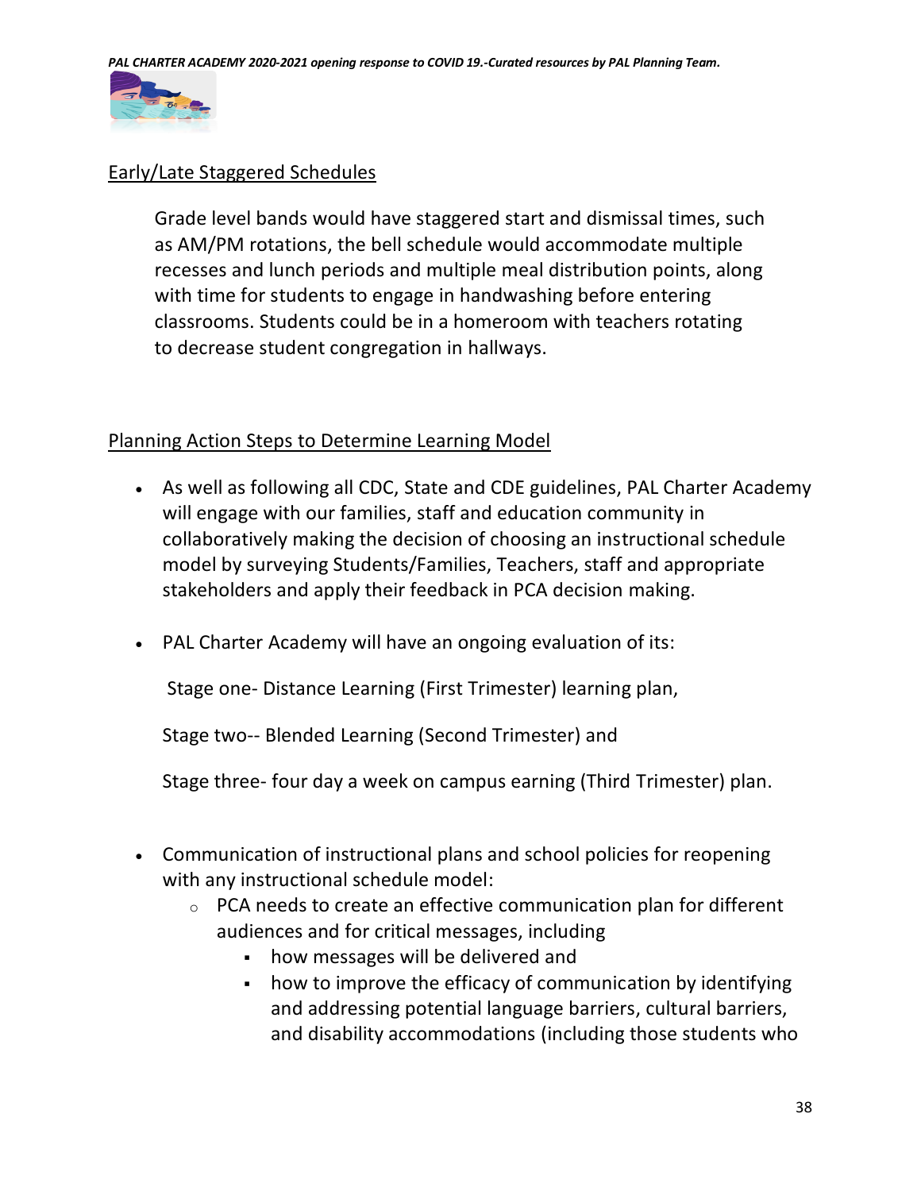Early/Late Staggered Schedules

Grade level bands would have staggered start and dismissal times, such as AM/PM rotations, the bell schedule would accommodate multiple recesses and lunch periods and multiple meal distribution points, along with time for students to engage in handwashing before entering classrooms. Students could be in a homeroom with teachers rotating to decrease student congregation in hallways.

Planning Action Steps to Determine Learning Model

- As well as following all CDC, State and CDE guidelines, PAL Charter Academy will engage with our families, staff and education community in collaboratively making the decision of choosing an instructional schedule model by surveying Students/Families, Teachers, staff and appropriate stakeholders and apply their feedback in PCA decision making.

- PAL Charter Academy will have an ongoing evaluation of its:

  Stage one- Distance Learning (First Trimester) learning plan,

  Stage two-- Blended Learning (Second Trimester) and

  Stage three- four day a week on campus earning (Third Trimester) plan.

- Communication of instructional plans and school policies for reopening with any instructional schedule model:
  - PCA needs to create an effective communication plan for different audiences and for critical messages, including
    - how messages will be delivered and
    - how to improve the efficacy of communication by identifying and addressing potential language barriers, cultural barriers, and disability accommodations (including those students who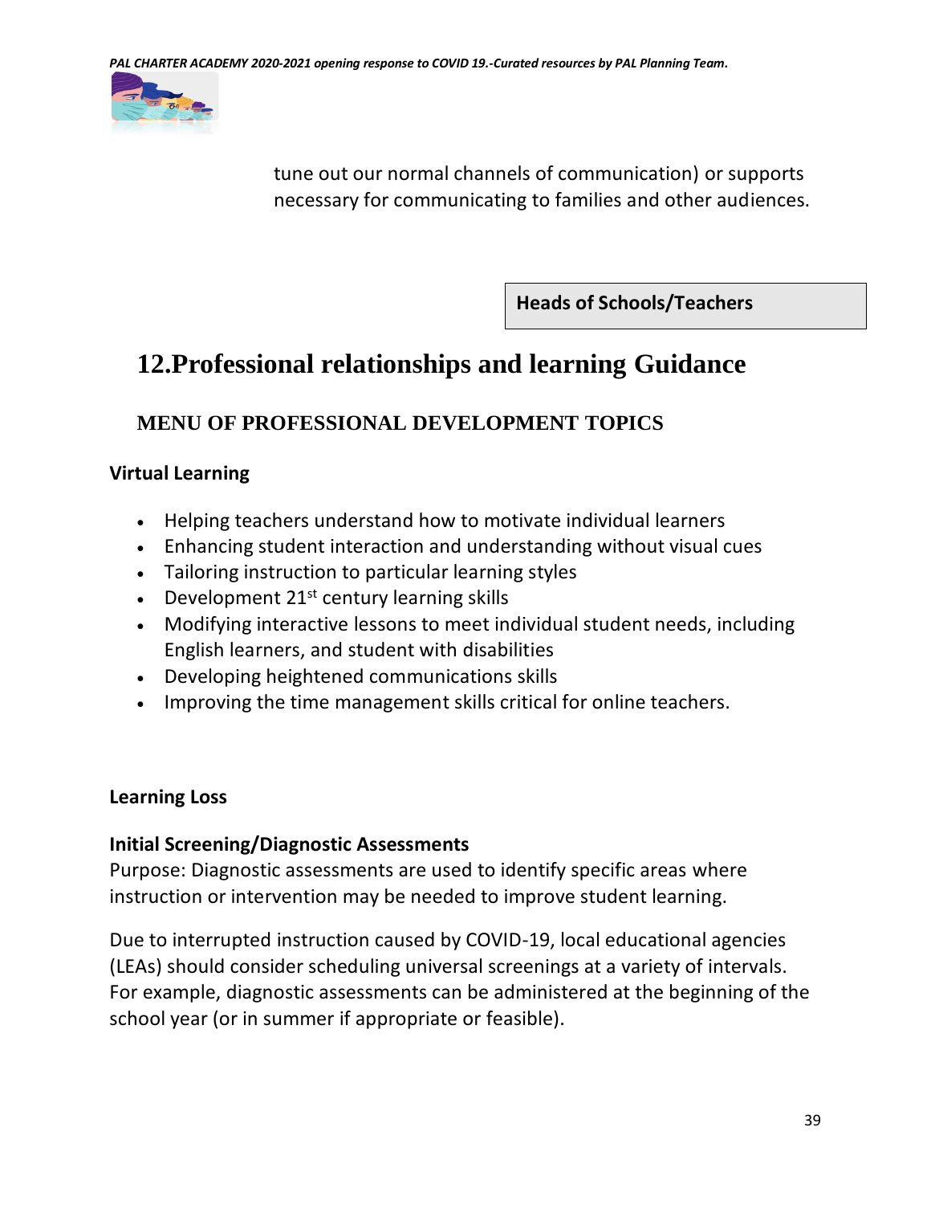tune out our normal channels of communication) or supports necessary for communicating to families and other audiences.

**Heads of Schools/Teachers**

# 12.Professional relationships and learning Guidance

## MENU OF PROFESSIONAL DEVELOPMENT TOPICS

### Virtual Learning

- Helping teachers understand how to motivate individual learners
- Enhancing student interaction and understanding without visual cues
- Tailoring instruction to particular learning styles
- Development 21st century learning skills
- Modifying interactive lessons to meet individual student needs, including English learners, and student with disabilities
- Developing heightened communications skills
- Improving the time management skills critical for online teachers.

### Learning Loss

### Initial Screening/Diagnostic Assessments

Purpose: Diagnostic assessments are used to identify specific areas where instruction or intervention may be needed to improve student learning.

Due to interrupted instruction caused by COVID-19, local educational agencies (LEAs) should consider scheduling universal screenings at a variety of intervals. For example, diagnostic assessments can be administered at the beginning of the school year (or in summer if appropriate or feasible).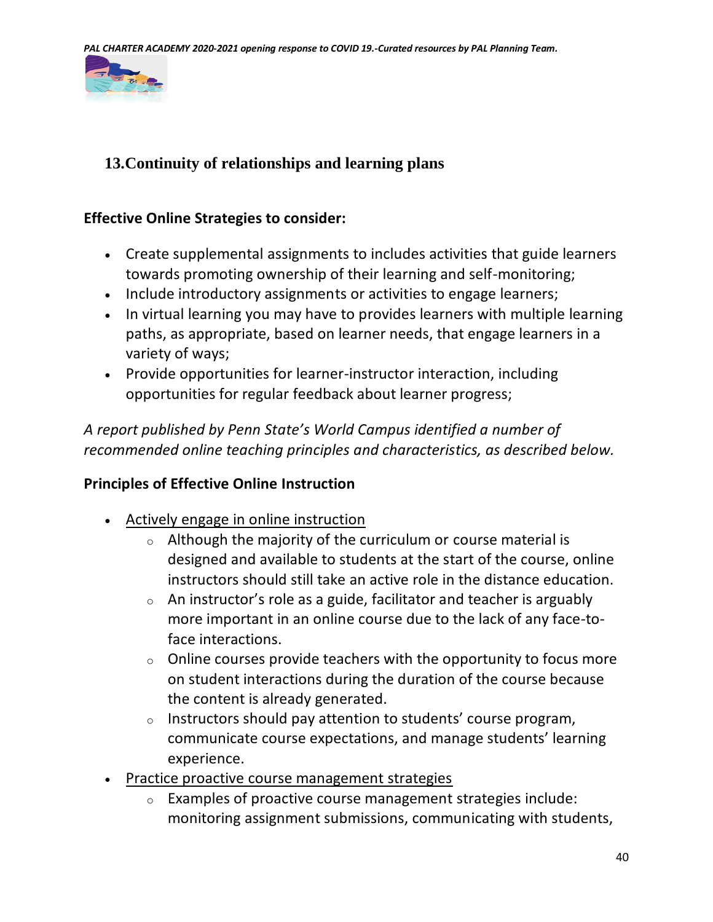## 13. Continuity of relationships and learning plans

**Effective Online Strategies to consider:**

- Create supplemental assignments to includes activities that guide learners towards promoting ownership of their learning and self-monitoring;
- Include introductory assignments or activities to engage learners;
- In virtual learning you may have to provides learners with multiple learning paths, as appropriate, based on learner needs, that engage learners in a variety of ways;
- Provide opportunities for learner-instructor interaction, including opportunities for regular feedback about learner progress;

*A report published by Penn State's World Campus identified a number of recommended online teaching principles and characteristics, as described below.*

**Principles of Effective Online Instruction**

- <u>Actively engage in online instruction</u>
  - Although the majority of the curriculum or course material is designed and available to students at the start of the course, online instructors should still take an active role in the distance education.
  - An instructor's role as a guide, facilitator and teacher is arguably more important in an online course due to the lack of any face-to-face interactions.
  - Online courses provide teachers with the opportunity to focus more on student interactions during the duration of the course because the content is already generated.
  - Instructors should pay attention to students' course program, communicate course expectations, and manage students' learning experience.
- <u>Practice proactive course management strategies</u>
  - Examples of proactive course management strategies include: monitoring assignment submissions, communicating with students,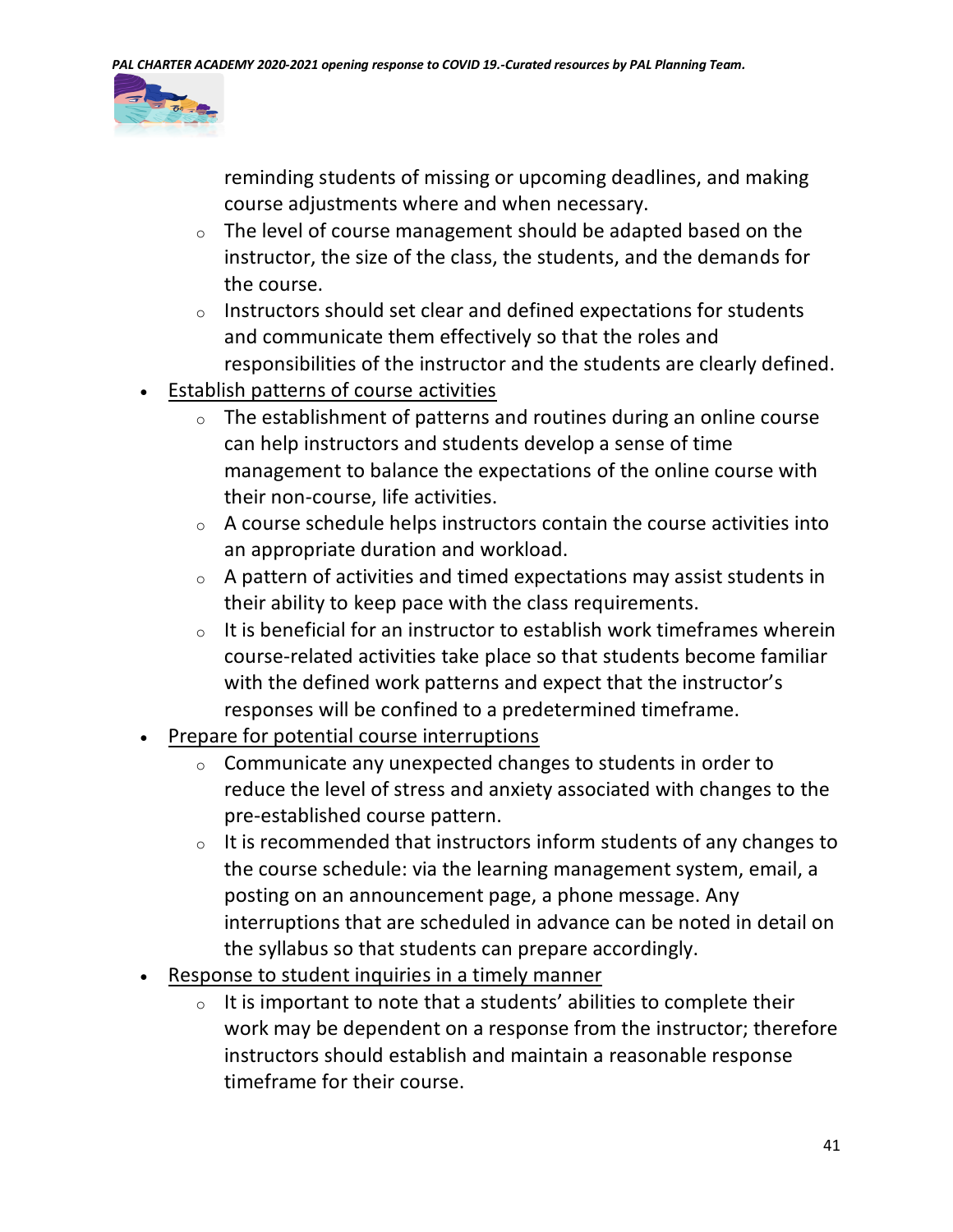reminding students of missing or upcoming deadlines, and making course adjustments where and when necessary.
    - The level of course management should be adapted based on the instructor, the size of the class, the students, and the demands for the course.
    - Instructors should set clear and defined expectations for students and communicate them effectively so that the roles and responsibilities of the instructor and the students are clearly defined.
- <u>Establish patterns of course activities</u>
    - The establishment of patterns and routines during an online course can help instructors and students develop a sense of time management to balance the expectations of the online course with their non-course, life activities.
    - A course schedule helps instructors contain the course activities into an appropriate duration and workload.
    - A pattern of activities and timed expectations may assist students in their ability to keep pace with the class requirements.
    - It is beneficial for an instructor to establish work timeframes wherein course-related activities take place so that students become familiar with the defined work patterns and expect that the instructor's responses will be confined to a predetermined timeframe.
- <u>Prepare for potential course interruptions</u>
    - Communicate any unexpected changes to students in order to reduce the level of stress and anxiety associated with changes to the pre-established course pattern.
    - It is recommended that instructors inform students of any changes to the course schedule: via the learning management system, email, a posting on an announcement page, a phone message. Any interruptions that are scheduled in advance can be noted in detail on the syllabus so that students can prepare accordingly.
- <u>Response to student inquiries in a timely manner</u>
    - It is important to note that a students' abilities to complete their work may be dependent on a response from the instructor; therefore instructors should establish and maintain a reasonable response timeframe for their course.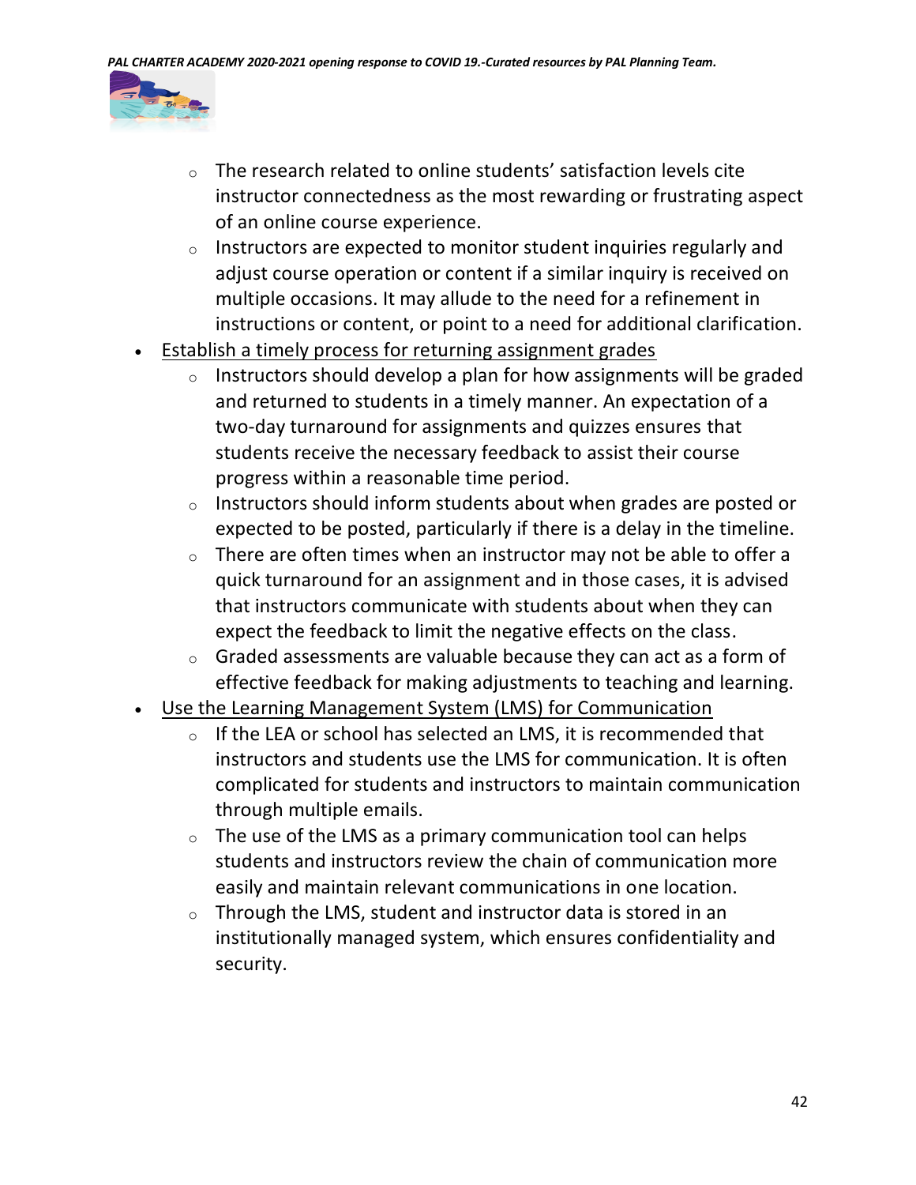- The research related to online students' satisfaction levels cite instructor connectedness as the most rewarding or frustrating aspect of an online course experience.
    - Instructors are expected to monitor student inquiries regularly and adjust course operation or content if a similar inquiry is received on multiple occasions. It may allude to the need for a refinement in instructions or content, or point to a need for additional clarification.

- <u>Establish a timely process for returning assignment grades</u>
    - Instructors should develop a plan for how assignments will be graded and returned to students in a timely manner. An expectation of a two-day turnaround for assignments and quizzes ensures that students receive the necessary feedback to assist their course progress within a reasonable time period.
    - Instructors should inform students about when grades are posted or expected to be posted, particularly if there is a delay in the timeline.
    - There are often times when an instructor may not be able to offer a quick turnaround for an assignment and in those cases, it is advised that instructors communicate with students about when they can expect the feedback to limit the negative effects on the class.
    - Graded assessments are valuable because they can act as a form of effective feedback for making adjustments to teaching and learning.
- <u>Use the Learning Management System (LMS) for Communication</u>
    - If the LEA or school has selected an LMS, it is recommended that instructors and students use the LMS for communication. It is often complicated for students and instructors to maintain communication through multiple emails.
    - The use of the LMS as a primary communication tool can helps students and instructors review the chain of communication more easily and maintain relevant communications in one location.
    - Through the LMS, student and instructor data is stored in an institutionally managed system, which ensures confidentiality and security.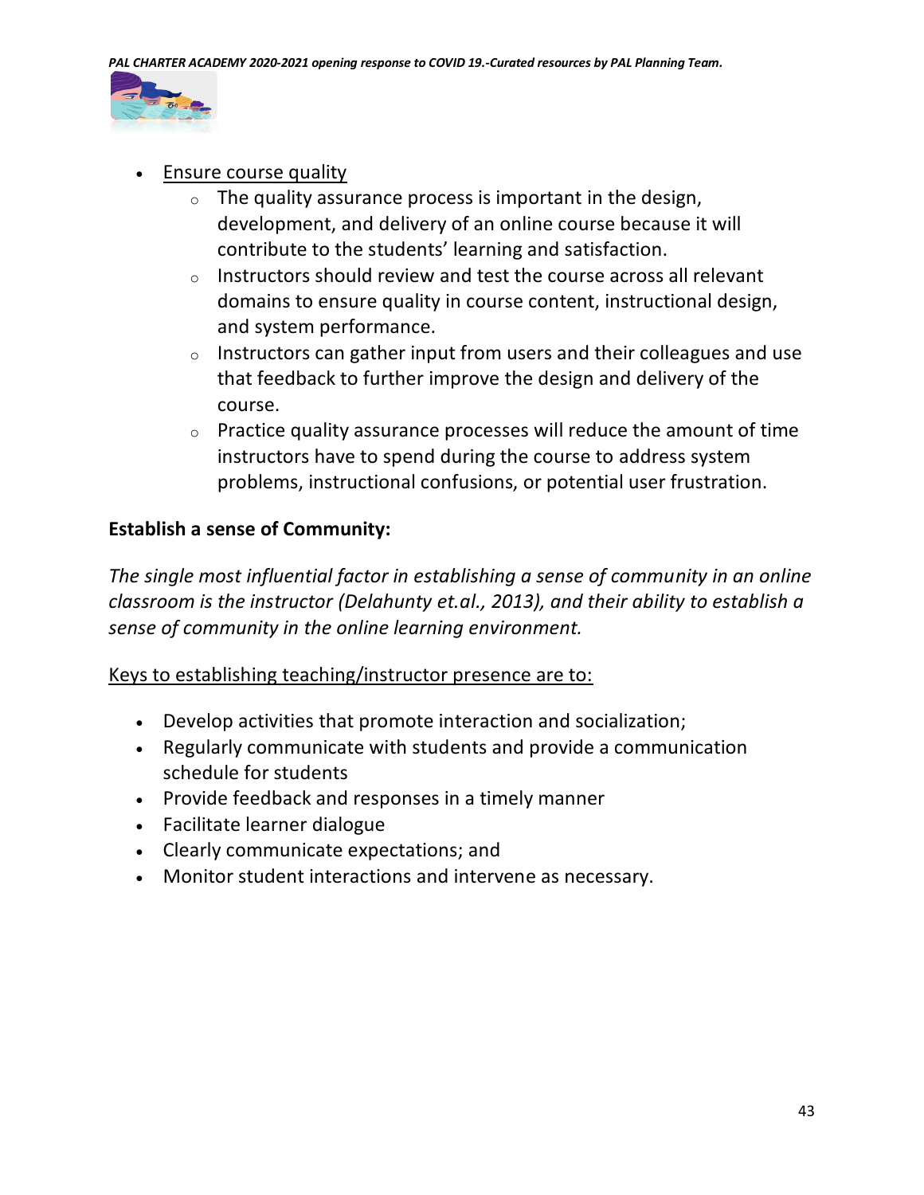- <u>Ensure course quality</u>
  - The quality assurance process is important in the design, development, and delivery of an online course because it will contribute to the students' learning and satisfaction.
  - Instructors should review and test the course across all relevant domains to ensure quality in course content, instructional design, and system performance.
  - Instructors can gather input from users and their colleagues and use that feedback to further improve the design and delivery of the course.
  - Practice quality assurance processes will reduce the amount of time instructors have to spend during the course to address system problems, instructional confusions, or potential user frustration.

**Establish a sense of Community:**

*The single most influential factor in establishing a sense of community in an online classroom is the instructor (Delahunty et.al., 2013), and their ability to establish a sense of community in the online learning environment.*

<u>Keys to establishing teaching/instructor presence are to:</u>

- Develop activities that promote interaction and socialization;
- Regularly communicate with students and provide a communication schedule for students
- Provide feedback and responses in a timely manner
- Facilitate learner dialogue
- Clearly communicate expectations; and
- Monitor student interactions and intervene as necessary.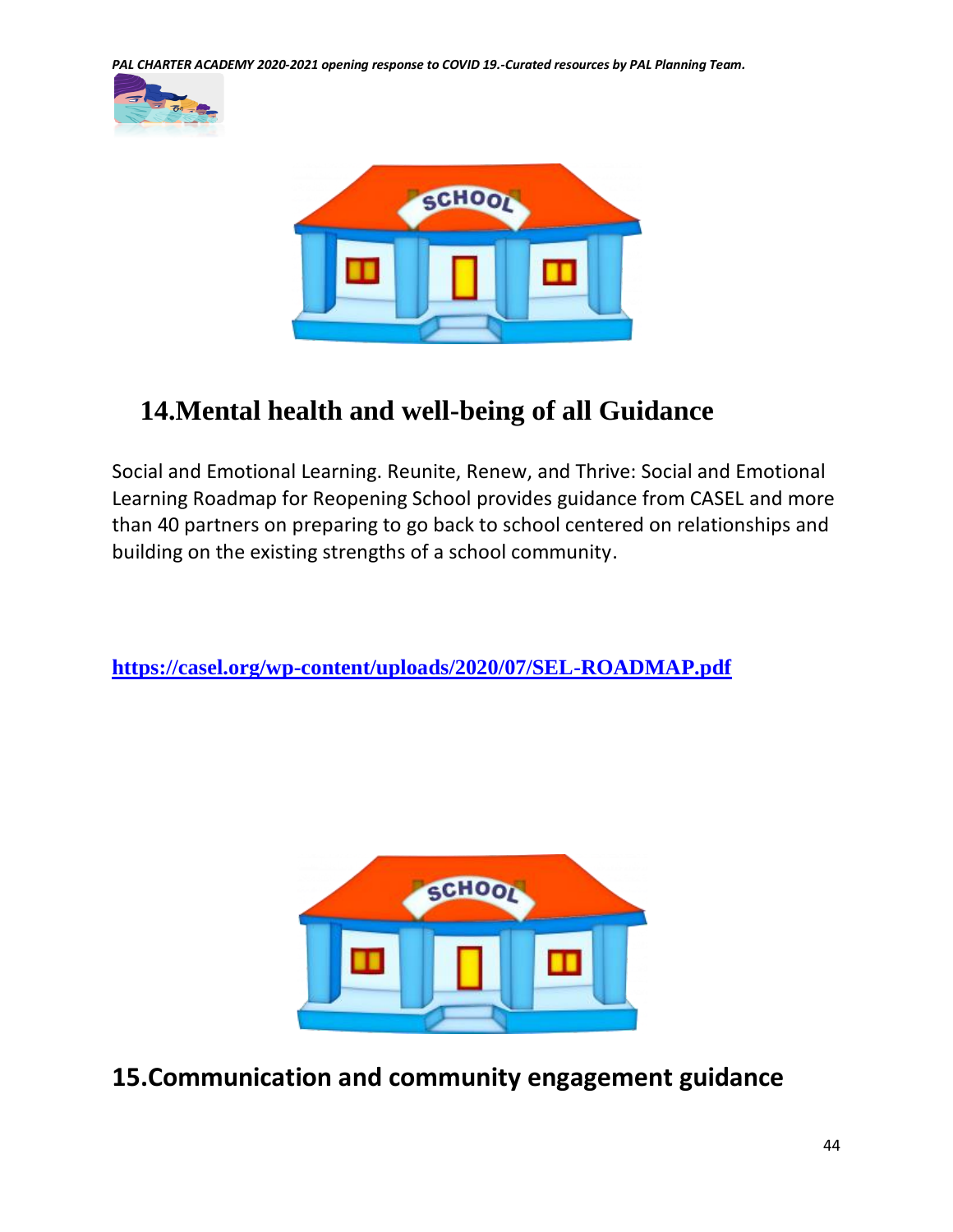## 14.Mental health and well-being of all Guidance

Social and Emotional Learning. Reunite, Renew, and Thrive: Social and Emotional Learning Roadmap for Reopening School provides guidance from CASEL and more than 40 partners on preparing to go back to school centered on relationships and building on the existing strengths of a school community.

**https://casel.org/wp-content/uploads/2020/07/SEL-ROADMAP.pdf**

## 15.Communication and community engagement guidance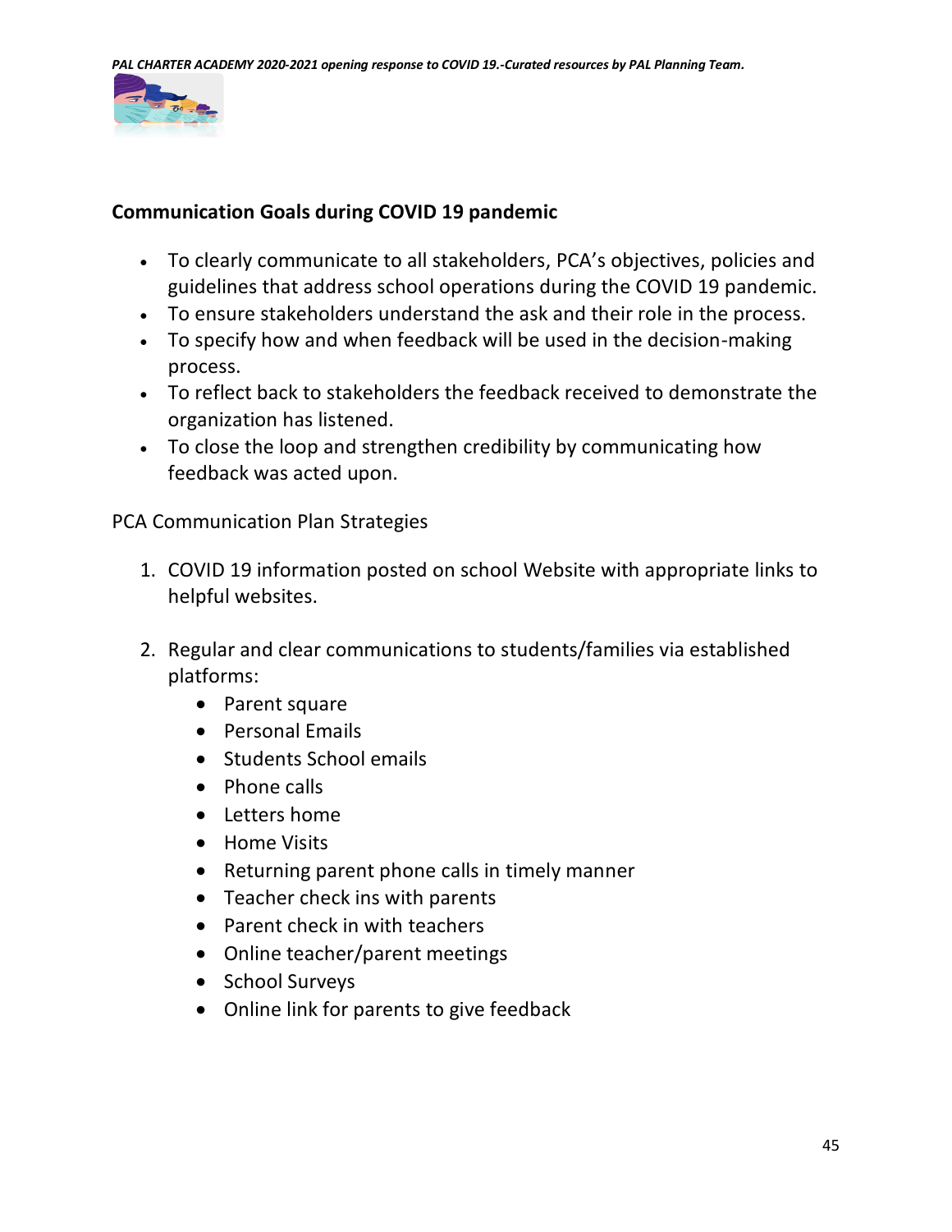## Communication Goals during COVID 19 pandemic

- To clearly communicate to all stakeholders, PCA's objectives, policies and guidelines that address school operations during the COVID 19 pandemic.
- To ensure stakeholders understand the ask and their role in the process.
- To specify how and when feedback will be used in the decision-making process.
- To reflect back to stakeholders the feedback received to demonstrate the organization has listened.
- To close the loop and strengthen credibility by communicating how feedback was acted upon.

PCA Communication Plan Strategies

1. COVID 19 information posted on school Website with appropriate links to helpful websites.

2. Regular and clear communications to students/families via established platforms:
   - Parent square
   - Personal Emails
   - Students School emails
   - Phone calls
   - Letters home
   - Home Visits
   - Returning parent phone calls in timely manner
   - Teacher check ins with parents
   - Parent check in with teachers
   - Online teacher/parent meetings
   - School Surveys
   - Online link for parents to give feedback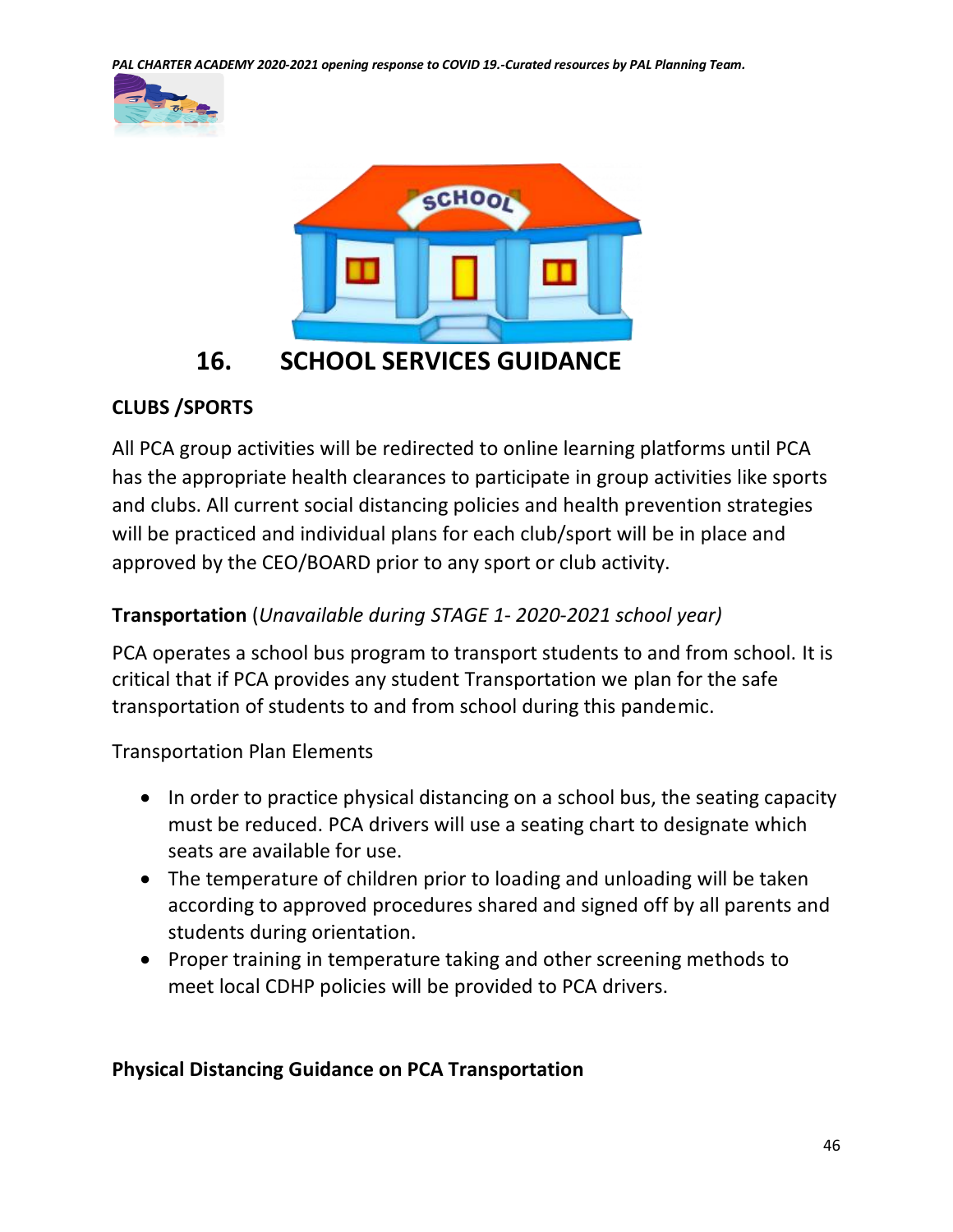## 16. SCHOOL SERVICES GUIDANCE

### CLUBS /SPORTS

All PCA group activities will be redirected to online learning platforms until PCA has the appropriate health clearances to participate in group activities like sports and clubs. All current social distancing policies and health prevention strategies will be practiced and individual plans for each club/sport will be in place and approved by the CEO/BOARD prior to any sport or club activity.

### Transportation (*Unavailable during STAGE 1- 2020-2021 school year)*

PCA operates a school bus program to transport students to and from school. It is critical that if PCA provides any student Transportation we plan for the safe transportation of students to and from school during this pandemic.

Transportation Plan Elements

- In order to practice physical distancing on a school bus, the seating capacity must be reduced. PCA drivers will use a seating chart to designate which seats are available for use.
- The temperature of children prior to loading and unloading will be taken according to approved procedures shared and signed off by all parents and students during orientation.
- Proper training in temperature taking and other screening methods to meet local CDHP policies will be provided to PCA drivers.

### Physical Distancing Guidance on PCA Transportation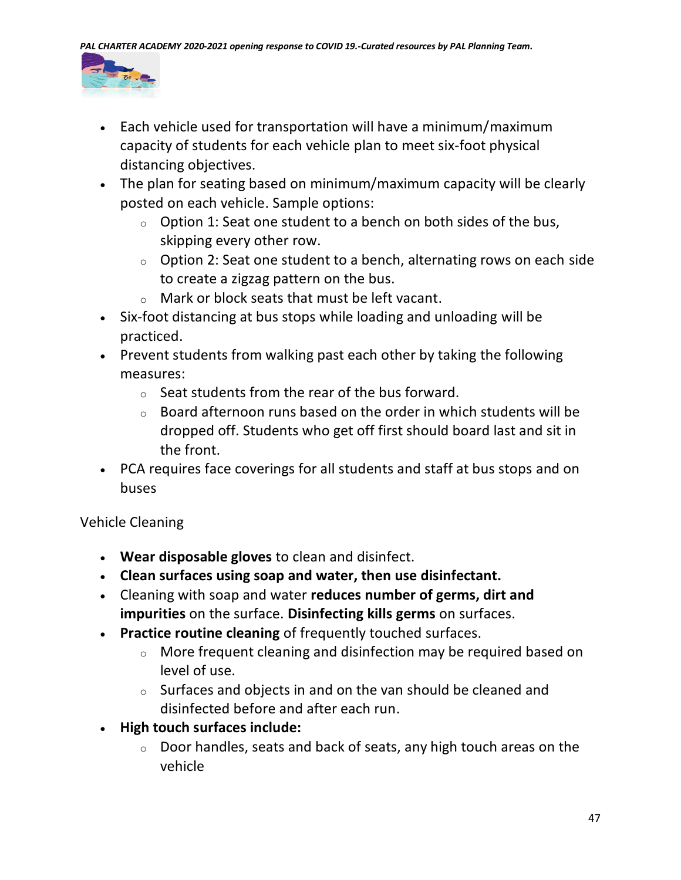- Each vehicle used for transportation will have a minimum/maximum capacity of students for each vehicle plan to meet six-foot physical distancing objectives.
- The plan for seating based on minimum/maximum capacity will be clearly posted on each vehicle. Sample options:
  - Option 1: Seat one student to a bench on both sides of the bus, skipping every other row.
  - Option 2: Seat one student to a bench, alternating rows on each side to create a zigzag pattern on the bus.
  - Mark or block seats that must be left vacant.
- Six-foot distancing at bus stops while loading and unloading will be practiced.
- Prevent students from walking past each other by taking the following measures:
  - Seat students from the rear of the bus forward.
  - Board afternoon runs based on the order in which students will be dropped off. Students who get off first should board last and sit in the front.
- PCA requires face coverings for all students and staff at bus stops and on buses

Vehicle Cleaning

- **Wear disposable gloves** to clean and disinfect.
- **Clean surfaces using soap and water, then use disinfectant.**
- Cleaning with soap and water **reduces number of germs, dirt and impurities** on the surface. **Disinfecting kills germs** on surfaces.
- **Practice routine cleaning** of frequently touched surfaces.
  - More frequent cleaning and disinfection may be required based on level of use.
  - Surfaces and objects in and on the van should be cleaned and disinfected before and after each run.
- **High touch surfaces include:**
  - Door handles, seats and back of seats, any high touch areas on the vehicle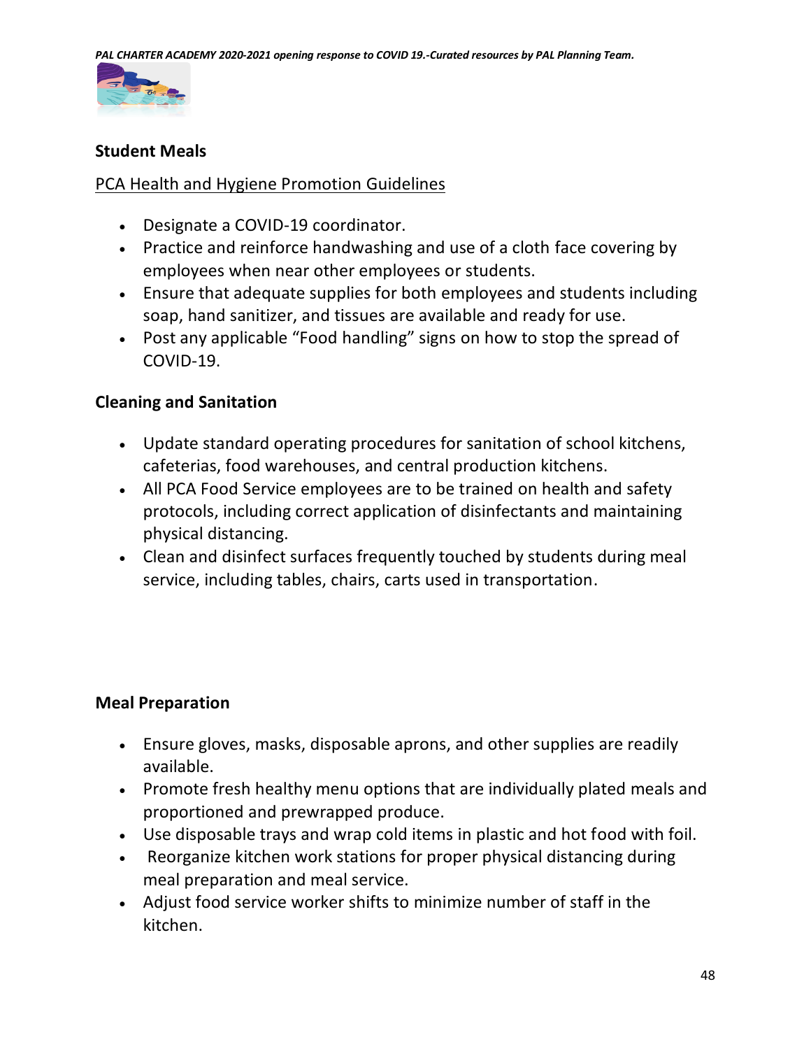## Student Meals

PCA Health and Hygiene Promotion Guidelines

- Designate a COVID-19 coordinator.
- Practice and reinforce handwashing and use of a cloth face covering by employees when near other employees or students.
- Ensure that adequate supplies for both employees and students including soap, hand sanitizer, and tissues are available and ready for use.
- Post any applicable "Food handling" signs on how to stop the spread of COVID-19.

## Cleaning and Sanitation

- Update standard operating procedures for sanitation of school kitchens, cafeterias, food warehouses, and central production kitchens.
- All PCA Food Service employees are to be trained on health and safety protocols, including correct application of disinfectants and maintaining physical distancing.
- Clean and disinfect surfaces frequently touched by students during meal service, including tables, chairs, carts used in transportation.

## Meal Preparation

- Ensure gloves, masks, disposable aprons, and other supplies are readily available.
- Promote fresh healthy menu options that are individually plated meals and proportioned and prewrapped produce.
- Use disposable trays and wrap cold items in plastic and hot food with foil.
- Reorganize kitchen work stations for proper physical distancing during meal preparation and meal service.
- Adjust food service worker shifts to minimize number of staff in the kitchen.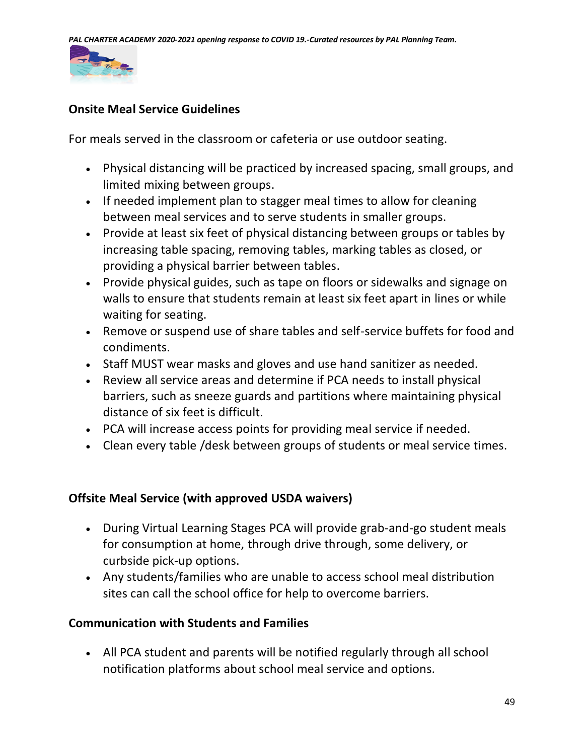## Onsite Meal Service Guidelines

For meals served in the classroom or cafeteria or use outdoor seating.

- Physical distancing will be practiced by increased spacing, small groups, and limited mixing between groups.
- If needed implement plan to stagger meal times to allow for cleaning between meal services and to serve students in smaller groups.
- Provide at least six feet of physical distancing between groups or tables by increasing table spacing, removing tables, marking tables as closed, or providing a physical barrier between tables.
- Provide physical guides, such as tape on floors or sidewalks and signage on walls to ensure that students remain at least six feet apart in lines or while waiting for seating.
- Remove or suspend use of share tables and self-service buffets for food and condiments.
- Staff MUST wear masks and gloves and use hand sanitizer as needed.
- Review all service areas and determine if PCA needs to install physical barriers, such as sneeze guards and partitions where maintaining physical distance of six feet is difficult.
- PCA will increase access points for providing meal service if needed.
- Clean every table /desk between groups of students or meal service times.

## Offsite Meal Service (with approved USDA waivers)

- During Virtual Learning Stages PCA will provide grab-and-go student meals for consumption at home, through drive through, some delivery, or curbside pick-up options.
- Any students/families who are unable to access school meal distribution sites can call the school office for help to overcome barriers.

## Communication with Students and Families

- All PCA student and parents will be notified regularly through all school notification platforms about school meal service and options.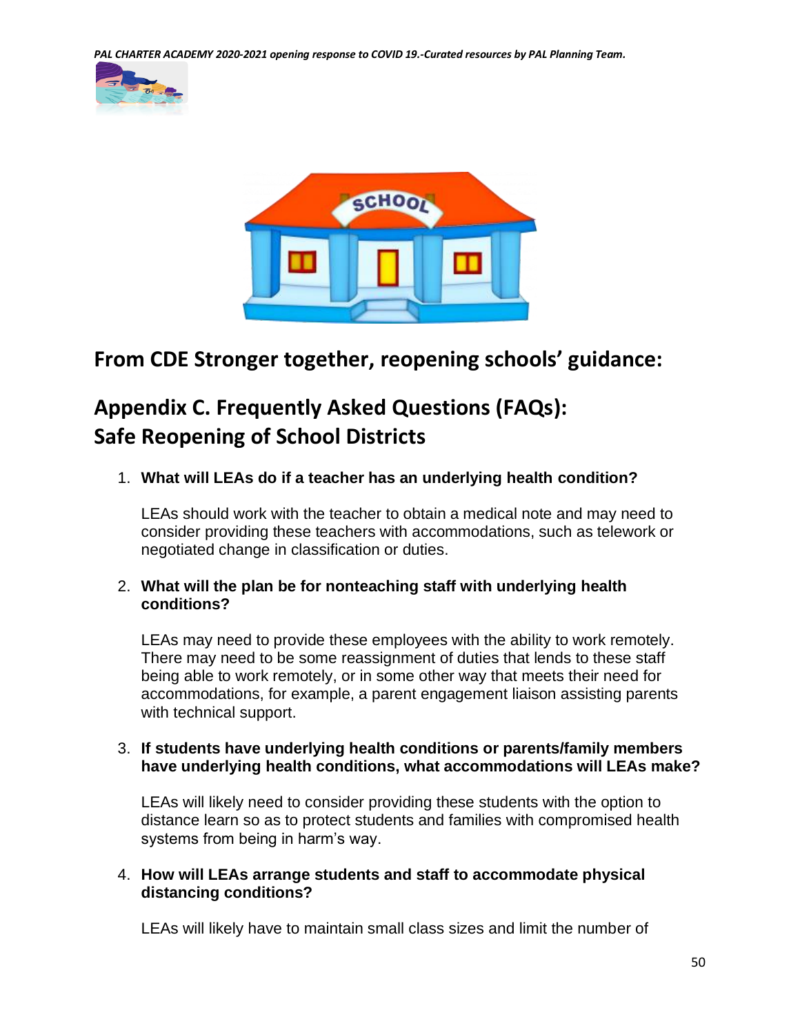## From CDE Stronger together, reopening schools' guidance:

## Appendix C. Frequently Asked Questions (FAQs): Safe Reopening of School Districts

1. **What will LEAs do if a teacher has an underlying health condition?**

   LEAs should work with the teacher to obtain a medical note and may need to consider providing these teachers with accommodations, such as telework or negotiated change in classification or duties.

2. **What will the plan be for nonteaching staff with underlying health conditions?**

   LEAs may need to provide these employees with the ability to work remotely. There may need to be some reassignment of duties that lends to these staff being able to work remotely, or in some other way that meets their need for accommodations, for example, a parent engagement liaison assisting parents with technical support.

3. **If students have underlying health conditions or parents/family members have underlying health conditions, what accommodations will LEAs make?**

   LEAs will likely need to consider providing these students with the option to distance learn so as to protect students and families with compromised health systems from being in harm's way.

4. **How will LEAs arrange students and staff to accommodate physical distancing conditions?**

   LEAs will likely have to maintain small class sizes and limit the number of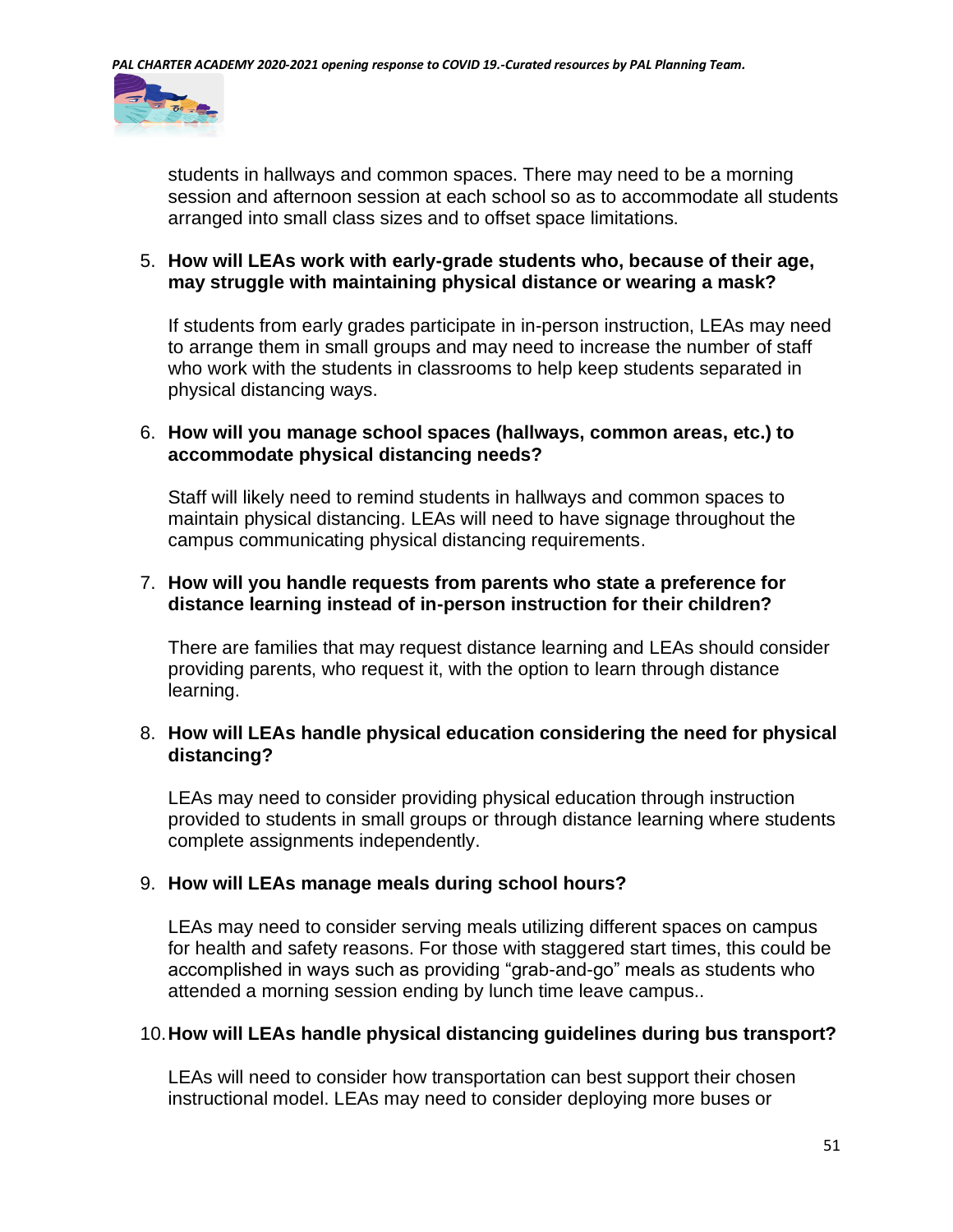students in hallways and common spaces. There may need to be a morning session and afternoon session at each school so as to accommodate all students arranged into small class sizes and to offset space limitations.

5. **How will LEAs work with early-grade students who, because of their age, may struggle with maintaining physical distance or wearing a mask?**

   If students from early grades participate in in-person instruction, LEAs may need to arrange them in small groups and may need to increase the number of staff who work with the students in classrooms to help keep students separated in physical distancing ways.

6. **How will you manage school spaces (hallways, common areas, etc.) to accommodate physical distancing needs?**

   Staff will likely need to remind students in hallways and common spaces to maintain physical distancing. LEAs will need to have signage throughout the campus communicating physical distancing requirements.

7. **How will you handle requests from parents who state a preference for distance learning instead of in-person instruction for their children?**

   There are families that may request distance learning and LEAs should consider providing parents, who request it, with the option to learn through distance learning.

8. **How will LEAs handle physical education considering the need for physical distancing?**

   LEAs may need to consider providing physical education through instruction provided to students in small groups or through distance learning where students complete assignments independently.

9. **How will LEAs manage meals during school hours?**

   LEAs may need to consider serving meals utilizing different spaces on campus for health and safety reasons. For those with staggered start times, this could be accomplished in ways such as providing "grab-and-go" meals as students who attended a morning session ending by lunch time leave campus..

10. **How will LEAs handle physical distancing guidelines during bus transport?**

    LEAs will need to consider how transportation can best support their chosen instructional model. LEAs may need to consider deploying more buses or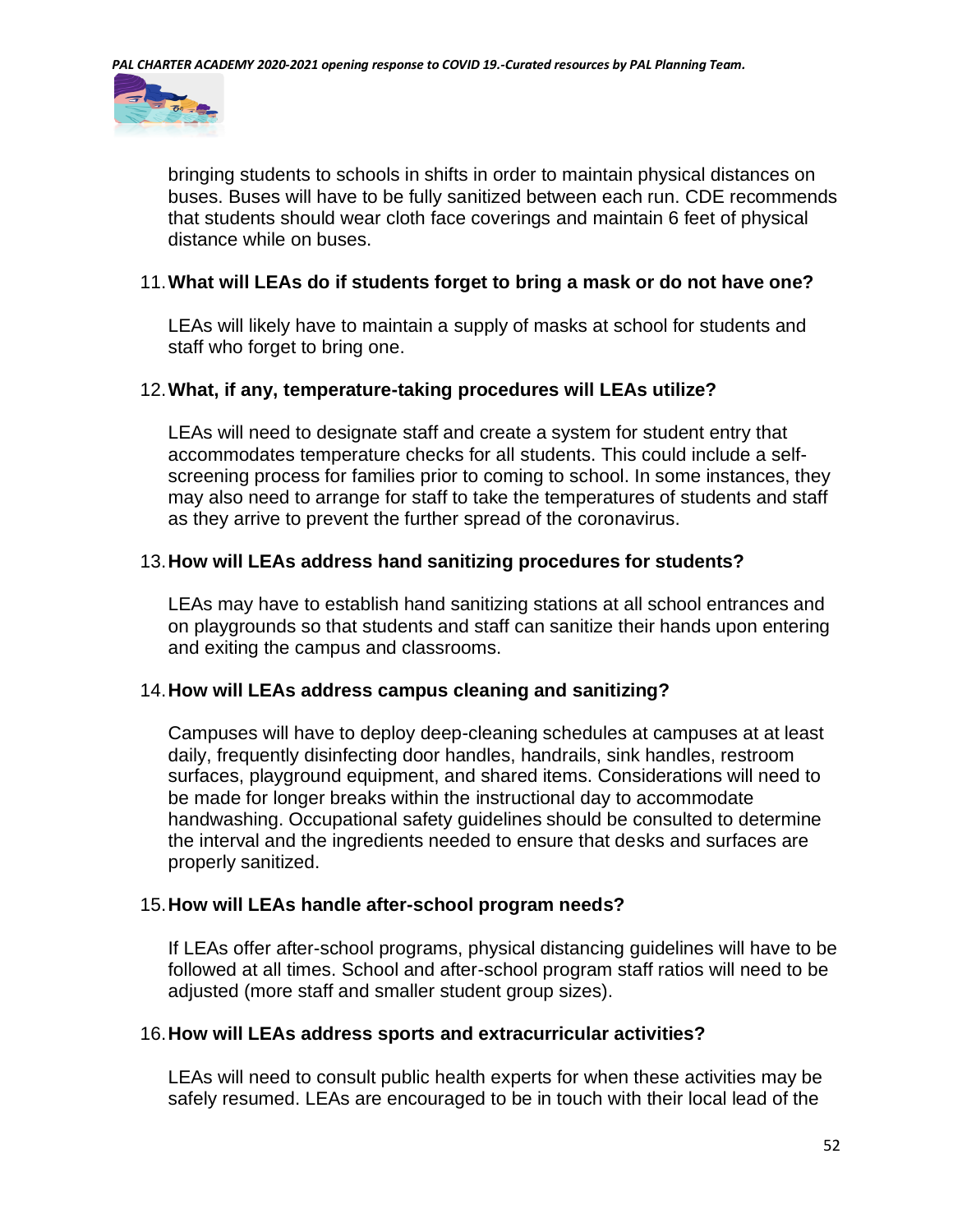bringing students to schools in shifts in order to maintain physical distances on buses. Buses will have to be fully sanitized between each run. CDE recommends that students should wear cloth face coverings and maintain 6 feet of physical distance while on buses.

11. **What will LEAs do if students forget to bring a mask or do not have one?**

    LEAs will likely have to maintain a supply of masks at school for students and staff who forget to bring one.

12. **What, if any, temperature-taking procedures will LEAs utilize?**

    LEAs will need to designate staff and create a system for student entry that accommodates temperature checks for all students. This could include a self-screening process for families prior to coming to school. In some instances, they may also need to arrange for staff to take the temperatures of students and staff as they arrive to prevent the further spread of the coronavirus.

13. **How will LEAs address hand sanitizing procedures for students?**

    LEAs may have to establish hand sanitizing stations at all school entrances and on playgrounds so that students and staff can sanitize their hands upon entering and exiting the campus and classrooms.

14. **How will LEAs address campus cleaning and sanitizing?**

    Campuses will have to deploy deep-cleaning schedules at campuses at at least daily, frequently disinfecting door handles, handrails, sink handles, restroom surfaces, playground equipment, and shared items. Considerations will need to be made for longer breaks within the instructional day to accommodate handwashing. Occupational safety guidelines should be consulted to determine the interval and the ingredients needed to ensure that desks and surfaces are properly sanitized.

15. **How will LEAs handle after-school program needs?**

    If LEAs offer after-school programs, physical distancing guidelines will have to be followed at all times. School and after-school program staff ratios will need to be adjusted (more staff and smaller student group sizes).

16. **How will LEAs address sports and extracurricular activities?**

    LEAs will need to consult public health experts for when these activities may be safely resumed. LEAs are encouraged to be in touch with their local lead of the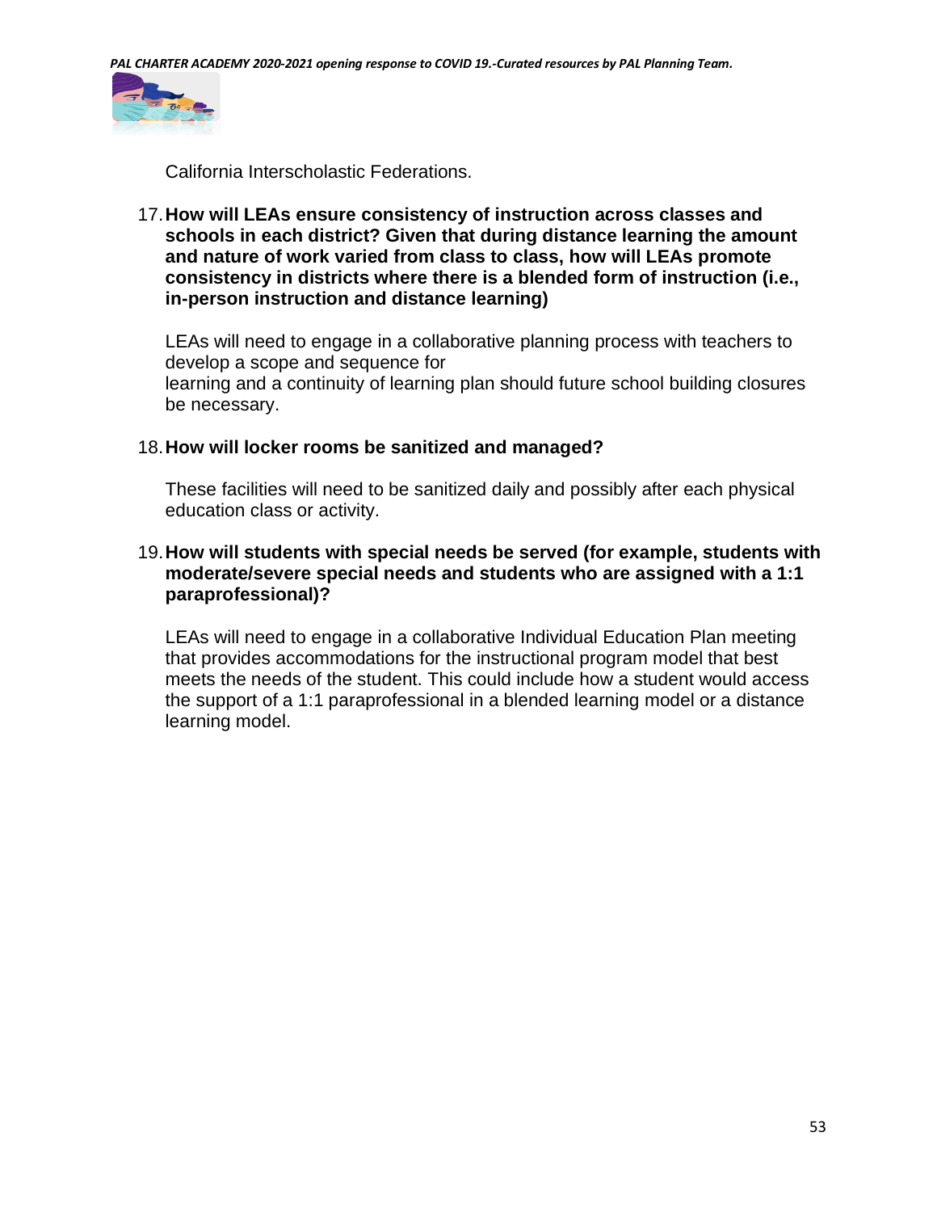California Interscholastic Federations.

17. **How will LEAs ensure consistency of instruction across classes and schools in each district? Given that during distance learning the amount and nature of work varied from class to class, how will LEAs promote consistency in districts where there is a blended form of instruction (i.e., in-person instruction and distance learning)**

    LEAs will need to engage in a collaborative planning process with teachers to develop a scope and sequence for learning and a continuity of learning plan should future school building closures be necessary.

18. **How will locker rooms be sanitized and managed?**

    These facilities will need to be sanitized daily and possibly after each physical education class or activity.

19. **How will students with special needs be served (for example, students with moderate/severe special needs and students who are assigned with a 1:1 paraprofessional)?**

    LEAs will need to engage in a collaborative Individual Education Plan meeting that provides accommodations for the instructional program model that best meets the needs of the student. This could include how a student would access the support of a 1:1 paraprofessional in a blended learning model or a distance learning model.